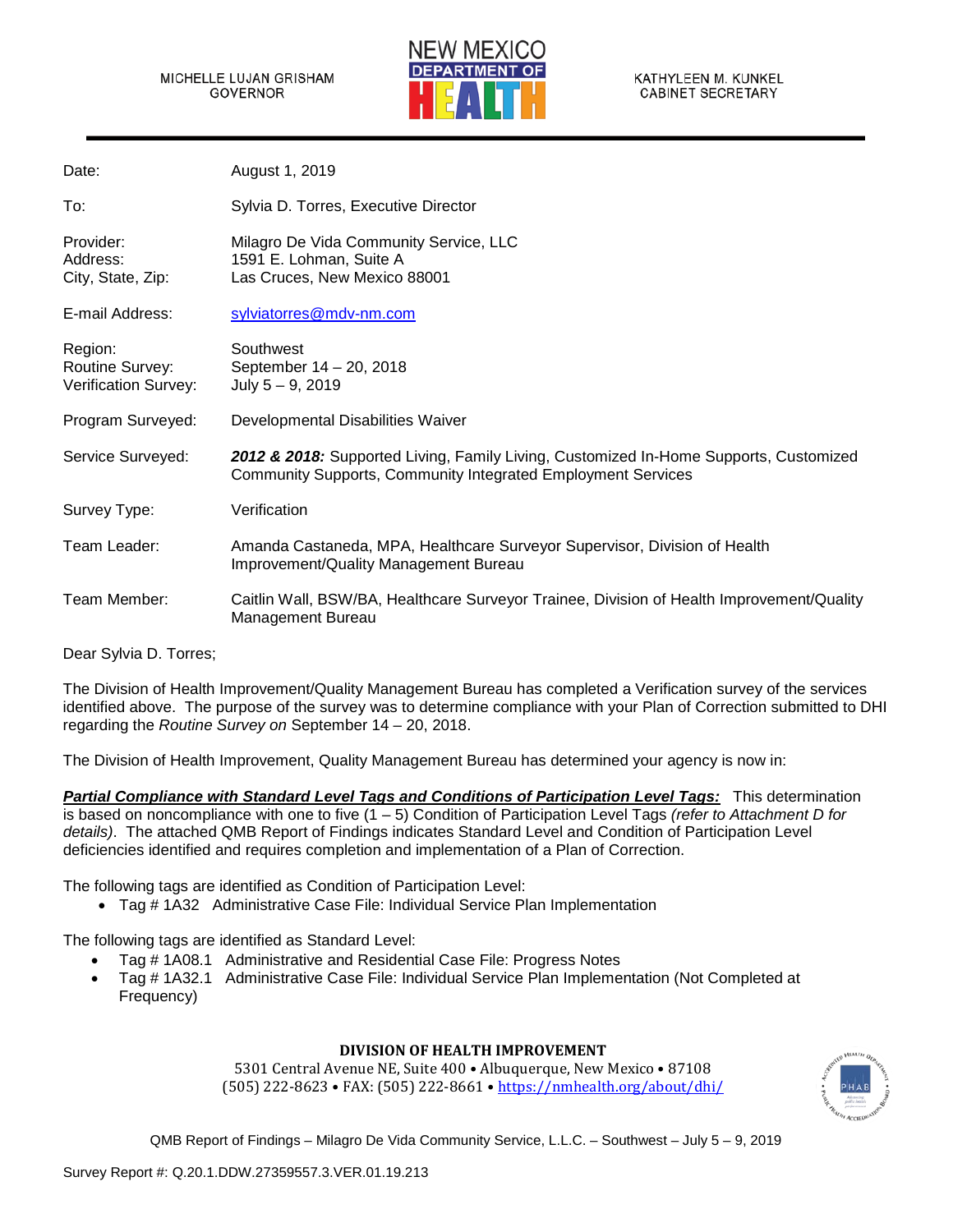MICHELLE LUJAN GRISHAM
GOVERNOR

NEW MEXICO DEPARTMENT OF HEALTH

KATHYLEEN M. KUNKEL
CABINET SECRETARY

| | |
|---|---|
| Date: | August 1, 2019 |
| To: | Sylvia D. Torres, Executive Director |
| Provider: | Milagro De Vida Community Service, LLC |
| Address: | 1591 E. Lohman, Suite A |
| City, State, Zip: | Las Cruces, New Mexico 88001 |
| E-mail Address: | sylviatorres@mdv-nm.com |
| Region: | Southwest |
| Routine Survey: | September 14 – 20, 2018 |
| Verification Survey: | July 5 – 9, 2019 |
| Program Surveyed: | Developmental Disabilities Waiver |
| Service Surveyed: | ***2012 & 2018:*** Supported Living, Family Living, Customized In-Home Supports, Customized Community Supports, Community Integrated Employment Services |
| Survey Type: | Verification |
| Team Leader: | Amanda Castaneda, MPA, Healthcare Surveyor Supervisor, Division of Health Improvement/Quality Management Bureau |
| Team Member: | Caitlin Wall, BSW/BA, Healthcare Surveyor Trainee, Division of Health Improvement/Quality Management Bureau |

Dear Sylvia D. Torres;

The Division of Health Improvement/Quality Management Bureau has completed a Verification survey of the services identified above. The purpose of the survey was to determine compliance with your Plan of Correction submitted to DHI regarding the *Routine Survey on* September 14 – 20, 2018.

The Division of Health Improvement, Quality Management Bureau has determined your agency is now in:

***Partial Compliance with Standard Level Tags and Conditions of Participation Level Tags:*** This determination is based on noncompliance with one to five (1 – 5) Condition of Participation Level Tags *(refer to Attachment D for details)*. The attached QMB Report of Findings indicates Standard Level and Condition of Participation Level deficiencies identified and requires completion and implementation of a Plan of Correction.

The following tags are identified as Condition of Participation Level:

- Tag # 1A32 Administrative Case File: Individual Service Plan Implementation

The following tags are identified as Standard Level:

- Tag # 1A08.1 Administrative and Residential Case File: Progress Notes
- Tag # 1A32.1 Administrative Case File: Individual Service Plan Implementation (Not Completed at Frequency)

**DIVISION OF HEALTH IMPROVEMENT**
5301 Central Avenue NE, Suite 400 • Albuquerque, New Mexico • 87108
(505) 222-8623 • FAX: (505) 222-8661 • https://nmhealth.org/about/dhi/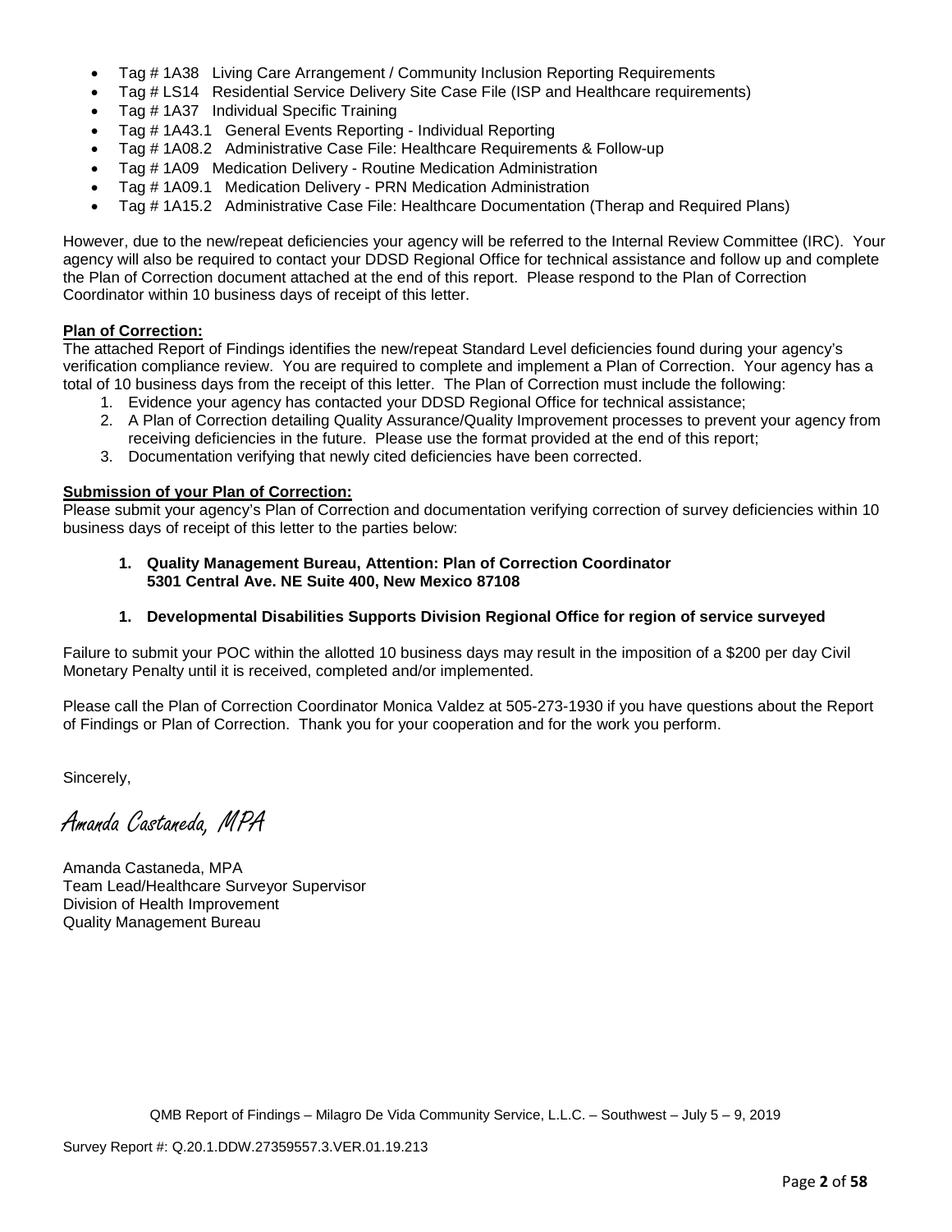- Tag # 1A38 Living Care Arrangement / Community Inclusion Reporting Requirements
- Tag # LS14 Residential Service Delivery Site Case File (ISP and Healthcare requirements)
- Tag # 1A37 Individual Specific Training
- Tag # 1A43.1 General Events Reporting - Individual Reporting
- Tag # 1A08.2 Administrative Case File: Healthcare Requirements & Follow-up
- Tag # 1A09 Medication Delivery - Routine Medication Administration
- Tag # 1A09.1 Medication Delivery - PRN Medication Administration
- Tag # 1A15.2 Administrative Case File: Healthcare Documentation (Therap and Required Plans)

However, due to the new/repeat deficiencies your agency will be referred to the Internal Review Committee (IRC). Your agency will also be required to contact your DDSD Regional Office for technical assistance and follow up and complete the Plan of Correction document attached at the end of this report. Please respond to the Plan of Correction Coordinator within 10 business days of receipt of this letter.

**Plan of Correction:**
The attached Report of Findings identifies the new/repeat Standard Level deficiencies found during your agency's verification compliance review. You are required to complete and implement a Plan of Correction. Your agency has a total of 10 business days from the receipt of this letter. The Plan of Correction must include the following:

1. Evidence your agency has contacted your DDSD Regional Office for technical assistance;
2. A Plan of Correction detailing Quality Assurance/Quality Improvement processes to prevent your agency from receiving deficiencies in the future. Please use the format provided at the end of this report;
3. Documentation verifying that newly cited deficiencies have been corrected.

**Submission of your Plan of Correction:**
Please submit your agency's Plan of Correction and documentation verifying correction of survey deficiencies within 10 business days of receipt of this letter to the parties below:

1. **Quality Management Bureau, Attention: Plan of Correction Coordinator**
   **5301 Central Ave. NE Suite 400, New Mexico 87108**

1. **Developmental Disabilities Supports Division Regional Office for region of service surveyed**

Failure to submit your POC within the allotted 10 business days may result in the imposition of a $200 per day Civil Monetary Penalty until it is received, completed and/or implemented.

Please call the Plan of Correction Coordinator Monica Valdez at 505-273-1930 if you have questions about the Report of Findings or Plan of Correction. Thank you for your cooperation and for the work you perform.

Sincerely,

*Amanda Castaneda, MPA*

Amanda Castaneda, MPA
Team Lead/Healthcare Surveyor Supervisor
Division of Health Improvement
Quality Management Bureau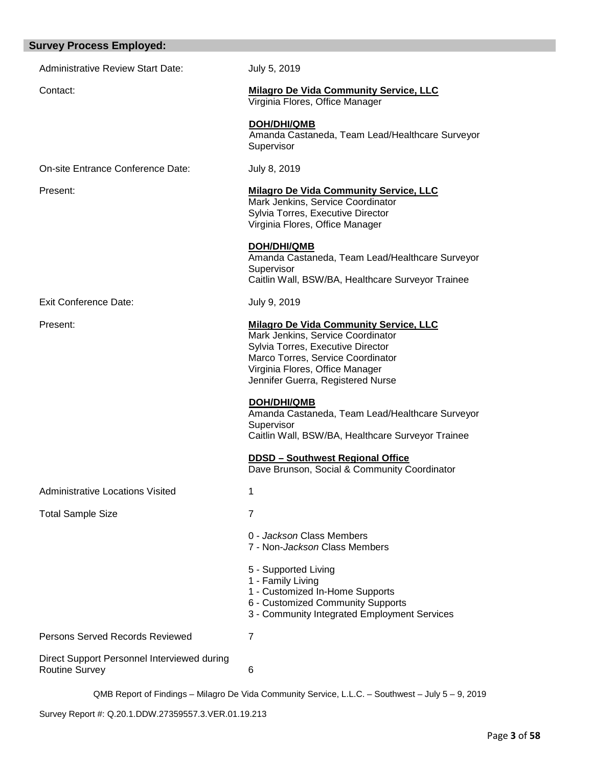## Survey Process Employed:

| | |
|---|---|
| Administrative Review Start Date: | July 5, 2019 |
| Contact: | **Milagro De Vida Community Service, LLC**<br>Virginia Flores, Office Manager<br><br>**DOH/DHI/QMB**<br>Amanda Castaneda, Team Lead/Healthcare Surveyor Supervisor |
| On-site Entrance Conference Date: | July 8, 2019 |
| Present: | **Milagro De Vida Community Service, LLC**<br>Mark Jenkins, Service Coordinator<br>Sylvia Torres, Executive Director<br>Virginia Flores, Office Manager<br><br>**DOH/DHI/QMB**<br>Amanda Castaneda, Team Lead/Healthcare Surveyor Supervisor<br>Caitlin Wall, BSW/BA, Healthcare Surveyor Trainee |
| Exit Conference Date: | July 9, 2019 |
| Present: | **Milagro De Vida Community Service, LLC**<br>Mark Jenkins, Service Coordinator<br>Sylvia Torres, Executive Director<br>Marco Torres, Service Coordinator<br>Virginia Flores, Office Manager<br>Jennifer Guerra, Registered Nurse<br><br>**DOH/DHI/QMB**<br>Amanda Castaneda, Team Lead/Healthcare Surveyor Supervisor<br>Caitlin Wall, BSW/BA, Healthcare Surveyor Trainee<br><br>**DDSD – Southwest Regional Office**<br>Dave Brunson, Social & Community Coordinator |
| Administrative Locations Visited | 1 |
| Total Sample Size | 7<br><br>0 - *Jackson* Class Members<br>7 - Non-*Jackson* Class Members<br><br>5 - Supported Living<br>1 - Family Living<br>1 - Customized In-Home Supports<br>6 - Customized Community Supports<br>3 - Community Integrated Employment Services |
| Persons Served Records Reviewed | 7 |
| Direct Support Personnel Interviewed during Routine Survey | 6 |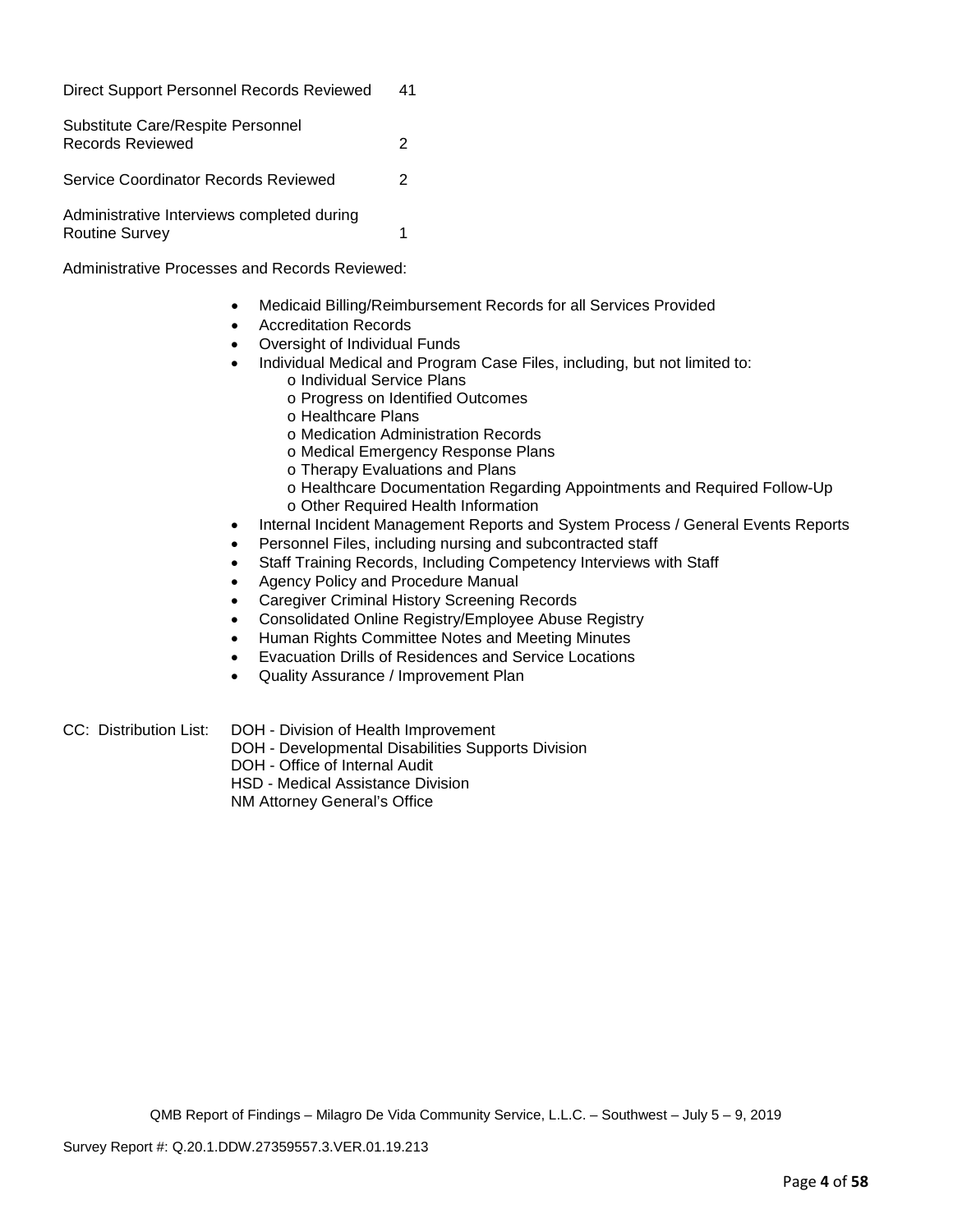| | |
|---|---|
| Direct Support Personnel Records Reviewed | 41 |
| Substitute Care/Respite Personnel Records Reviewed | 2 |
| Service Coordinator Records Reviewed | 2 |
| Administrative Interviews completed during Routine Survey | 1 |

Administrative Processes and Records Reviewed:

- Medicaid Billing/Reimbursement Records for all Services Provided
- Accreditation Records
- Oversight of Individual Funds
- Individual Medical and Program Case Files, including, but not limited to:
    - o Individual Service Plans
    - o Progress on Identified Outcomes
    - o Healthcare Plans
    - o Medication Administration Records
    - o Medical Emergency Response Plans
    - o Therapy Evaluations and Plans
    - o Healthcare Documentation Regarding Appointments and Required Follow-Up
    - o Other Required Health Information
- Internal Incident Management Reports and System Process / General Events Reports
- Personnel Files, including nursing and subcontracted staff
- Staff Training Records, Including Competency Interviews with Staff
- Agency Policy and Procedure Manual
- Caregiver Criminal History Screening Records
- Consolidated Online Registry/Employee Abuse Registry
- Human Rights Committee Notes and Meeting Minutes
- Evacuation Drills of Residences and Service Locations
- Quality Assurance / Improvement Plan

CC: Distribution List:
DOH - Division of Health Improvement
DOH - Developmental Disabilities Supports Division
DOH - Office of Internal Audit
HSD - Medical Assistance Division
NM Attorney General's Office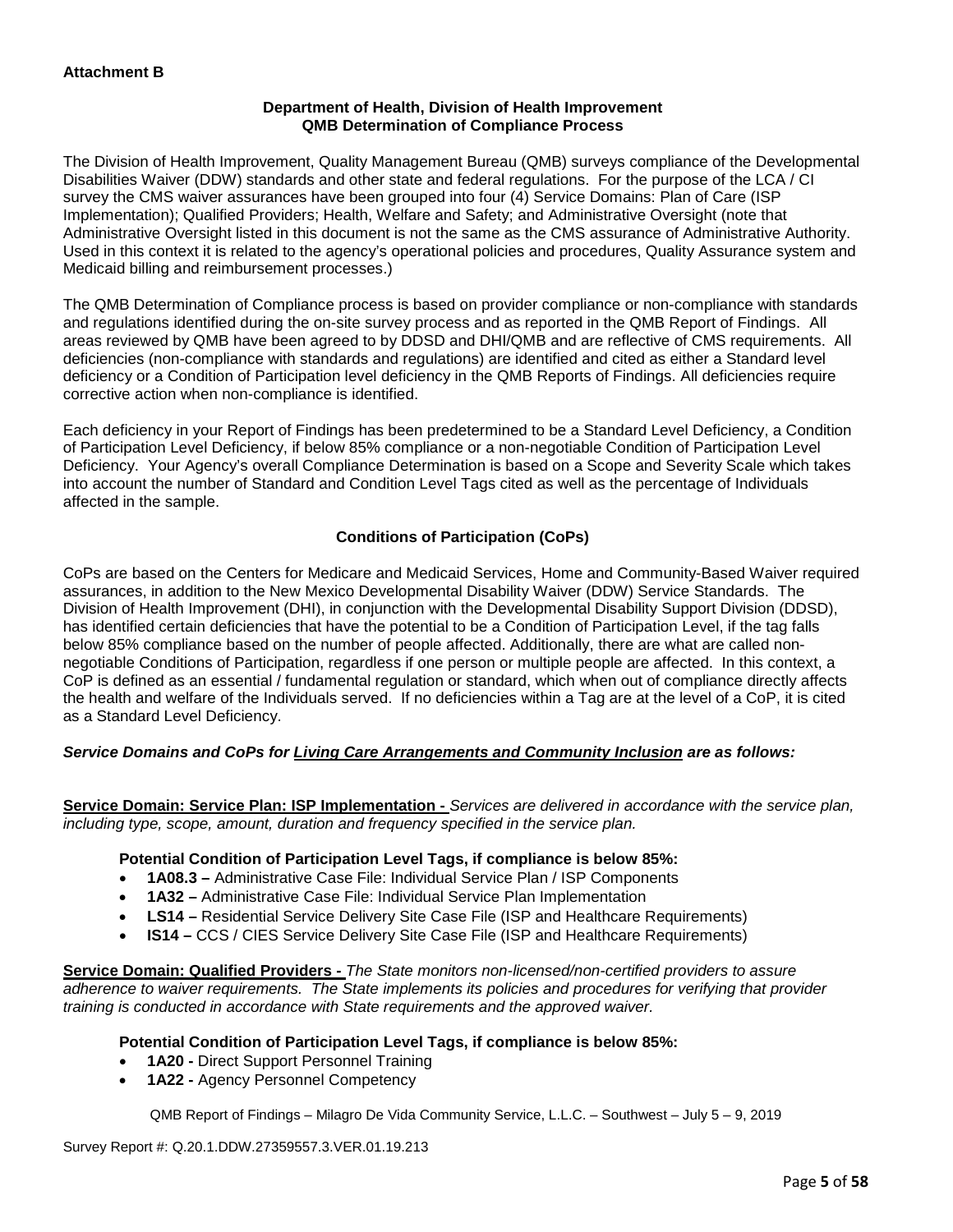**Attachment B**

**Department of Health, Division of Health Improvement**
**QMB Determination of Compliance Process**

The Division of Health Improvement, Quality Management Bureau (QMB) surveys compliance of the Developmental Disabilities Waiver (DDW) standards and other state and federal regulations. For the purpose of the LCA / CI survey the CMS waiver assurances have been grouped into four (4) Service Domains: Plan of Care (ISP Implementation); Qualified Providers; Health, Welfare and Safety; and Administrative Oversight (note that Administrative Oversight listed in this document is not the same as the CMS assurance of Administrative Authority. Used in this context it is related to the agency's operational policies and procedures, Quality Assurance system and Medicaid billing and reimbursement processes.)

The QMB Determination of Compliance process is based on provider compliance or non-compliance with standards and regulations identified during the on-site survey process and as reported in the QMB Report of Findings. All areas reviewed by QMB have been agreed to by DDSD and DHI/QMB and are reflective of CMS requirements. All deficiencies (non-compliance with standards and regulations) are identified and cited as either a Standard level deficiency or a Condition of Participation level deficiency in the QMB Reports of Findings. All deficiencies require corrective action when non-compliance is identified.

Each deficiency in your Report of Findings has been predetermined to be a Standard Level Deficiency, a Condition of Participation Level Deficiency, if below 85% compliance or a non-negotiable Condition of Participation Level Deficiency. Your Agency's overall Compliance Determination is based on a Scope and Severity Scale which takes into account the number of Standard and Condition Level Tags cited as well as the percentage of Individuals affected in the sample.

**Conditions of Participation (CoPs)**

CoPs are based on the Centers for Medicare and Medicaid Services, Home and Community-Based Waiver required assurances, in addition to the New Mexico Developmental Disability Waiver (DDW) Service Standards. The Division of Health Improvement (DHI), in conjunction with the Developmental Disability Support Division (DDSD), has identified certain deficiencies that have the potential to be a Condition of Participation Level, if the tag falls below 85% compliance based on the number of people affected. Additionally, there are what are called non-negotiable Conditions of Participation, regardless if one person or multiple people are affected. In this context, a CoP is defined as an essential / fundamental regulation or standard, which when out of compliance directly affects the health and welfare of the Individuals served. If no deficiencies within a Tag are at the level of a CoP, it is cited as a Standard Level Deficiency.

***Service Domains and CoPs for Living Care Arrangements and Community Inclusion are as follows:***

**Service Domain: Service Plan: ISP Implementation -** *Services are delivered in accordance with the service plan, including type, scope, amount, duration and frequency specified in the service plan.*

**Potential Condition of Participation Level Tags, if compliance is below 85%:**

- **1A08.3 –** Administrative Case File: Individual Service Plan / ISP Components
- **1A32 –** Administrative Case File: Individual Service Plan Implementation
- **LS14 –** Residential Service Delivery Site Case File (ISP and Healthcare Requirements)
- **IS14 –** CCS / CIES Service Delivery Site Case File (ISP and Healthcare Requirements)

**Service Domain: Qualified Providers -** *The State monitors non-licensed/non-certified providers to assure adherence to waiver requirements. The State implements its policies and procedures for verifying that provider training is conducted in accordance with State requirements and the approved waiver.*

**Potential Condition of Participation Level Tags, if compliance is below 85%:**

- **1A20 -** Direct Support Personnel Training
- **1A22 -** Agency Personnel Competency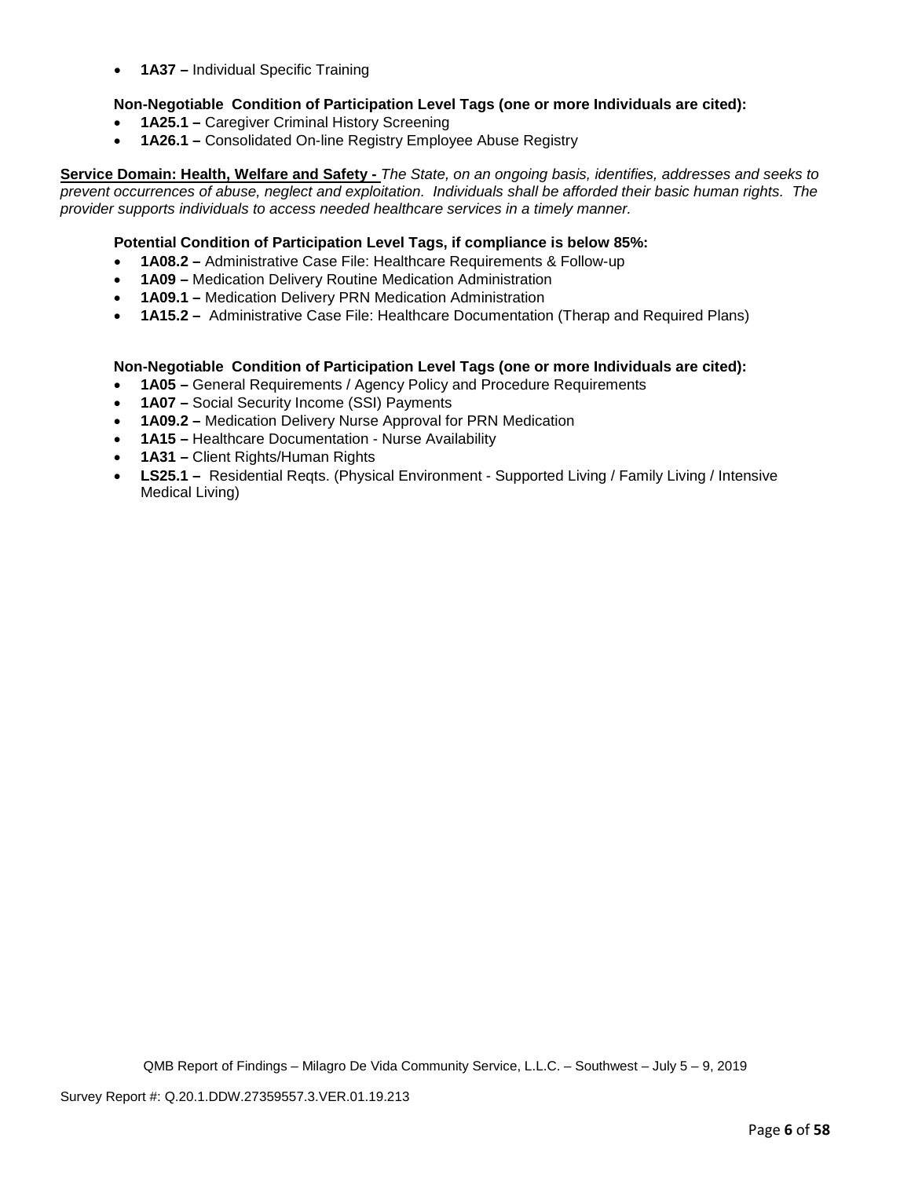- **1A37 –** Individual Specific Training

**Non-Negotiable Condition of Participation Level Tags (one or more Individuals are cited):**

- **1A25.1 –** Caregiver Criminal History Screening
- **1A26.1 –** Consolidated On-line Registry Employee Abuse Registry

**Service Domain: Health, Welfare and Safety -** *The State, on an ongoing basis, identifies, addresses and seeks to prevent occurrences of abuse, neglect and exploitation. Individuals shall be afforded their basic human rights. The provider supports individuals to access needed healthcare services in a timely manner.*

**Potential Condition of Participation Level Tags, if compliance is below 85%:**

- **1A08.2 –** Administrative Case File: Healthcare Requirements & Follow-up
- **1A09 –** Medication Delivery Routine Medication Administration
- **1A09.1 –** Medication Delivery PRN Medication Administration
- **1A15.2 –** Administrative Case File: Healthcare Documentation (Therap and Required Plans)

**Non-Negotiable Condition of Participation Level Tags (one or more Individuals are cited):**

- **1A05 –** General Requirements / Agency Policy and Procedure Requirements
- **1A07 –** Social Security Income (SSI) Payments
- **1A09.2 –** Medication Delivery Nurse Approval for PRN Medication
- **1A15 –** Healthcare Documentation - Nurse Availability
- **1A31 –** Client Rights/Human Rights
- **LS25.1 –** Residential Reqts. (Physical Environment - Supported Living / Family Living / Intensive Medical Living)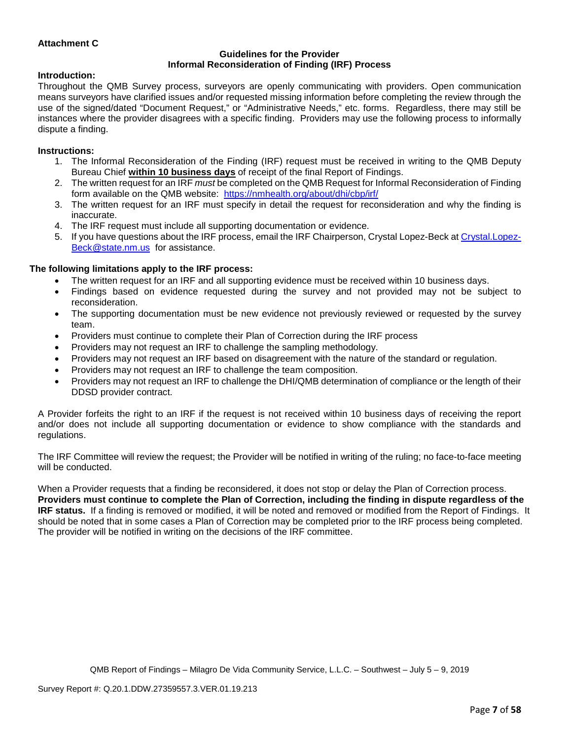**Attachment C**

### Guidelines for the Provider
### Informal Reconsideration of Finding (IRF) Process

**Introduction:**

Throughout the QMB Survey process, surveyors are openly communicating with providers. Open communication means surveyors have clarified issues and/or requested missing information before completing the review through the use of the signed/dated "Document Request," or "Administrative Needs," etc. forms. Regardless, there may still be instances where the provider disagrees with a specific finding. Providers may use the following process to informally dispute a finding.

**Instructions:**

1. The Informal Reconsideration of the Finding (IRF) request must be received in writing to the QMB Deputy Bureau Chief **within 10 business days** of receipt of the final Report of Findings.
2. The written request for an IRF *must* be completed on the QMB Request for Informal Reconsideration of Finding form available on the QMB website: https://nmhealth.org/about/dhi/cbp/irf/
3. The written request for an IRF must specify in detail the request for reconsideration and why the finding is inaccurate.
4. The IRF request must include all supporting documentation or evidence.
5. If you have questions about the IRF process, email the IRF Chairperson, Crystal Lopez-Beck at Crystal.Lopez-Beck@state.nm.us for assistance.

**The following limitations apply to the IRF process:**

- The written request for an IRF and all supporting evidence must be received within 10 business days.
- Findings based on evidence requested during the survey and not provided may not be subject to reconsideration.
- The supporting documentation must be new evidence not previously reviewed or requested by the survey team.
- Providers must continue to complete their Plan of Correction during the IRF process
- Providers may not request an IRF to challenge the sampling methodology.
- Providers may not request an IRF based on disagreement with the nature of the standard or regulation.
- Providers may not request an IRF to challenge the team composition.
- Providers may not request an IRF to challenge the DHI/QMB determination of compliance or the length of their DDSD provider contract.

A Provider forfeits the right to an IRF if the request is not received within 10 business days of receiving the report and/or does not include all supporting documentation or evidence to show compliance with the standards and regulations.

The IRF Committee will review the request; the Provider will be notified in writing of the ruling; no face-to-face meeting will be conducted.

When a Provider requests that a finding be reconsidered, it does not stop or delay the Plan of Correction process. **Providers must continue to complete the Plan of Correction, including the finding in dispute regardless of the IRF status.** If a finding is removed or modified, it will be noted and removed or modified from the Report of Findings. It should be noted that in some cases a Plan of Correction may be completed prior to the IRF process being completed. The provider will be notified in writing on the decisions of the IRF committee.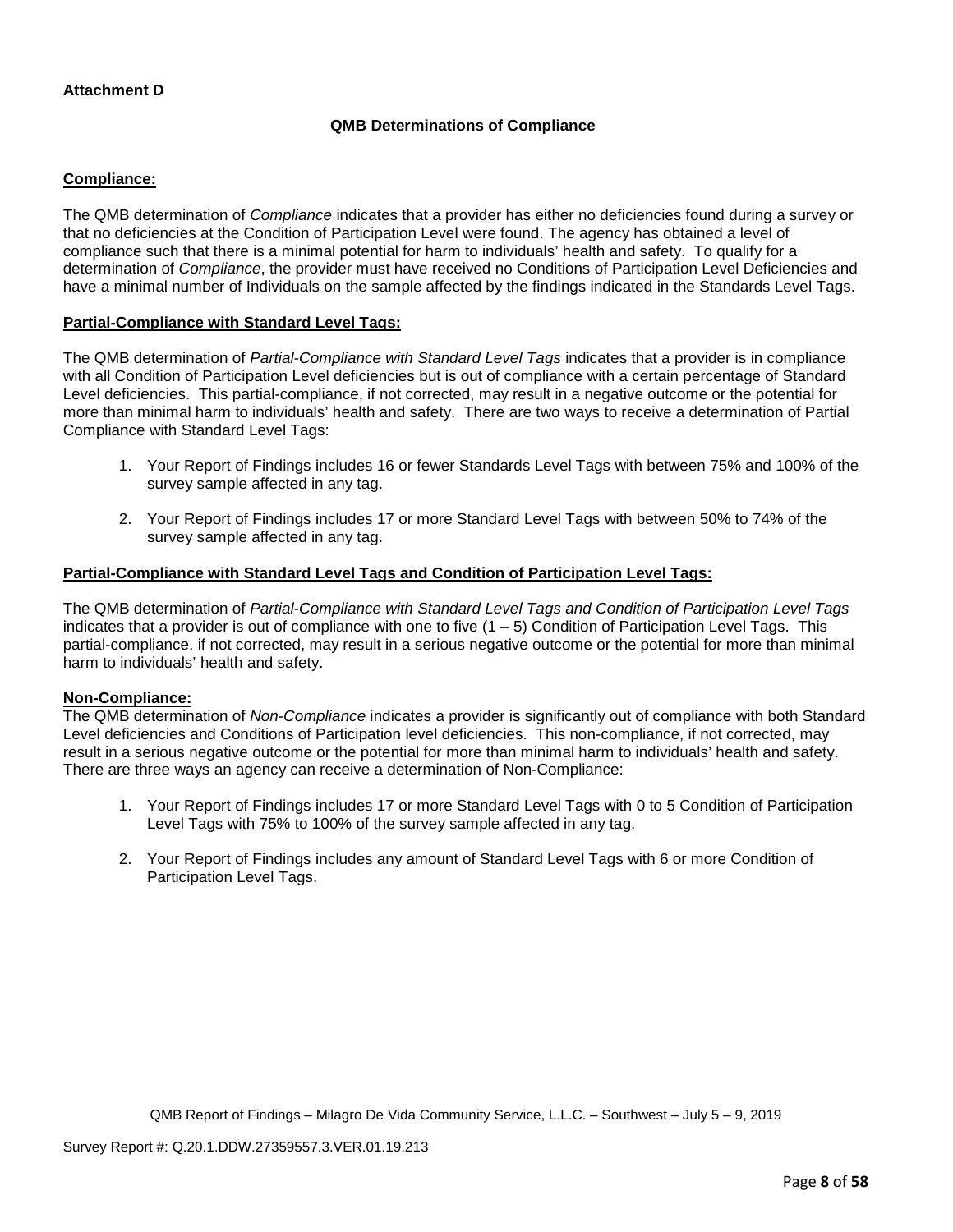**Attachment D**

### QMB Determinations of Compliance

**Compliance:**

The QMB determination of *Compliance* indicates that a provider has either no deficiencies found during a survey or that no deficiencies at the Condition of Participation Level were found. The agency has obtained a level of compliance such that there is a minimal potential for harm to individuals' health and safety. To qualify for a determination of *Compliance*, the provider must have received no Conditions of Participation Level Deficiencies and have a minimal number of Individuals on the sample affected by the findings indicated in the Standards Level Tags.

**Partial-Compliance with Standard Level Tags:**

The QMB determination of *Partial-Compliance with Standard Level Tags* indicates that a provider is in compliance with all Condition of Participation Level deficiencies but is out of compliance with a certain percentage of Standard Level deficiencies. This partial-compliance, if not corrected, may result in a negative outcome or the potential for more than minimal harm to individuals' health and safety. There are two ways to receive a determination of Partial Compliance with Standard Level Tags:

1. Your Report of Findings includes 16 or fewer Standards Level Tags with between 75% and 100% of the survey sample affected in any tag.
2. Your Report of Findings includes 17 or more Standard Level Tags with between 50% to 74% of the survey sample affected in any tag.

**Partial-Compliance with Standard Level Tags and Condition of Participation Level Tags:**

The QMB determination of *Partial-Compliance with Standard Level Tags and Condition of Participation Level Tags* indicates that a provider is out of compliance with one to five (1 – 5) Condition of Participation Level Tags. This partial-compliance, if not corrected, may result in a serious negative outcome or the potential for more than minimal harm to individuals' health and safety.

**Non-Compliance:**

The QMB determination of *Non-Compliance* indicates a provider is significantly out of compliance with both Standard Level deficiencies and Conditions of Participation level deficiencies. This non-compliance, if not corrected, may result in a serious negative outcome or the potential for more than minimal harm to individuals' health and safety. There are three ways an agency can receive a determination of Non-Compliance:

1. Your Report of Findings includes 17 or more Standard Level Tags with 0 to 5 Condition of Participation Level Tags with 75% to 100% of the survey sample affected in any tag.
2. Your Report of Findings includes any amount of Standard Level Tags with 6 or more Condition of Participation Level Tags.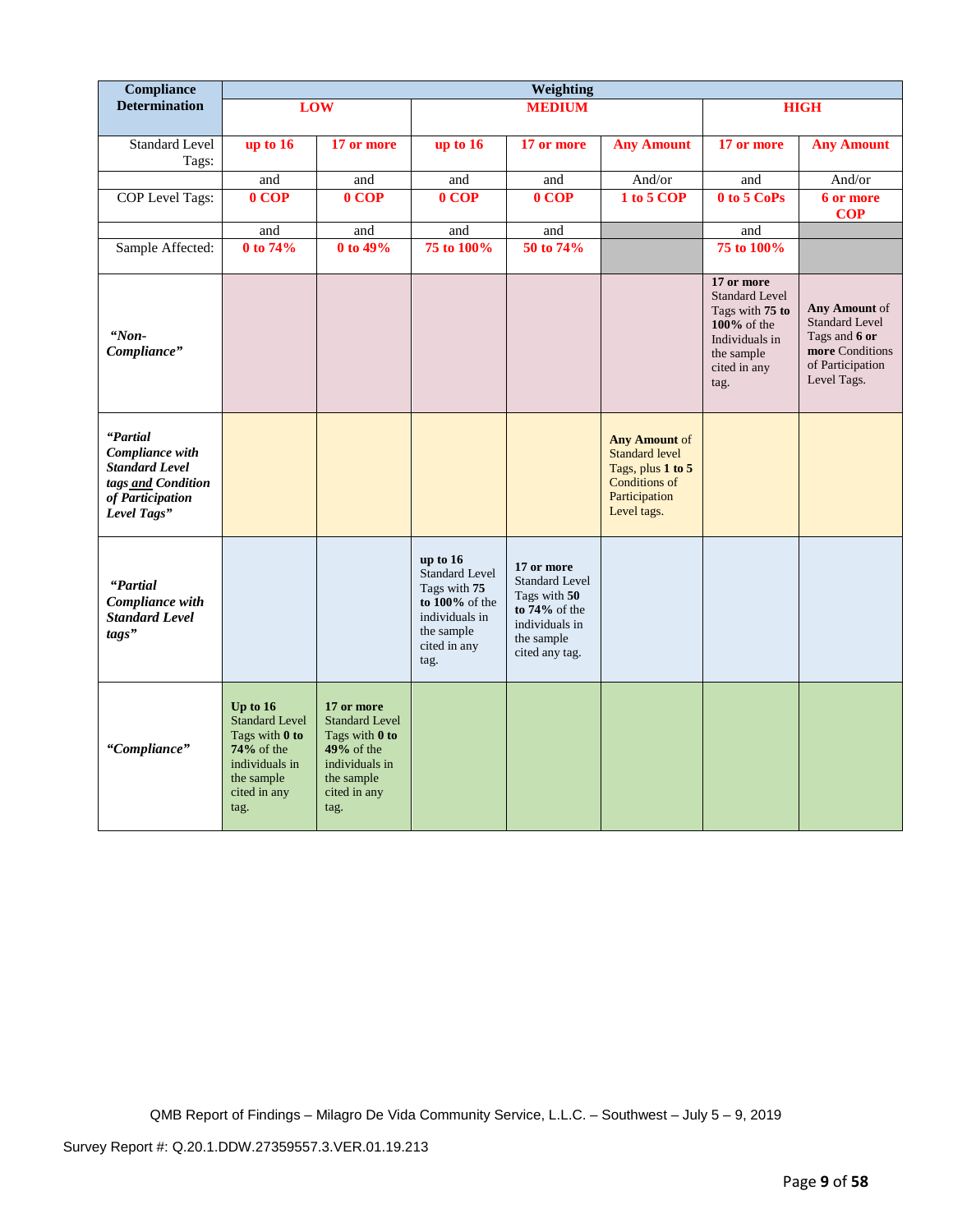| Compliance Determination | Weighting | | | | | | |
|---|---|---|---|---|---|---|---|
| | **LOW** | | **MEDIUM** | | | **HIGH** | |
| Standard Level Tags: | **up to 16** | **17 or more** | **up to 16** | **17 or more** | **Any Amount** | **17 or more** | **Any Amount** |
| | and | and | and | and | And/or | and | And/or |
| COP Level Tags: | **0 COP** | **0 COP** | **0 COP** | **0 COP** | **1 to 5 COP** | **0 to 5 CoPs** | **6 or more COP** |
| | and | and | and | and | | and | |
| Sample Affected: | **0 to 74%** | **0 to 49%** | **75 to 100%** | **50 to 74%** | | **75 to 100%** | |
| ***"Non-Compliance"*** | | | | | | **17 or more** Standard Level Tags with **75 to 100%** of the Individuals in the sample cited in any tag. | **Any Amount** of Standard Level Tags and **6 or more** Conditions of Participation Level Tags. |
| ***"Partial Compliance with Standard Level tags and Condition of Participation Level Tags"*** | | | | | **Any Amount** of Standard level Tags, plus **1 to 5** Conditions of Participation Level tags. | | |
| ***"Partial Compliance with Standard Level tags"*** | | | **up to 16** Standard Level Tags with **75 to 100%** of the individuals in the sample cited in any tag. | **17 or more** Standard Level Tags with **50 to 74%** of the individuals in the sample cited any tag. | | | |
| ***"Compliance"*** | **Up to 16** Standard Level Tags with **0 to 74%** of the individuals in the sample cited in any tag. | **17 or more** Standard Level Tags with **0 to 49%** of the individuals in the sample cited in any tag. | | | | | |

QMB Report of Findings – Milagro De Vida Community Service, L.L.C. – Southwest – July 5 – 9, 2019

Survey Report #: Q.20.1.DDW.27359557.3.VER.01.19.213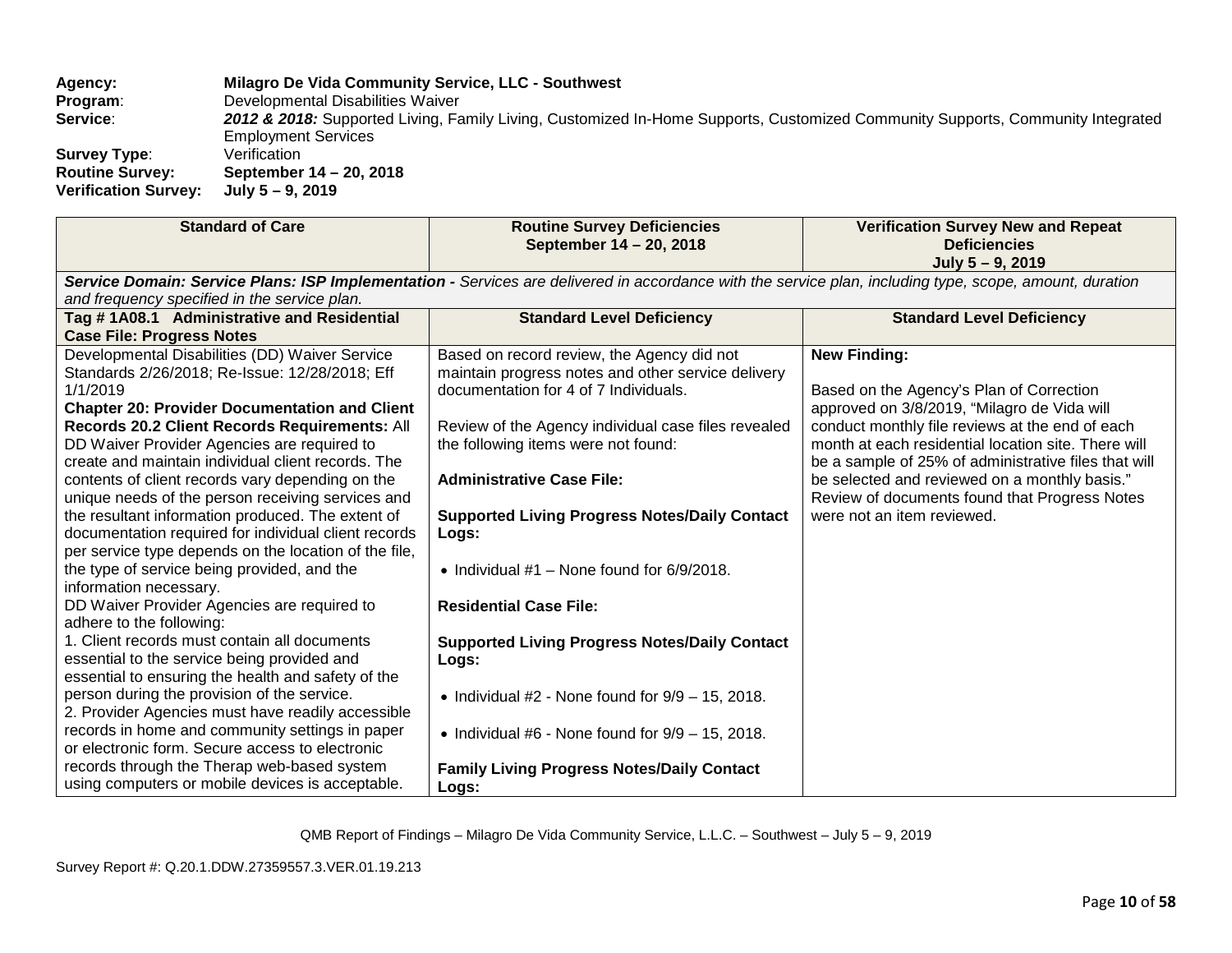**Agency:** **Milagro De Vida Community Service, LLC - Southwest**
**Program**: Developmental Disabilities Waiver
**Service**: ***2012 & 2018:*** Supported Living, Family Living, Customized In-Home Supports, Customized Community Supports, Community Integrated Employment Services
**Survey Type**: Verification
**Routine Survey:** **September 14 – 20, 2018**
**Verification Survey:** **July 5 – 9, 2019**

| Standard of Care | Routine Survey Deficiencies September 14 – 20, 2018 | Verification Survey New and Repeat Deficiencies July 5 – 9, 2019 |
|---|---|---|
| ***Service Domain: Service Plans: ISP Implementation -*** *Services are delivered in accordance with the service plan, including type, scope, amount, duration and frequency specified in the service plan.* | | |
| **Tag # 1A08.1 Administrative and Residential Case File: Progress Notes** | **Standard Level Deficiency** | **Standard Level Deficiency** |
| Developmental Disabilities (DD) Waiver Service Standards 2/26/2018; Re-Issue: 12/28/2018; Eff 1/1/2019<br>**Chapter 20: Provider Documentation and Client Records 20.2 Client Records Requirements:** All DD Waiver Provider Agencies are required to create and maintain individual client records. The contents of client records vary depending on the unique needs of the person receiving services and the resultant information produced. The extent of documentation required for individual client records per service type depends on the location of the file, the type of service being provided, and the information necessary.<br>DD Waiver Provider Agencies are required to adhere to the following:<br>1. Client records must contain all documents essential to the service being provided and essential to ensuring the health and safety of the person during the provision of the service.<br>2. Provider Agencies must have readily accessible records in home and community settings in paper or electronic form. Secure access to electronic records through the Therap web-based system using computers or mobile devices is acceptable. | Based on record review, the Agency did not maintain progress notes and other service delivery documentation for 4 of 7 Individuals.<br><br>Review of the Agency individual case files revealed the following items were not found:<br><br>**Administrative Case File:**<br><br>**Supported Living Progress Notes/Daily Contact Logs:**<br><br>• Individual #1 – None found for 6/9/2018.<br><br>**Residential Case File:**<br><br>**Supported Living Progress Notes/Daily Contact Logs:**<br><br>• Individual #2 - None found for 9/9 – 15, 2018.<br><br>• Individual #6 - None found for 9/9 – 15, 2018.<br><br>**Family Living Progress Notes/Daily Contact Logs:** | **New Finding:**<br><br>Based on the Agency's Plan of Correction approved on 3/8/2019, "Milagro de Vida will conduct monthly file reviews at the end of each month at each residential location site. There will be a sample of 25% of administrative files that will be selected and reviewed on a monthly basis." Review of documents found that Progress Notes were not an item reviewed. |

QMB Report of Findings – Milagro De Vida Community Service, L.L.C. – Southwest – July 5 – 9, 2019

Survey Report #: Q.20.1.DDW.27359557.3.VER.01.19.213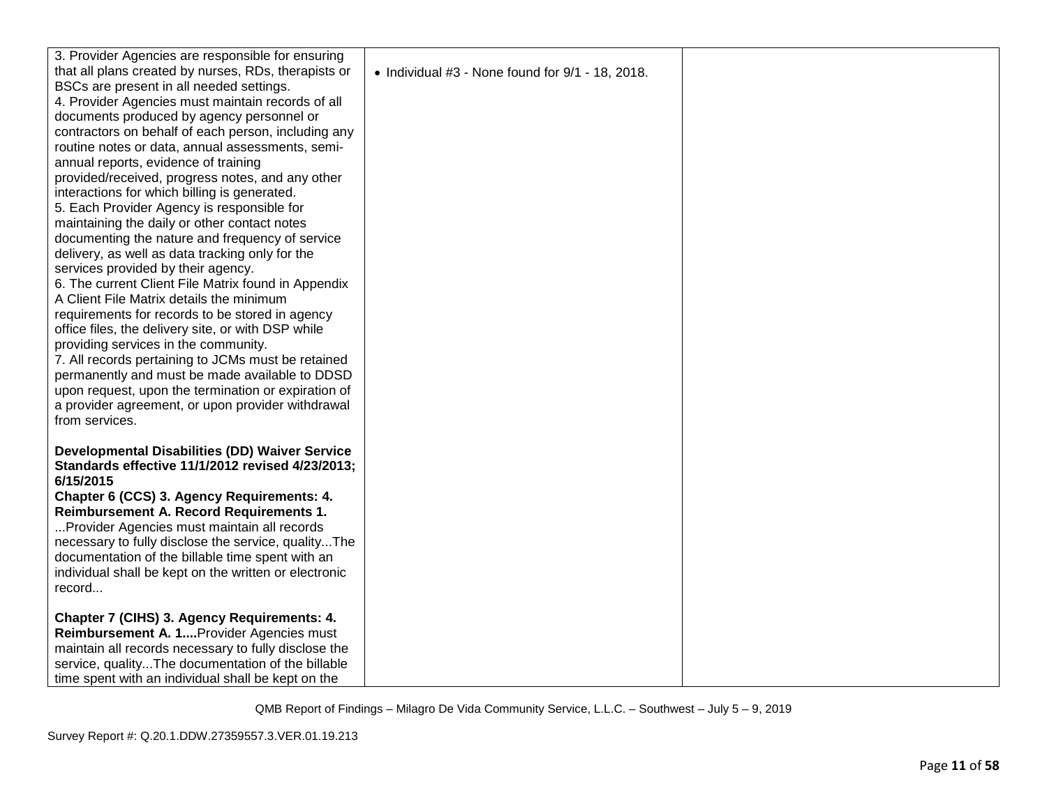| | | |
|---|---|---|
| 3. Provider Agencies are responsible for ensuring that all plans created by nurses, RDs, therapists or BSCs are present in all needed settings.<br>4. Provider Agencies must maintain records of all documents produced by agency personnel or contractors on behalf of each person, including any routine notes or data, annual assessments, semi-annual reports, evidence of training provided/received, progress notes, and any other interactions for which billing is generated.<br>5. Each Provider Agency is responsible for maintaining the daily or other contact notes documenting the nature and frequency of service delivery, as well as data tracking only for the services provided by their agency.<br>6. The current Client File Matrix found in Appendix A Client File Matrix details the minimum requirements for records to be stored in agency office files, the delivery site, or with DSP while providing services in the community.<br>7. All records pertaining to JCMs must be retained permanently and must be made available to DDSD upon request, upon the termination or expiration of a provider agreement, or upon provider withdrawal from services.<br><br>**Developmental Disabilities (DD) Waiver Service Standards effective 11/1/2012 revised 4/23/2013; 6/15/2015**<br>**Chapter 6 (CCS) 3. Agency Requirements: 4. Reimbursement A. Record Requirements 1.**<br>...Provider Agencies must maintain all records necessary to fully disclose the service, quality...The documentation of the billable time spent with an individual shall be kept on the written or electronic record...<br><br>**Chapter 7 (CIHS) 3. Agency Requirements: 4. Reimbursement A. 1....**Provider Agencies must maintain all records necessary to fully disclose the service, quality...The documentation of the billable time spent with an individual shall be kept on the | • Individual #3 - None found for 9/1 - 18, 2018. | |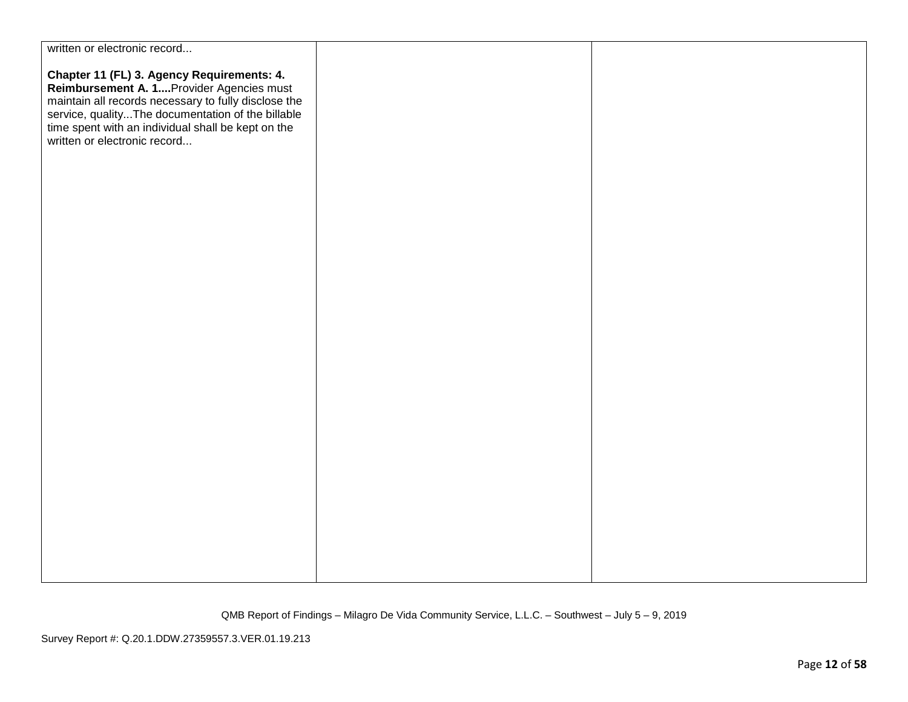| | | |
|---|---|---|
| written or electronic record...<br><br>**Chapter 11 (FL) 3. Agency Requirements: 4. Reimbursement A. 1....**Provider Agencies must maintain all records necessary to fully disclose the service, quality...The documentation of the billable time spent with an individual shall be kept on the written or electronic record... | | |

QMB Report of Findings – Milagro De Vida Community Service, L.L.C. – Southwest – July 5 – 9, 2019

Survey Report #: Q.20.1.DDW.27359557.3.VER.01.19.213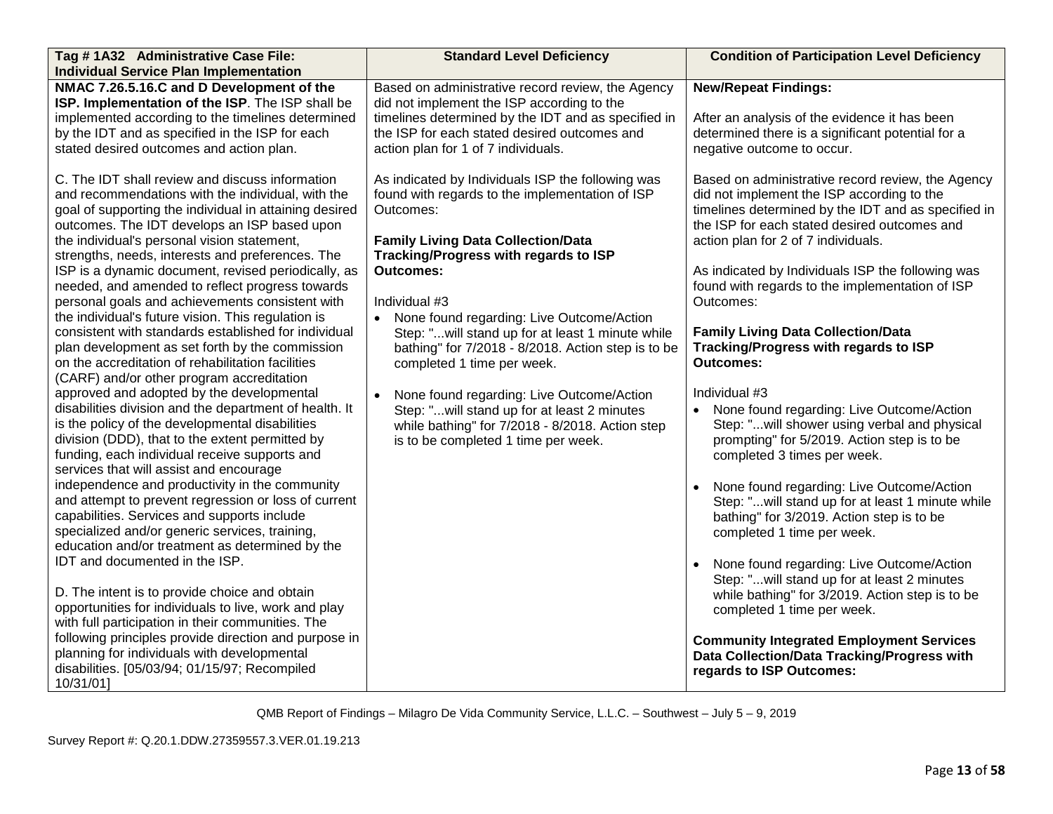| Tag # 1A32 Administrative Case File: Individual Service Plan Implementation | Standard Level Deficiency | Condition of Participation Level Deficiency |
|---|---|---|
| **NMAC 7.26.5.16.C and D Development of the ISP. Implementation of the ISP**. The ISP shall be implemented according to the timelines determined by the IDT and as specified in the ISP for each stated desired outcomes and action plan.<br><br>C. The IDT shall review and discuss information and recommendations with the individual, with the goal of supporting the individual in attaining desired outcomes. The IDT develops an ISP based upon the individual's personal vision statement, strengths, needs, interests and preferences. The ISP is a dynamic document, revised periodically, as needed, and amended to reflect progress towards personal goals and achievements consistent with the individual's future vision. This regulation is consistent with standards established for individual plan development as set forth by the commission on the accreditation of rehabilitation facilities (CARF) and/or other program accreditation approved and adopted by the developmental disabilities division and the department of health. It is the policy of the developmental disabilities division (DDD), that to the extent permitted by funding, each individual receive supports and services that will assist and encourage independence and productivity in the community and attempt to prevent regression or loss of current capabilities. Services and supports include specialized and/or generic services, training, education and/or treatment as determined by the IDT and documented in the ISP.<br><br>D. The intent is to provide choice and obtain opportunities for individuals to live, work and play with full participation in their communities. The following principles provide direction and purpose in planning for individuals with developmental disabilities. [05/03/94; 01/15/97; Recompiled 10/31/01] | Based on administrative record review, the Agency did not implement the ISP according to the timelines determined by the IDT and as specified in the ISP for each stated desired outcomes and action plan for 1 of 7 individuals.<br><br>As indicated by Individuals ISP the following was found with regards to the implementation of ISP Outcomes:<br><br>**Family Living Data Collection/Data Tracking/Progress with regards to ISP Outcomes:**<br><br>Individual #3<br>• None found regarding: Live Outcome/Action Step: "...will stand up for at least 1 minute while bathing" for 7/2018 - 8/2018. Action step is to be completed 1 time per week.<br><br>• None found regarding: Live Outcome/Action Step: "...will stand up for at least 2 minutes while bathing" for 7/2018 - 8/2018. Action step is to be completed 1 time per week. | **New/Repeat Findings:**<br><br>After an analysis of the evidence it has been determined there is a significant potential for a negative outcome to occur.<br><br>Based on administrative record review, the Agency did not implement the ISP according to the timelines determined by the IDT and as specified in the ISP for each stated desired outcomes and action plan for 2 of 7 individuals.<br><br>As indicated by Individuals ISP the following was found with regards to the implementation of ISP Outcomes:<br><br>**Family Living Data Collection/Data Tracking/Progress with regards to ISP Outcomes:**<br><br>Individual #3<br>• None found regarding: Live Outcome/Action Step: "...will shower using verbal and physical prompting" for 5/2019. Action step is to be completed 3 times per week.<br><br>• None found regarding: Live Outcome/Action Step: "...will stand up for at least 1 minute while bathing" for 3/2019. Action step is to be completed 1 time per week.<br><br>• None found regarding: Live Outcome/Action Step: "...will stand up for at least 2 minutes while bathing" for 3/2019. Action step is to be completed 1 time per week.<br><br>**Community Integrated Employment Services Data Collection/Data Tracking/Progress with regards to ISP Outcomes:** |

QMB Report of Findings – Milagro De Vida Community Service, L.L.C. – Southwest – July 5 – 9, 2019

Survey Report #: Q.20.1.DDW.27359557.3.VER.01.19.213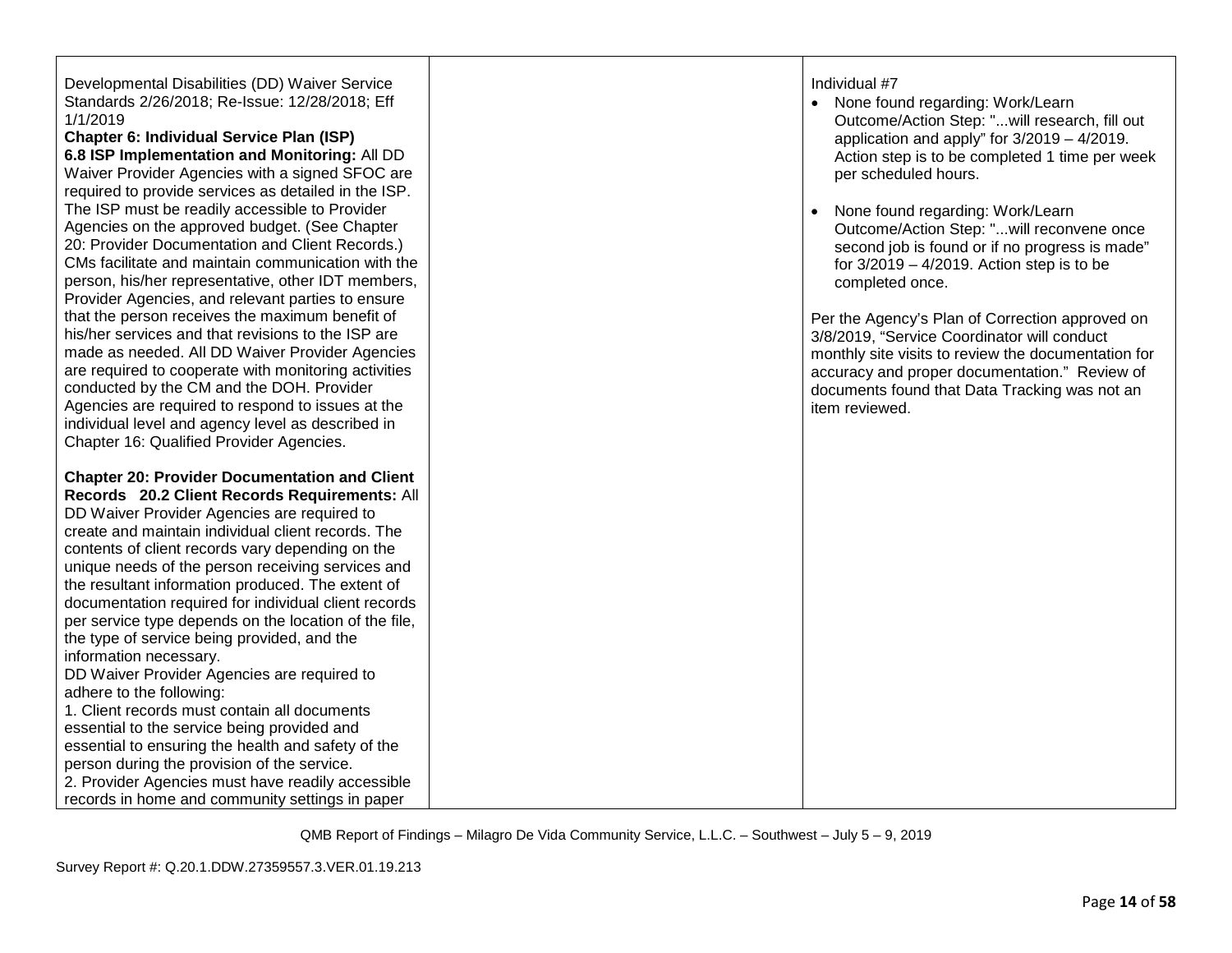| | | |
|---|---|---|
| Developmental Disabilities (DD) Waiver Service Standards 2/26/2018; Re-Issue: 12/28/2018; Eff 1/1/2019<br>**Chapter 6: Individual Service Plan (ISP)**<br>**6.8 ISP Implementation and Monitoring:** All DD Waiver Provider Agencies with a signed SFOC are required to provide services as detailed in the ISP. The ISP must be readily accessible to Provider Agencies on the approved budget. (See Chapter 20: Provider Documentation and Client Records.) CMs facilitate and maintain communication with the person, his/her representative, other IDT members, Provider Agencies, and relevant parties to ensure that the person receives the maximum benefit of his/her services and that revisions to the ISP are made as needed. All DD Waiver Provider Agencies are required to cooperate with monitoring activities conducted by the CM and the DOH. Provider Agencies are required to respond to issues at the individual level and agency level as described in Chapter 16: Qualified Provider Agencies.<br><br>**Chapter 20: Provider Documentation and Client Records 20.2 Client Records Requirements:** All DD Waiver Provider Agencies are required to create and maintain individual client records. The contents of client records vary depending on the unique needs of the person receiving services and the resultant information produced. The extent of documentation required for individual client records per service type depends on the location of the file, the type of service being provided, and the information necessary.<br>DD Waiver Provider Agencies are required to adhere to the following:<br>1. Client records must contain all documents essential to the service being provided and essential to ensuring the health and safety of the person during the provision of the service.<br>2. Provider Agencies must have readily accessible records in home and community settings in paper | | Individual #7<br>• None found regarding: Work/Learn Outcome/Action Step: "...will research, fill out application and apply" for 3/2019 – 4/2019. Action step is to be completed 1 time per week per scheduled hours.<br><br>• None found regarding: Work/Learn Outcome/Action Step: "...will reconvene once second job is found or if no progress is made" for 3/2019 – 4/2019. Action step is to be completed once.<br><br>Per the Agency's Plan of Correction approved on 3/8/2019, "Service Coordinator will conduct monthly site visits to review the documentation for accuracy and proper documentation." Review of documents found that Data Tracking was not an item reviewed. |

QMB Report of Findings – Milagro De Vida Community Service, L.L.C. – Southwest – July 5 – 9, 2019

Survey Report #: Q.20.1.DDW.27359557.3.VER.01.19.213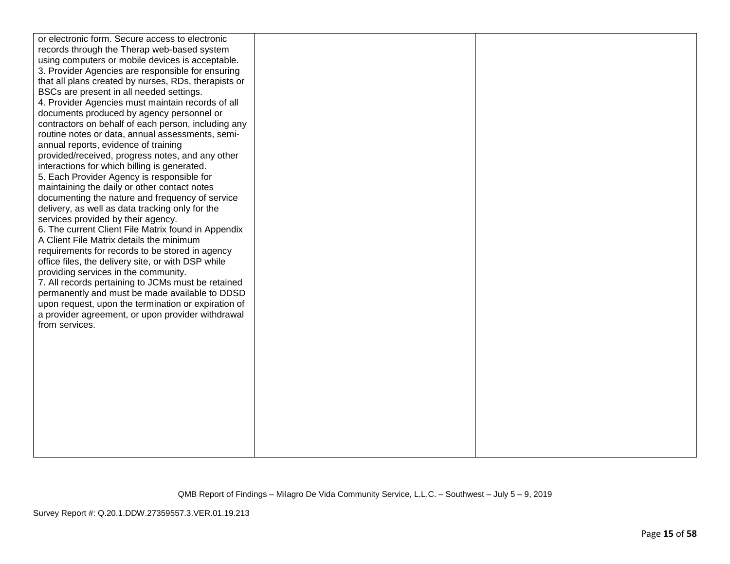| | | |
|---|---|---|
| or electronic form. Secure access to electronic records through the Therap web-based system using computers or mobile devices is acceptable.<br>3. Provider Agencies are responsible for ensuring that all plans created by nurses, RDs, therapists or BSCs are present in all needed settings.<br>4. Provider Agencies must maintain records of all documents produced by agency personnel or contractors on behalf of each person, including any routine notes or data, annual assessments, semi-annual reports, evidence of training provided/received, progress notes, and any other interactions for which billing is generated.<br>5. Each Provider Agency is responsible for maintaining the daily or other contact notes documenting the nature and frequency of service delivery, as well as data tracking only for the services provided by their agency.<br>6. The current Client File Matrix found in Appendix A Client File Matrix details the minimum requirements for records to be stored in agency office files, the delivery site, or with DSP while providing services in the community.<br>7. All records pertaining to JCMs must be retained permanently and must be made available to DDSD upon request, upon the termination or expiration of a provider agreement, or upon provider withdrawal from services. | | |

QMB Report of Findings – Milagro De Vida Community Service, L.L.C. – Southwest – July 5 – 9, 2019

Survey Report #: Q.20.1.DDW.27359557.3.VER.01.19.213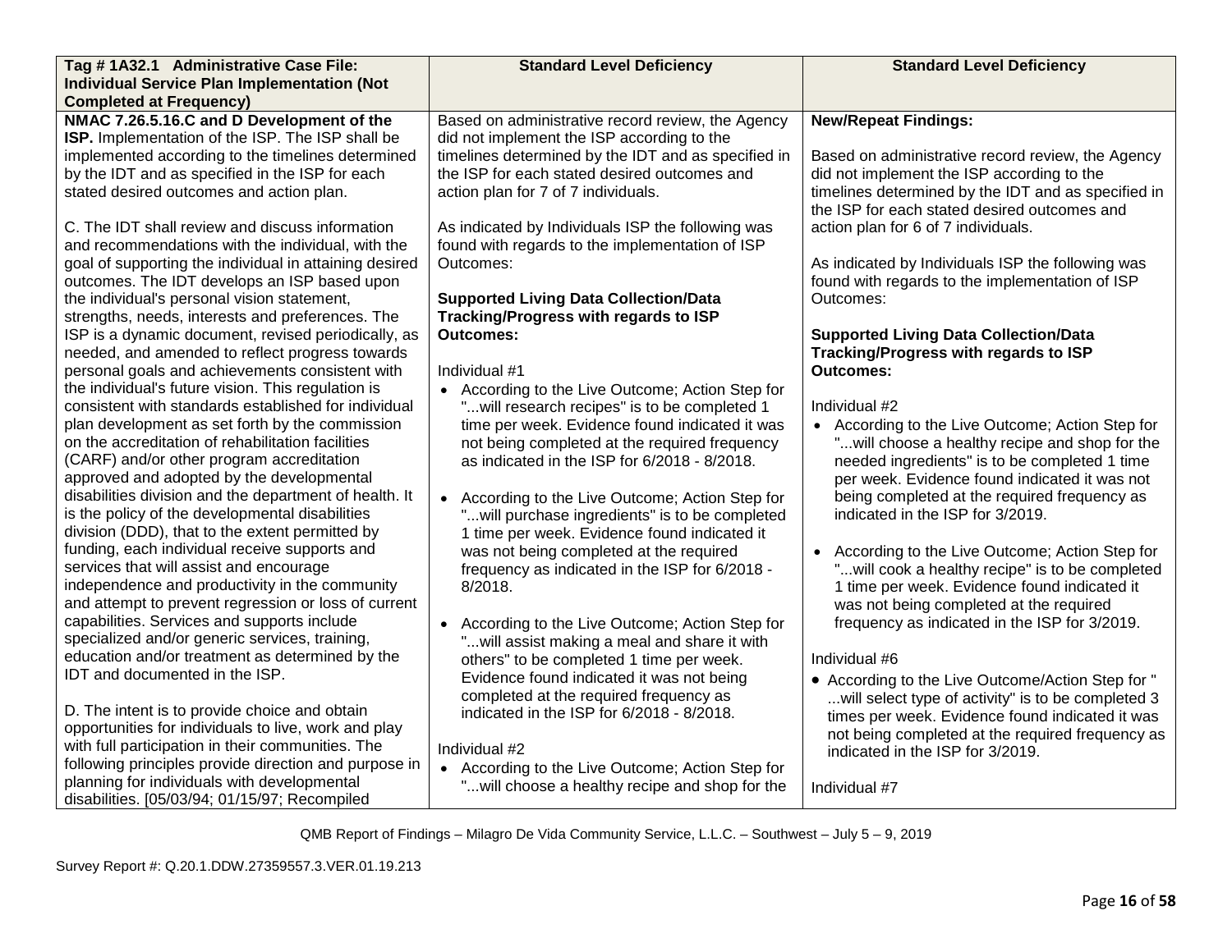| Tag # 1A32.1 Administrative Case File: Individual Service Plan Implementation (Not Completed at Frequency) | Standard Level Deficiency | Standard Level Deficiency |
| --- | --- | --- |
| **NMAC 7.26.5.16.C and D Development of the ISP.** Implementation of the ISP. The ISP shall be implemented according to the timelines determined by the IDT and as specified in the ISP for each stated desired outcomes and action plan.<br><br>C. The IDT shall review and discuss information and recommendations with the individual, with the goal of supporting the individual in attaining desired outcomes. The IDT develops an ISP based upon the individual's personal vision statement, strengths, needs, interests and preferences. The ISP is a dynamic document, revised periodically, as needed, and amended to reflect progress towards personal goals and achievements consistent with the individual's future vision. This regulation is consistent with standards established for individual plan development as set forth by the commission on the accreditation of rehabilitation facilities (CARF) and/or other program accreditation approved and adopted by the developmental disabilities division and the department of health. It is the policy of the developmental disabilities division (DDD), that to the extent permitted by funding, each individual receive supports and services that will assist and encourage independence and productivity in the community and attempt to prevent regression or loss of current capabilities. Services and supports include specialized and/or generic services, training, education and/or treatment as determined by the IDT and documented in the ISP.<br><br>D. The intent is to provide choice and obtain opportunities for individuals to live, work and play with full participation in their communities. The following principles provide direction and purpose in planning for individuals with developmental disabilities. [05/03/94; 01/15/97; Recompiled | Based on administrative record review, the Agency did not implement the ISP according to the timelines determined by the IDT and as specified in the ISP for each stated desired outcomes and action plan for 7 of 7 individuals.<br><br>As indicated by Individuals ISP the following was found with regards to the implementation of ISP Outcomes:<br><br>**Supported Living Data Collection/Data Tracking/Progress with regards to ISP Outcomes:**<br><br>Individual #1<br>• According to the Live Outcome; Action Step for "...will research recipes" is to be completed 1 time per week. Evidence found indicated it was not being completed at the required frequency as indicated in the ISP for 6/2018 - 8/2018.<br><br>• According to the Live Outcome; Action Step for "...will purchase ingredients" is to be completed 1 time per week. Evidence found indicated it was not being completed at the required frequency as indicated in the ISP for 6/2018 - 8/2018.<br><br>• According to the Live Outcome; Action Step for "...will assist making a meal and share it with others" to be completed 1 time per week. Evidence found indicated it was not being completed at the required frequency as indicated in the ISP for 6/2018 - 8/2018.<br><br>Individual #2<br>• According to the Live Outcome; Action Step for "...will choose a healthy recipe and shop for the | **New/Repeat Findings:**<br><br>Based on administrative record review, the Agency did not implement the ISP according to the timelines determined by the IDT and as specified in the ISP for each stated desired outcomes and action plan for 6 of 7 individuals.<br><br>As indicated by Individuals ISP the following was found with regards to the implementation of ISP Outcomes:<br><br>**Supported Living Data Collection/Data Tracking/Progress with regards to ISP Outcomes:**<br><br>Individual #2<br>• According to the Live Outcome; Action Step for "...will choose a healthy recipe and shop for the needed ingredients" is to be completed 1 time per week. Evidence found indicated it was not being completed at the required frequency as indicated in the ISP for 3/2019.<br><br>• According to the Live Outcome; Action Step for "...will cook a healthy recipe" is to be completed 1 time per week. Evidence found indicated it was not being completed at the required frequency as indicated in the ISP for 3/2019.<br><br>Individual #6<br>• According to the Live Outcome/Action Step for " ...will select type of activity" is to be completed 3 times per week. Evidence found indicated it was not being completed at the required frequency as indicated in the ISP for 3/2019.<br><br>Individual #7 |

QMB Report of Findings – Milagro De Vida Community Service, L.L.C. – Southwest – July 5 – 9, 2019

Survey Report #: Q.20.1.DDW.27359557.3.VER.01.19.213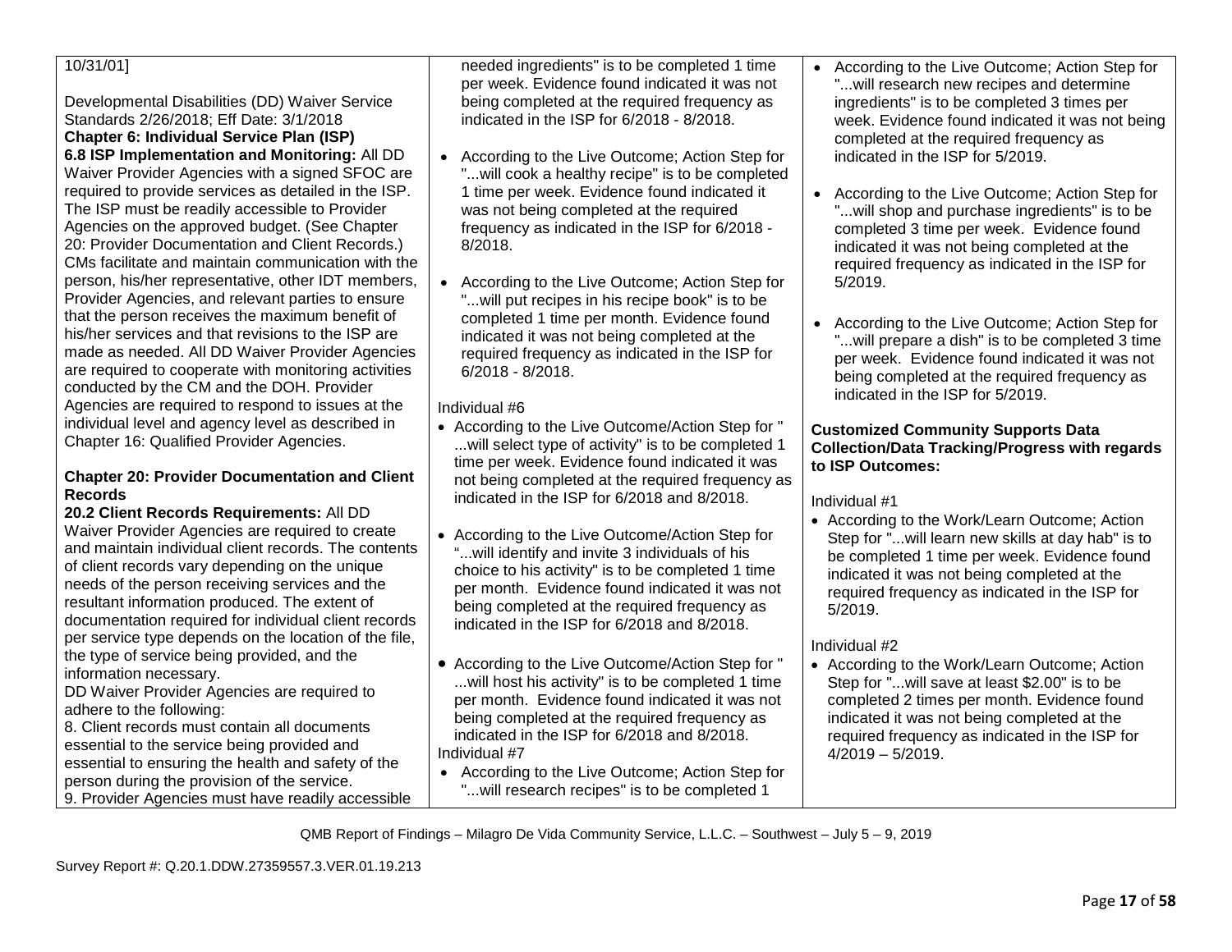| | | |
|---|---|---|
| 10/31/01]<br><br>Developmental Disabilities (DD) Waiver Service Standards 2/26/2018; Eff Date: 3/1/2018<br>**Chapter 6: Individual Service Plan (ISP)**<br>**6.8 ISP Implementation and Monitoring:** All DD Waiver Provider Agencies with a signed SFOC are required to provide services as detailed in the ISP. The ISP must be readily accessible to Provider Agencies on the approved budget. (See Chapter 20: Provider Documentation and Client Records.) CMs facilitate and maintain communication with the person, his/her representative, other IDT members, Provider Agencies, and relevant parties to ensure that the person receives the maximum benefit of his/her services and that revisions to the ISP are made as needed. All DD Waiver Provider Agencies are required to cooperate with monitoring activities conducted by the CM and the DOH. Provider Agencies are required to respond to issues at the individual level and agency level as described in Chapter 16: Qualified Provider Agencies.<br><br>**Chapter 20: Provider Documentation and Client Records**<br>**20.2 Client Records Requirements:** All DD Waiver Provider Agencies are required to create and maintain individual client records. The contents of client records vary depending on the unique needs of the person receiving services and the resultant information produced. The extent of documentation required for individual client records per service type depends on the location of the file, the type of service being provided, and the information necessary.<br>DD Waiver Provider Agencies are required to adhere to the following:<br>8. Client records must contain all documents essential to the service being provided and essential to ensuring the health and safety of the person during the provision of the service.<br>9. Provider Agencies must have readily accessible | needed ingredients" is to be completed 1 time per week. Evidence found indicated it was not being completed at the required frequency as indicated in the ISP for 6/2018 - 8/2018.<br><br>• According to the Live Outcome; Action Step for "...will cook a healthy recipe" is to be completed 1 time per week. Evidence found indicated it was not being completed at the required frequency as indicated in the ISP for 6/2018 - 8/2018.<br><br>• According to the Live Outcome; Action Step for "...will put recipes in his recipe book" is to be completed 1 time per month. Evidence found indicated it was not being completed at the required frequency as indicated in the ISP for 6/2018 - 8/2018.<br><br>Individual #6<br>• According to the Live Outcome/Action Step for " ...will select type of activity" is to be completed 1 time per week. Evidence found indicated it was not being completed at the required frequency as indicated in the ISP for 6/2018 and 8/2018.<br><br>• According to the Live Outcome/Action Step for "...will identify and invite 3 individuals of his choice to his activity" is to be completed 1 time per month. Evidence found indicated it was not being completed at the required frequency as indicated in the ISP for 6/2018 and 8/2018.<br><br>• According to the Live Outcome/Action Step for " ...will host his activity" is to be completed 1 time per month. Evidence found indicated it was not being completed at the required frequency as indicated in the ISP for 6/2018 and 8/2018.<br>Individual #7<br>• According to the Live Outcome; Action Step for "...will research recipes" is to be completed 1 | • According to the Live Outcome; Action Step for "...will research new recipes and determine ingredients" is to be completed 3 times per week. Evidence found indicated it was not being completed at the required frequency as indicated in the ISP for 5/2019.<br><br>• According to the Live Outcome; Action Step for "...will shop and purchase ingredients" is to be completed 3 time per week. Evidence found indicated it was not being completed at the required frequency as indicated in the ISP for 5/2019.<br><br>• According to the Live Outcome; Action Step for "...will prepare a dish" is to be completed 3 time per week. Evidence found indicated it was not being completed at the required frequency as indicated in the ISP for 5/2019.<br><br>**Customized Community Supports Data Collection/Data Tracking/Progress with regards to ISP Outcomes:**<br><br>Individual #1<br>• According to the Work/Learn Outcome; Action Step for "...will learn new skills at day hab" is to be completed 1 time per week. Evidence found indicated it was not being completed at the required frequency as indicated in the ISP for 5/2019.<br><br>Individual #2<br>• According to the Work/Learn Outcome; Action Step for "...will save at least $2.00" is to be completed 2 times per month. Evidence found indicated it was not being completed at the required frequency as indicated in the ISP for 4/2019 – 5/2019. |

QMB Report of Findings – Milagro De Vida Community Service, L.L.C. – Southwest – July 5 – 9, 2019

Survey Report #: Q.20.1.DDW.27359557.3.VER.01.19.213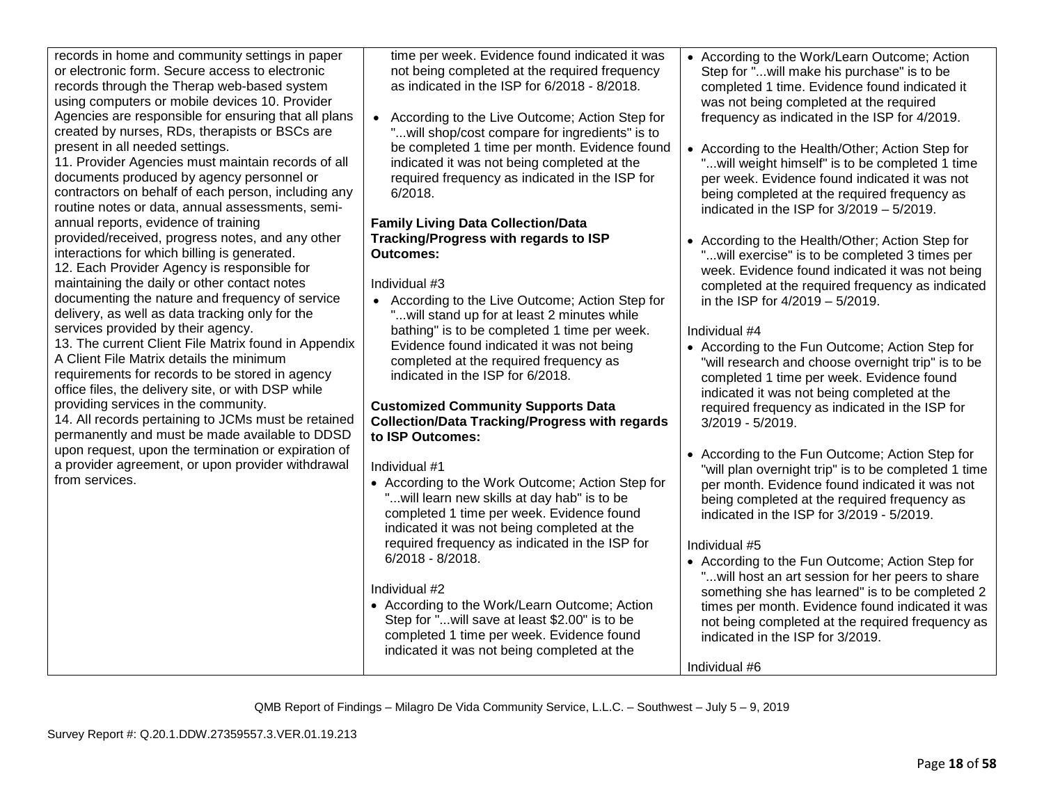| | | |
|---|---|---|
| records in home and community settings in paper or electronic form. Secure access to electronic records through the Therap web-based system using computers or mobile devices 10. Provider Agencies are responsible for ensuring that all plans created by nurses, RDs, therapists or BSCs are present in all needed settings.<br>11. Provider Agencies must maintain records of all documents produced by agency personnel or contractors on behalf of each person, including any routine notes or data, annual assessments, semi-annual reports, evidence of training provided/received, progress notes, and any other interactions for which billing is generated.<br>12. Each Provider Agency is responsible for maintaining the daily or other contact notes documenting the nature and frequency of service delivery, as well as data tracking only for the services provided by their agency.<br>13. The current Client File Matrix found in Appendix A Client File Matrix details the minimum requirements for records to be stored in agency office files, the delivery site, or with DSP while providing services in the community.<br>14. All records pertaining to JCMs must be retained permanently and must be made available to DDSD upon request, upon the termination or expiration of a provider agreement, or upon provider withdrawal from services. | time per week. Evidence found indicated it was not being completed at the required frequency as indicated in the ISP for 6/2018 - 8/2018.<br><br>• According to the Live Outcome; Action Step for "...will shop/cost compare for ingredients" is to be completed 1 time per month. Evidence found indicated it was not being completed at the required frequency as indicated in the ISP for 6/2018.<br><br>**Family Living Data Collection/Data Tracking/Progress with regards to ISP Outcomes:**<br><br>Individual #3<br>• According to the Live Outcome; Action Step for "...will stand up for at least 2 minutes while bathing" is to be completed 1 time per week. Evidence found indicated it was not being completed at the required frequency as indicated in the ISP for 6/2018.<br><br>**Customized Community Supports Data Collection/Data Tracking/Progress with regards to ISP Outcomes:**<br><br>Individual #1<br>• According to the Work Outcome; Action Step for "...will learn new skills at day hab" is to be completed 1 time per week. Evidence found indicated it was not being completed at the required frequency as indicated in the ISP for 6/2018 - 8/2018.<br><br>Individual #2<br>• According to the Work/Learn Outcome; Action Step for "...will save at least $2.00" is to be completed 1 time per week. Evidence found indicated it was not being completed at the | • According to the Work/Learn Outcome; Action Step for "...will make his purchase" is to be completed 1 time. Evidence found indicated it was not being completed at the required frequency as indicated in the ISP for 4/2019.<br><br>• According to the Health/Other; Action Step for "...will weight himself" is to be completed 1 time per week. Evidence found indicated it was not being completed at the required frequency as indicated in the ISP for 3/2019 – 5/2019.<br><br>• According to the Health/Other; Action Step for "...will exercise" is to be completed 3 times per week. Evidence found indicated it was not being completed at the required frequency as indicated in the ISP for 4/2019 – 5/2019.<br><br>Individual #4<br>• According to the Fun Outcome; Action Step for "will research and choose overnight trip" is to be completed 1 time per week. Evidence found indicated it was not being completed at the required frequency as indicated in the ISP for 3/2019 - 5/2019.<br><br>• According to the Fun Outcome; Action Step for "will plan overnight trip" is to be completed 1 time per month. Evidence found indicated it was not being completed at the required frequency as indicated in the ISP for 3/2019 - 5/2019.<br><br>Individual #5<br>• According to the Fun Outcome; Action Step for "...will host an art session for her peers to share something she has learned" is to be completed 2 times per month. Evidence found indicated it was not being completed at the required frequency as indicated in the ISP for 3/2019.<br><br>Individual #6 |

QMB Report of Findings – Milagro De Vida Community Service, L.L.C. – Southwest – July 5 – 9, 2019

Survey Report #: Q.20.1.DDW.27359557.3.VER.01.19.213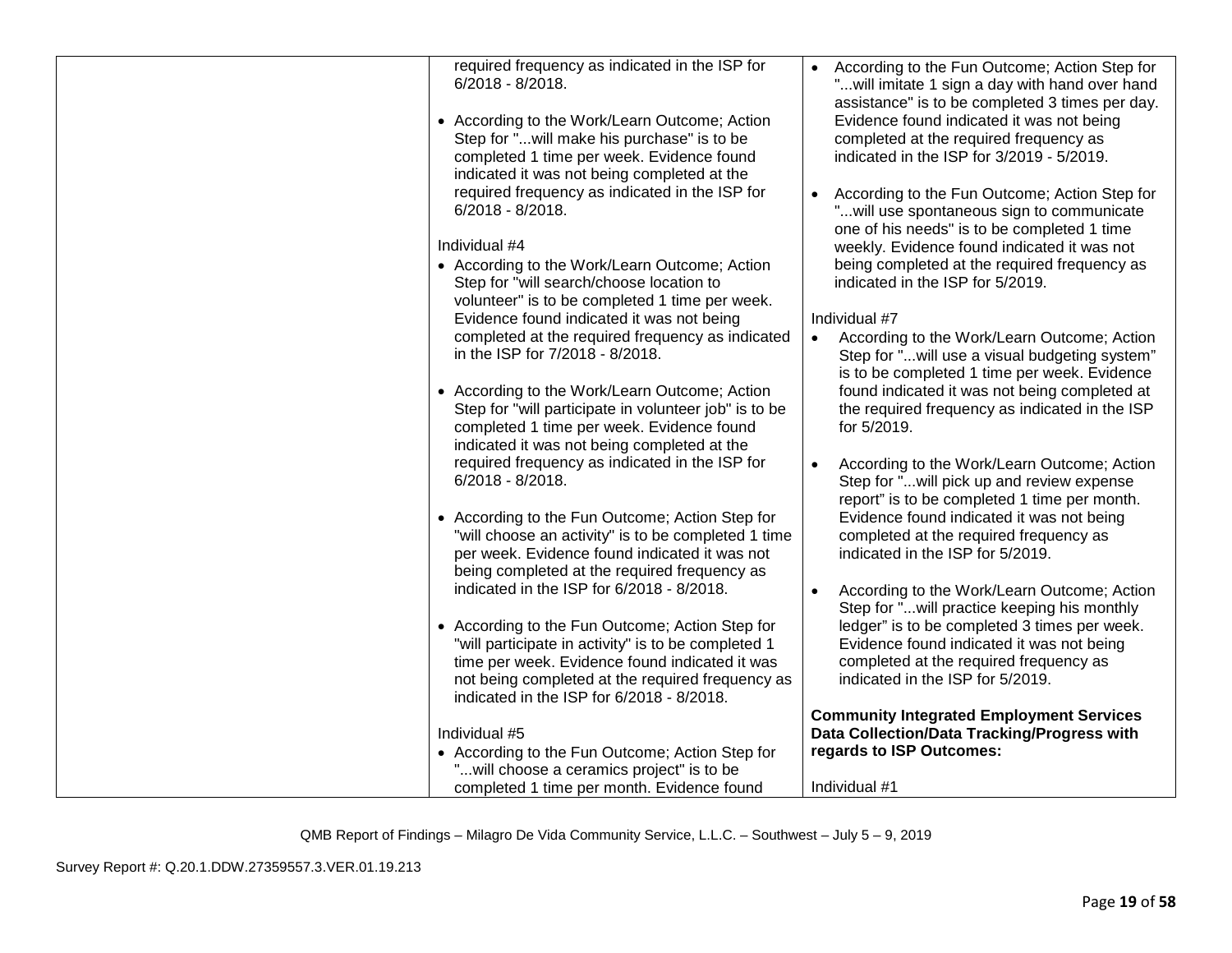| | | |
|---|---|---|
| | required frequency as indicated in the ISP for 6/2018 - 8/2018.<br><br>• According to the Work/Learn Outcome; Action Step for "...will make his purchase" is to be completed 1 time per week. Evidence found indicated it was not being completed at the required frequency as indicated in the ISP for 6/2018 - 8/2018.<br><br>Individual #4<br>• According to the Work/Learn Outcome; Action Step for "will search/choose location to volunteer" is to be completed 1 time per week. Evidence found indicated it was not being completed at the required frequency as indicated in the ISP for 7/2018 - 8/2018.<br><br>• According to the Work/Learn Outcome; Action Step for "will participate in volunteer job" is to be completed 1 time per week. Evidence found indicated it was not being completed at the required frequency as indicated in the ISP for 6/2018 - 8/2018.<br><br>• According to the Fun Outcome; Action Step for "will choose an activity" is to be completed 1 time per week. Evidence found indicated it was not being completed at the required frequency as indicated in the ISP for 6/2018 - 8/2018.<br><br>• According to the Fun Outcome; Action Step for "will participate in activity" is to be completed 1 time per week. Evidence found indicated it was not being completed at the required frequency as indicated in the ISP for 6/2018 - 8/2018.<br><br>Individual #5<br>• According to the Fun Outcome; Action Step for "...will choose a ceramics project" is to be completed 1 time per month. Evidence found | • According to the Fun Outcome; Action Step for "...will imitate 1 sign a day with hand over hand assistance" is to be completed 3 times per day. Evidence found indicated it was not being completed at the required frequency as indicated in the ISP for 3/2019 - 5/2019.<br><br>• According to the Fun Outcome; Action Step for "...will use spontaneous sign to communicate one of his needs" is to be completed 1 time weekly. Evidence found indicated it was not being completed at the required frequency as indicated in the ISP for 5/2019.<br><br>Individual #7<br>• According to the Work/Learn Outcome; Action Step for "...will use a visual budgeting system" is to be completed 1 time per week. Evidence found indicated it was not being completed at the required frequency as indicated in the ISP for 5/2019.<br><br>• According to the Work/Learn Outcome; Action Step for "...will pick up and review expense report" is to be completed 1 time per month. Evidence found indicated it was not being completed at the required frequency as indicated in the ISP for 5/2019.<br><br>• According to the Work/Learn Outcome; Action Step for "...will practice keeping his monthly ledger" is to be completed 3 times per week. Evidence found indicated it was not being completed at the required frequency as indicated in the ISP for 5/2019.<br><br>**Community Integrated Employment Services Data Collection/Data Tracking/Progress with regards to ISP Outcomes:**<br><br>Individual #1 |

QMB Report of Findings – Milagro De Vida Community Service, L.L.C. – Southwest – July 5 – 9, 2019

Survey Report #: Q.20.1.DDW.27359557.3.VER.01.19.213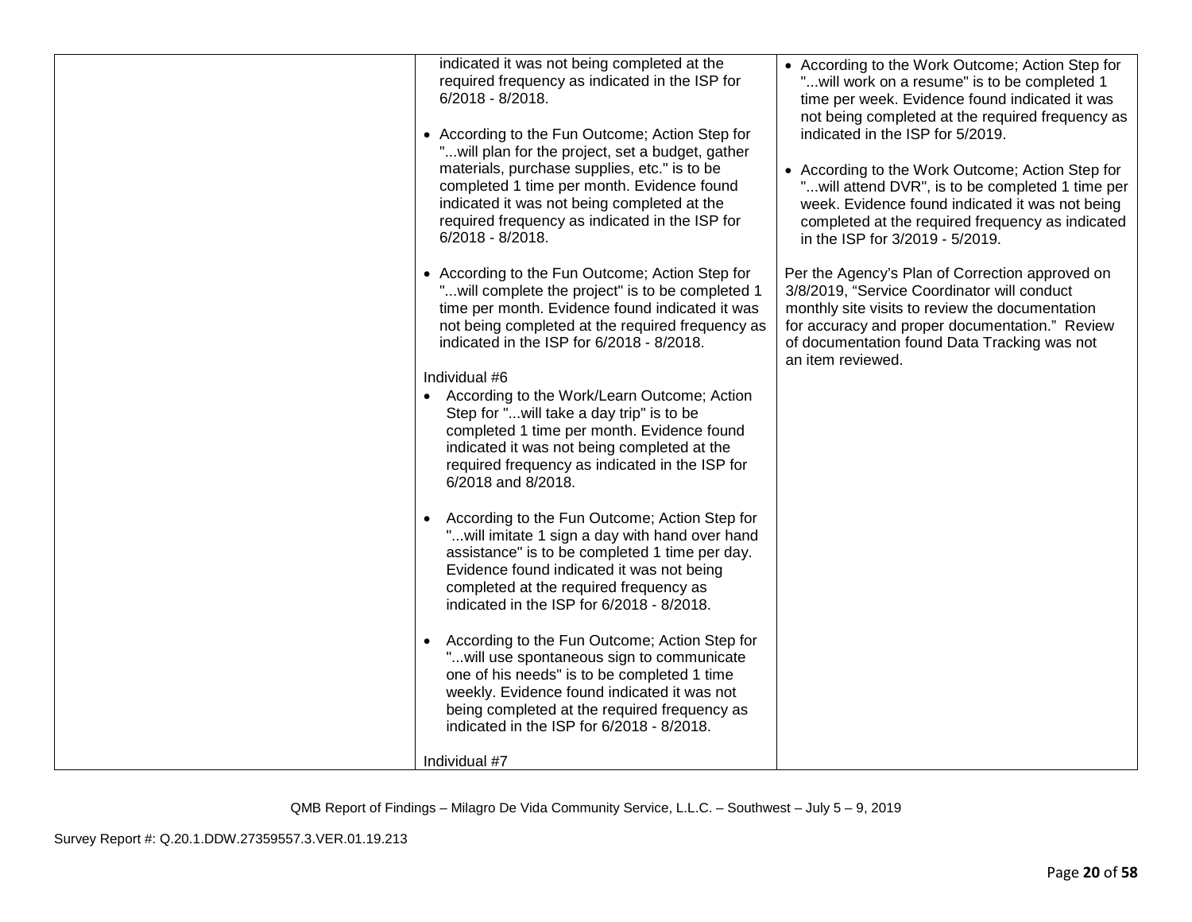| | | |
|---|---|---|
| | indicated it was not being completed at the required frequency as indicated in the ISP for 6/2018 - 8/2018.<br><br>• According to the Fun Outcome; Action Step for "...will plan for the project, set a budget, gather materials, purchase supplies, etc." is to be completed 1 time per month. Evidence found indicated it was not being completed at the required frequency as indicated in the ISP for 6/2018 - 8/2018.<br><br>• According to the Fun Outcome; Action Step for "...will complete the project" is to be completed 1 time per month. Evidence found indicated it was not being completed at the required frequency as indicated in the ISP for 6/2018 - 8/2018.<br><br>Individual #6<br>• According to the Work/Learn Outcome; Action Step for "...will take a day trip" is to be completed 1 time per month. Evidence found indicated it was not being completed at the required frequency as indicated in the ISP for 6/2018 and 8/2018.<br><br>• According to the Fun Outcome; Action Step for "...will imitate 1 sign a day with hand over hand assistance" is to be completed 1 time per day. Evidence found indicated it was not being completed at the required frequency as indicated in the ISP for 6/2018 - 8/2018.<br><br>• According to the Fun Outcome; Action Step for "...will use spontaneous sign to communicate one of his needs" is to be completed 1 time weekly. Evidence found indicated it was not being completed at the required frequency as indicated in the ISP for 6/2018 - 8/2018.<br><br>Individual #7 | • According to the Work Outcome; Action Step for "...will work on a resume" is to be completed 1 time per week. Evidence found indicated it was not being completed at the required frequency as indicated in the ISP for 5/2019.<br><br>• According to the Work Outcome; Action Step for "...will attend DVR", is to be completed 1 time per week. Evidence found indicated it was not being completed at the required frequency as indicated in the ISP for 3/2019 - 5/2019.<br><br>Per the Agency's Plan of Correction approved on 3/8/2019, "Service Coordinator will conduct monthly site visits to review the documentation for accuracy and proper documentation." Review of documentation found Data Tracking was not an item reviewed. |

QMB Report of Findings – Milagro De Vida Community Service, L.L.C. – Southwest – July 5 – 9, 2019

Survey Report #: Q.20.1.DDW.27359557.3.VER.01.19.213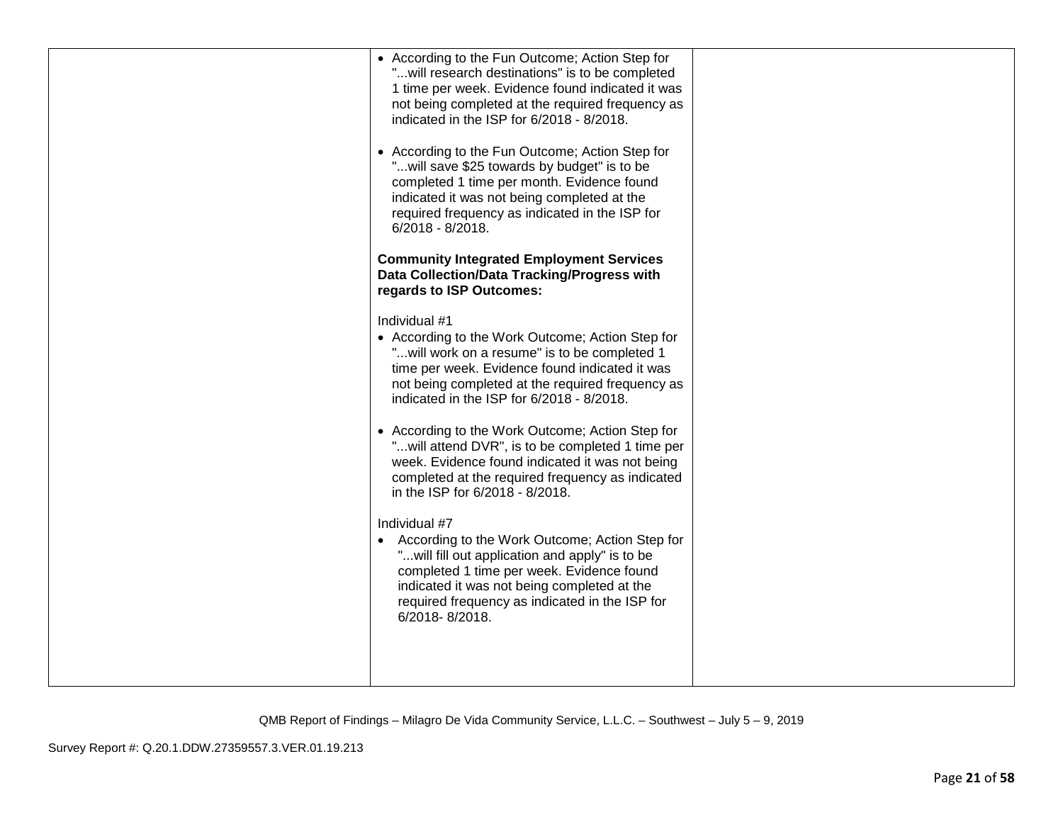| | | |
|---|---|---|
| | • According to the Fun Outcome; Action Step for "...will research destinations" is to be completed 1 time per week. Evidence found indicated it was not being completed at the required frequency as indicated in the ISP for 6/2018 - 8/2018.<br><br>• According to the Fun Outcome; Action Step for "...will save $25 towards by budget" is to be completed 1 time per month. Evidence found indicated it was not being completed at the required frequency as indicated in the ISP for 6/2018 - 8/2018.<br><br>**Community Integrated Employment Services Data Collection/Data Tracking/Progress with regards to ISP Outcomes:**<br><br>Individual #1<br>• According to the Work Outcome; Action Step for "...will work on a resume" is to be completed 1 time per week. Evidence found indicated it was not being completed at the required frequency as indicated in the ISP for 6/2018 - 8/2018.<br><br>• According to the Work Outcome; Action Step for "...will attend DVR", is to be completed 1 time per week. Evidence found indicated it was not being completed at the required frequency as indicated in the ISP for 6/2018 - 8/2018.<br><br>Individual #7<br>• According to the Work Outcome; Action Step for "...will fill out application and apply" is to be completed 1 time per week. Evidence found indicated it was not being completed at the required frequency as indicated in the ISP for 6/2018- 8/2018. | |

QMB Report of Findings – Milagro De Vida Community Service, L.L.C. – Southwest – July 5 – 9, 2019

Survey Report #: Q.20.1.DDW.27359557.3.VER.01.19.213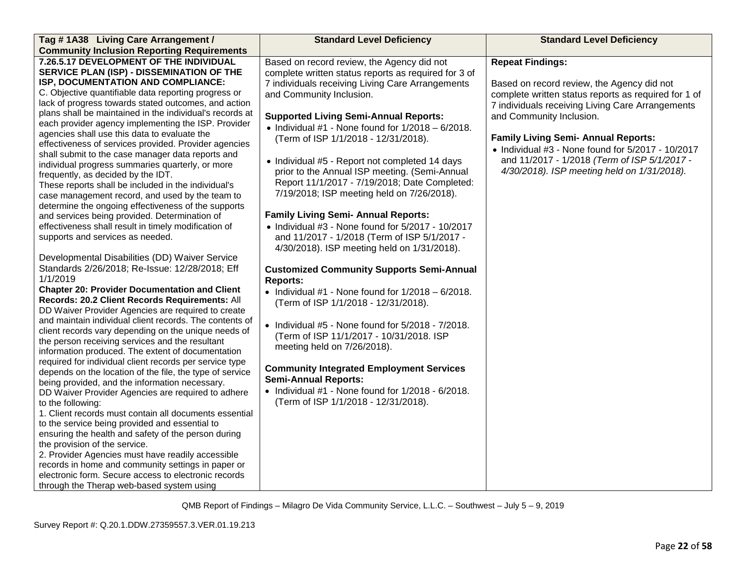| Tag # 1A38 Living Care Arrangement / Community Inclusion Reporting Requirements | Standard Level Deficiency | Standard Level Deficiency |
|---|---|---|
| **7.26.5.17 DEVELOPMENT OF THE INDIVIDUAL SERVICE PLAN (ISP) - DISSEMINATION OF THE ISP, DOCUMENTATION AND COMPLIANCE:**<br>C. Objective quantifiable data reporting progress or lack of progress towards stated outcomes, and action plans shall be maintained in the individual's records at each provider agency implementing the ISP. Provider agencies shall use this data to evaluate the effectiveness of services provided. Provider agencies shall submit to the case manager data reports and individual progress summaries quarterly, or more frequently, as decided by the IDT.<br>These reports shall be included in the individual's case management record, and used by the team to determine the ongoing effectiveness of the supports and services being provided. Determination of effectiveness shall result in timely modification of supports and services as needed.<br><br>Developmental Disabilities (DD) Waiver Service Standards 2/26/2018; Re-Issue: 12/28/2018; Eff 1/1/2019<br>**Chapter 20: Provider Documentation and Client Records: 20.2 Client Records Requirements:** All DD Waiver Provider Agencies are required to create and maintain individual client records. The contents of client records vary depending on the unique needs of the person receiving services and the resultant information produced. The extent of documentation required for individual client records per service type depends on the location of the file, the type of service being provided, and the information necessary.<br>DD Waiver Provider Agencies are required to adhere to the following:<br>1. Client records must contain all documents essential to the service being provided and essential to ensuring the health and safety of the person during the provision of the service.<br>2. Provider Agencies must have readily accessible records in home and community settings in paper or electronic form. Secure access to electronic records through the Therap web-based system using | Based on record review, the Agency did not complete written status reports as required for 3 of 7 individuals receiving Living Care Arrangements and Community Inclusion.<br><br>**Supported Living Semi-Annual Reports:**<br>• Individual #1 - None found for 1/2018 – 6/2018. (Term of ISP 1/1/2018 - 12/31/2018).<br><br>• Individual #5 - Report not completed 14 days prior to the Annual ISP meeting. (Semi-Annual Report 11/1/2017 - 7/19/2018; Date Completed: 7/19/2018; ISP meeting held on 7/26/2018).<br><br>**Family Living Semi- Annual Reports:**<br>• Individual #3 - None found for 5/2017 - 10/2017 and 11/2017 - 1/2018 (Term of ISP 5/1/2017 - 4/30/2018). ISP meeting held on 1/31/2018).<br><br>**Customized Community Supports Semi-Annual Reports:**<br>• Individual #1 - None found for 1/2018 – 6/2018. (Term of ISP 1/1/2018 - 12/31/2018).<br><br>• Individual #5 - None found for 5/2018 - 7/2018. (Term of ISP 11/1/2017 - 10/31/2018. ISP meeting held on 7/26/2018).<br><br>**Community Integrated Employment Services Semi-Annual Reports:**<br>• Individual #1 - None found for 1/2018 - 6/2018. (Term of ISP 1/1/2018 - 12/31/2018). | **Repeat Findings:**<br><br>Based on record review, the Agency did not complete written status reports as required for 1 of 7 individuals receiving Living Care Arrangements and Community Inclusion.<br><br>**Family Living Semi- Annual Reports:**<br>• Individual #3 - None found for 5/2017 - 10/2017 and 11/2017 - 1/2018 *(Term of ISP 5/1/2017 - 4/30/2018). ISP meeting held on 1/31/2018).* |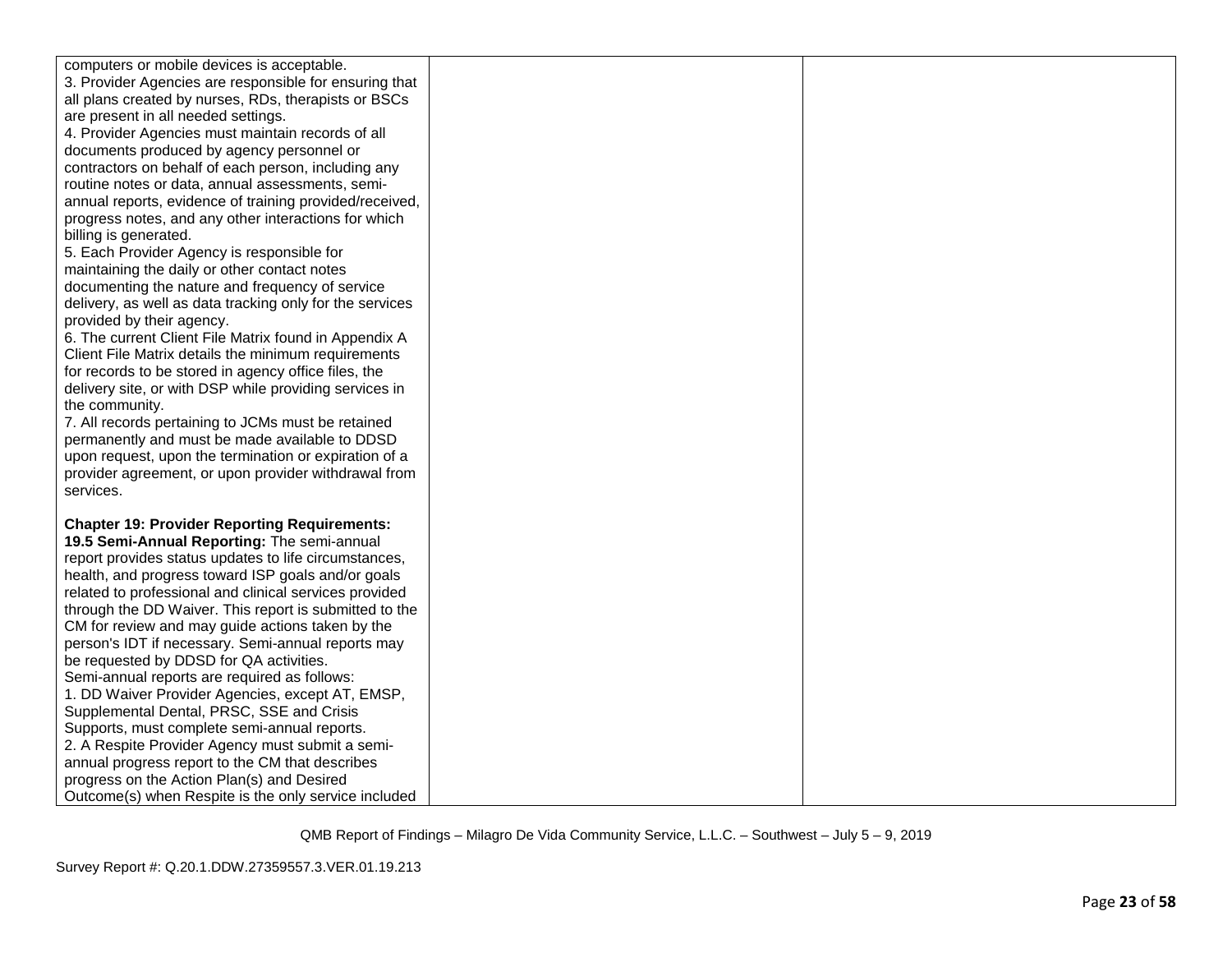| | | |
|---|---|---|
| computers or mobile devices is acceptable.<br>3. Provider Agencies are responsible for ensuring that all plans created by nurses, RDs, therapists or BSCs are present in all needed settings.<br>4. Provider Agencies must maintain records of all documents produced by agency personnel or contractors on behalf of each person, including any routine notes or data, annual assessments, semi-annual reports, evidence of training provided/received, progress notes, and any other interactions for which billing is generated.<br>5. Each Provider Agency is responsible for maintaining the daily or other contact notes documenting the nature and frequency of service delivery, as well as data tracking only for the services provided by their agency.<br>6. The current Client File Matrix found in Appendix A Client File Matrix details the minimum requirements for records to be stored in agency office files, the delivery site, or with DSP while providing services in the community.<br>7. All records pertaining to JCMs must be retained permanently and must be made available to DDSD upon request, upon the termination or expiration of a provider agreement, or upon provider withdrawal from services.<br><br>**Chapter 19: Provider Reporting Requirements:**<br>**19.5 Semi-Annual Reporting:** The semi-annual report provides status updates to life circumstances, health, and progress toward ISP goals and/or goals related to professional and clinical services provided through the DD Waiver. This report is submitted to the CM for review and may guide actions taken by the person's IDT if necessary. Semi-annual reports may be requested by DDSD for QA activities.<br>Semi-annual reports are required as follows:<br>1. DD Waiver Provider Agencies, except AT, EMSP, Supplemental Dental, PRSC, SSE and Crisis Supports, must complete semi-annual reports.<br>2. A Respite Provider Agency must submit a semi-annual progress report to the CM that describes progress on the Action Plan(s) and Desired Outcome(s) when Respite is the only service included | | |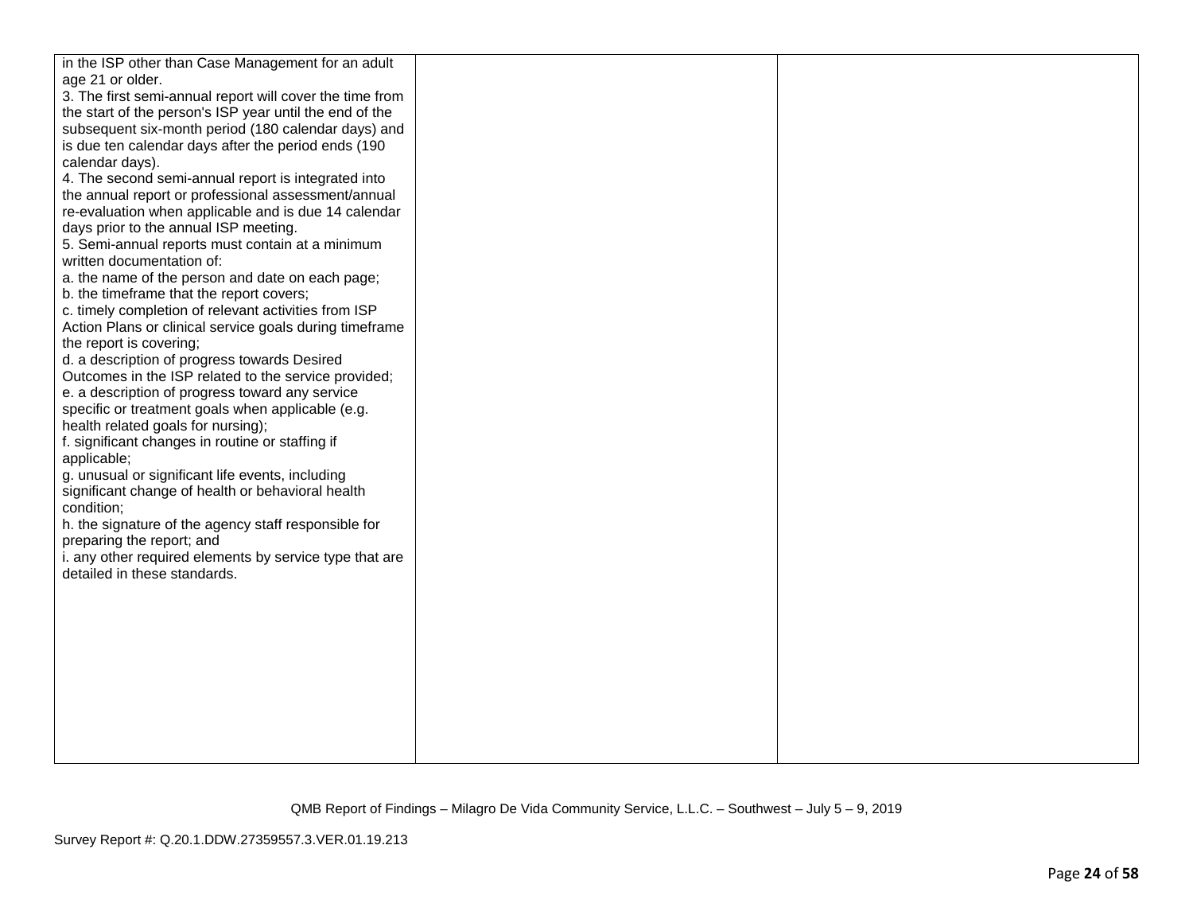| | | |
|---|---|---|
| in the ISP other than Case Management for an adult age 21 or older.<br>3. The first semi-annual report will cover the time from the start of the person's ISP year until the end of the subsequent six-month period (180 calendar days) and is due ten calendar days after the period ends (190 calendar days).<br>4. The second semi-annual report is integrated into the annual report or professional assessment/annual re-evaluation when applicable and is due 14 calendar days prior to the annual ISP meeting.<br>5. Semi-annual reports must contain at a minimum written documentation of:<br>a. the name of the person and date on each page;<br>b. the timeframe that the report covers;<br>c. timely completion of relevant activities from ISP Action Plans or clinical service goals during timeframe the report is covering;<br>d. a description of progress towards Desired Outcomes in the ISP related to the service provided;<br>e. a description of progress toward any service specific or treatment goals when applicable (e.g. health related goals for nursing);<br>f. significant changes in routine or staffing if applicable;<br>g. unusual or significant life events, including significant change of health or behavioral health condition;<br>h. the signature of the agency staff responsible for preparing the report; and<br>i. any other required elements by service type that are detailed in these standards. | | |

QMB Report of Findings – Milagro De Vida Community Service, L.L.C. – Southwest – July 5 – 9, 2019

Survey Report #: Q.20.1.DDW.27359557.3.VER.01.19.213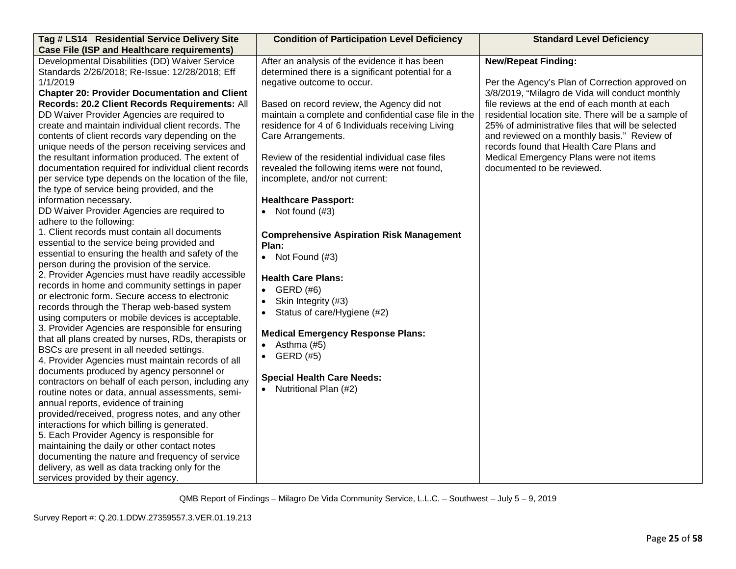| Tag # LS14 Residential Service Delivery Site Case File (ISP and Healthcare requirements) | Condition of Participation Level Deficiency | Standard Level Deficiency |
|---|---|---|
| Developmental Disabilities (DD) Waiver Service Standards 2/26/2018; Re-Issue: 12/28/2018; Eff 1/1/2019<br>**Chapter 20: Provider Documentation and Client Records: 20.2 Client Records Requirements:** All DD Waiver Provider Agencies are required to create and maintain individual client records. The contents of client records vary depending on the unique needs of the person receiving services and the resultant information produced. The extent of documentation required for individual client records per service type depends on the location of the file, the type of service being provided, and the information necessary.<br>DD Waiver Provider Agencies are required to adhere to the following:<br>1. Client records must contain all documents essential to the service being provided and essential to ensuring the health and safety of the person during the provision of the service.<br>2. Provider Agencies must have readily accessible records in home and community settings in paper or electronic form. Secure access to electronic records through the Therap web-based system using computers or mobile devices is acceptable.<br>3. Provider Agencies are responsible for ensuring that all plans created by nurses, RDs, therapists or BSCs are present in all needed settings.<br>4. Provider Agencies must maintain records of all documents produced by agency personnel or contractors on behalf of each person, including any routine notes or data, annual assessments, semi-annual reports, evidence of training provided/received, progress notes, and any other interactions for which billing is generated.<br>5. Each Provider Agency is responsible for maintaining the daily or other contact notes documenting the nature and frequency of service delivery, as well as data tracking only for the services provided by their agency. | After an analysis of the evidence it has been determined there is a significant potential for a negative outcome to occur.<br><br>Based on record review, the Agency did not maintain a complete and confidential case file in the residence for 4 of 6 Individuals receiving Living Care Arrangements.<br><br>Review of the residential individual case files revealed the following items were not found, incomplete, and/or not current:<br><br>**Healthcare Passport:**<br>• Not found (#3)<br><br>**Comprehensive Aspiration Risk Management Plan:**<br>• Not Found (#3)<br><br>**Health Care Plans:**<br>• GERD (#6)<br>• Skin Integrity (#3)<br>• Status of care/Hygiene (#2)<br><br>**Medical Emergency Response Plans:**<br>• Asthma (#5)<br>• GERD (#5)<br><br>**Special Health Care Needs:**<br>• Nutritional Plan (#2) | **New/Repeat Finding:**<br><br>Per the Agency's Plan of Correction approved on 3/8/2019, "Milagro de Vida will conduct monthly file reviews at the end of each month at each residential location site. There will be a sample of 25% of administrative files that will be selected and reviewed on a monthly basis." Review of records found that Health Care Plans and Medical Emergency Plans were not items documented to be reviewed. |

QMB Report of Findings – Milagro De Vida Community Service, L.L.C. – Southwest – July 5 – 9, 2019

Survey Report #: Q.20.1.DDW.27359557.3.VER.01.19.213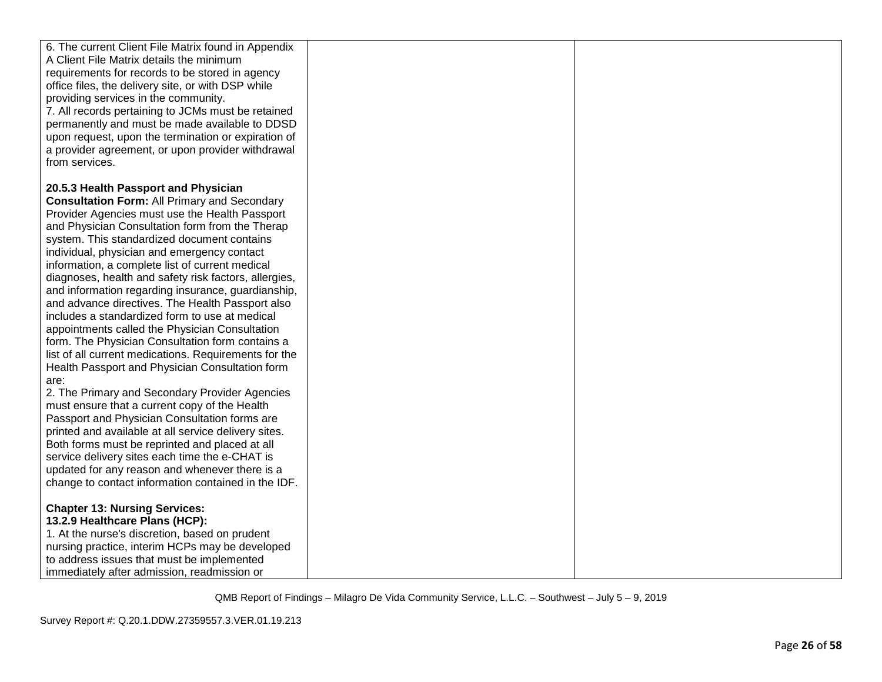| | | |
|---|---|---|
| 6. The current Client File Matrix found in Appendix A Client File Matrix details the minimum requirements for records to be stored in agency office files, the delivery site, or with DSP while providing services in the community.<br>7. All records pertaining to JCMs must be retained permanently and must be made available to DDSD upon request, upon the termination or expiration of a provider agreement, or upon provider withdrawal from services.<br><br>**20.5.3 Health Passport and Physician Consultation Form:** All Primary and Secondary Provider Agencies must use the Health Passport and Physician Consultation form from the Therap system. This standardized document contains individual, physician and emergency contact information, a complete list of current medical diagnoses, health and safety risk factors, allergies, and information regarding insurance, guardianship, and advance directives. The Health Passport also includes a standardized form to use at medical appointments called the Physician Consultation form. The Physician Consultation form contains a list of all current medications. Requirements for the Health Passport and Physician Consultation form are:<br>2. The Primary and Secondary Provider Agencies must ensure that a current copy of the Health Passport and Physician Consultation forms are printed and available at all service delivery sites. Both forms must be reprinted and placed at all service delivery sites each time the e-CHAT is updated for any reason and whenever there is a change to contact information contained in the IDF.<br><br>**Chapter 13: Nursing Services:**<br>**13.2.9 Healthcare Plans (HCP):**<br>1. At the nurse's discretion, based on prudent nursing practice, interim HCPs may be developed to address issues that must be implemented immediately after admission, readmission or | | |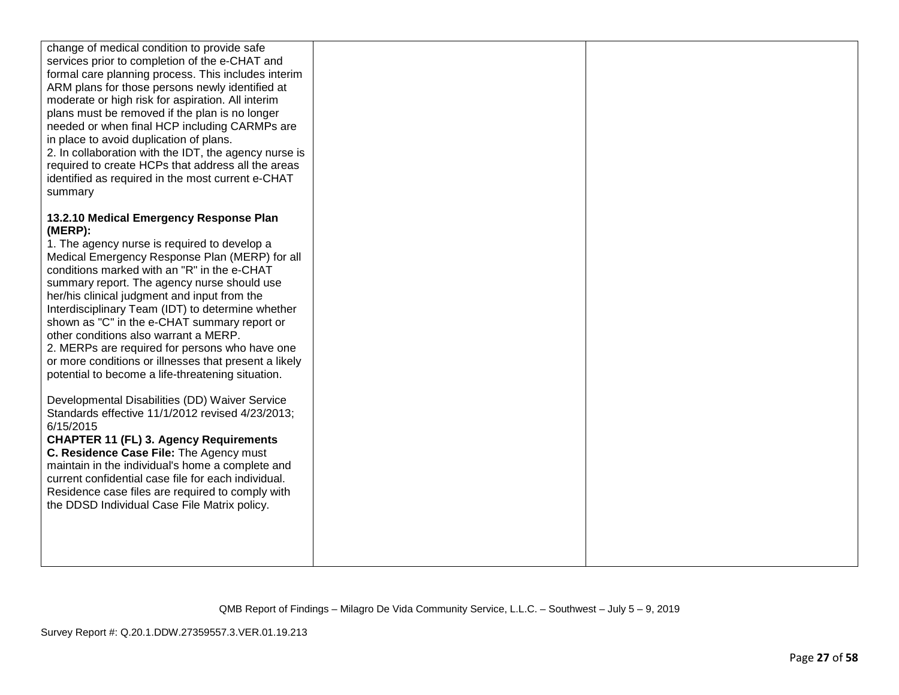| | | |
|---|---|---|
| change of medical condition to provide safe services prior to completion of the e-CHAT and formal care planning process. This includes interim ARM plans for those persons newly identified at moderate or high risk for aspiration. All interim plans must be removed if the plan is no longer needed or when final HCP including CARMPs are in place to avoid duplication of plans.<br>2. In collaboration with the IDT, the agency nurse is required to create HCPs that address all the areas identified as required in the most current e-CHAT summary<br><br>**13.2.10 Medical Emergency Response Plan (MERP):**<br>1. The agency nurse is required to develop a Medical Emergency Response Plan (MERP) for all conditions marked with an "R" in the e-CHAT summary report. The agency nurse should use her/his clinical judgment and input from the Interdisciplinary Team (IDT) to determine whether shown as "C" in the e-CHAT summary report or other conditions also warrant a MERP.<br>2. MERPs are required for persons who have one or more conditions or illnesses that present a likely potential to become a life-threatening situation.<br><br>Developmental Disabilities (DD) Waiver Service Standards effective 11/1/2012 revised 4/23/2013; 6/15/2015<br>**CHAPTER 11 (FL) 3. Agency Requirements**<br>**C. Residence Case File:** The Agency must maintain in the individual's home a complete and current confidential case file for each individual. Residence case files are required to comply with the DDSD Individual Case File Matrix policy. | | |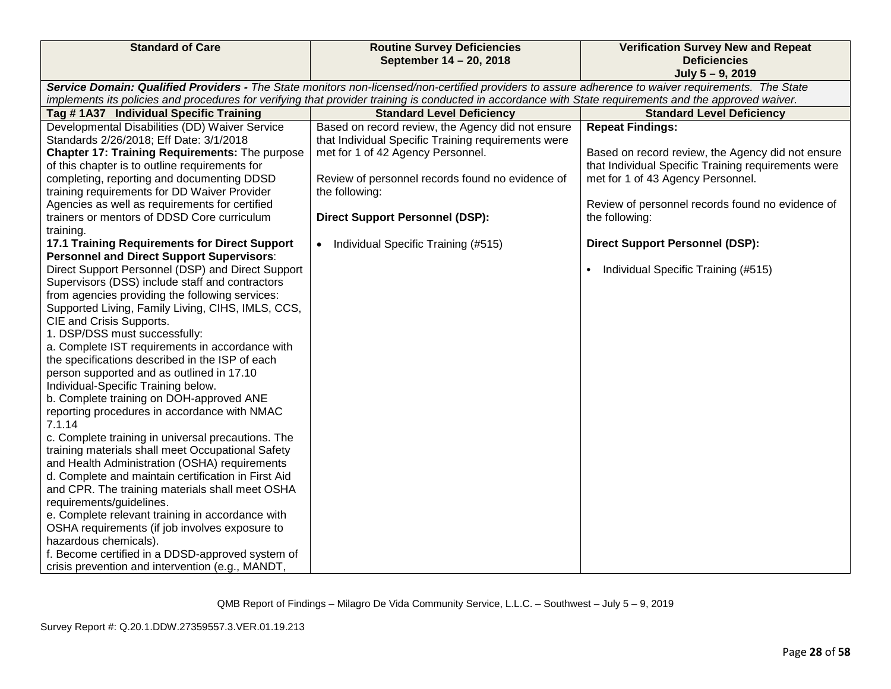| Standard of Care | Routine Survey Deficiencies<br>September 14 – 20, 2018 | Verification Survey New and Repeat Deficiencies<br>July 5 – 9, 2019 |
|---|---|---|
| ***Service Domain: Qualified Providers -*** *The State monitors non-licensed/non-certified providers to assure adherence to waiver requirements. The State implements its policies and procedures for verifying that provider training is conducted in accordance with State requirements and the approved waiver.* | | |
| **Tag # 1A37 Individual Specific Training** | **Standard Level Deficiency** | **Standard Level Deficiency** |
| Developmental Disabilities (DD) Waiver Service Standards 2/26/2018; Eff Date: 3/1/2018<br>**Chapter 17: Training Requirements:** The purpose of this chapter is to outline requirements for completing, reporting and documenting DDSD training requirements for DD Waiver Provider Agencies as well as requirements for certified trainers or mentors of DDSD Core curriculum training.<br>**17.1 Training Requirements for Direct Support Personnel and Direct Support Supervisors**: Direct Support Personnel (DSP) and Direct Support Supervisors (DSS) include staff and contractors from agencies providing the following services: Supported Living, Family Living, CIHS, IMLS, CCS, CIE and Crisis Supports.<br>1. DSP/DSS must successfully:<br>a. Complete IST requirements in accordance with the specifications described in the ISP of each person supported and as outlined in 17.10 Individual-Specific Training below.<br>b. Complete training on DOH-approved ANE reporting procedures in accordance with NMAC 7.1.14<br>c. Complete training in universal precautions. The training materials shall meet Occupational Safety and Health Administration (OSHA) requirements<br>d. Complete and maintain certification in First Aid and CPR. The training materials shall meet OSHA requirements/guidelines.<br>e. Complete relevant training in accordance with OSHA requirements (if job involves exposure to hazardous chemicals).<br>f. Become certified in a DDSD-approved system of crisis prevention and intervention (e.g., MANDT, | Based on record review, the Agency did not ensure that Individual Specific Training requirements were met for 1 of 42 Agency Personnel.<br><br>Review of personnel records found no evidence of the following:<br><br>**Direct Support Personnel (DSP):**<br><br>• Individual Specific Training (#515) | **Repeat Findings:**<br><br>Based on record review, the Agency did not ensure that Individual Specific Training requirements were met for 1 of 43 Agency Personnel.<br><br>Review of personnel records found no evidence of the following:<br><br>**Direct Support Personnel (DSP):**<br><br>• Individual Specific Training (#515) |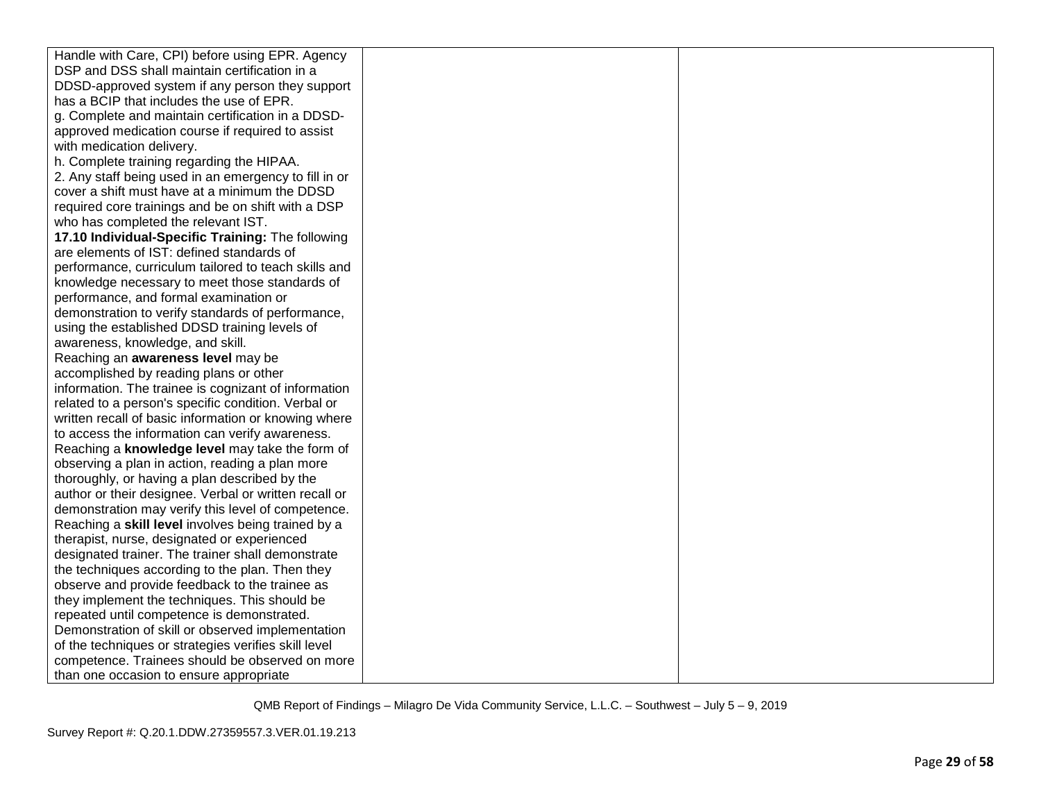| | | |
|---|---|---|
| Handle with Care, CPI) before using EPR. Agency DSP and DSS shall maintain certification in a DDSD-approved system if any person they support has a BCIP that includes the use of EPR.<br>g. Complete and maintain certification in a DDSD-approved medication course if required to assist with medication delivery.<br>h. Complete training regarding the HIPAA.<br>2. Any staff being used in an emergency to fill in or cover a shift must have at a minimum the DDSD required core trainings and be on shift with a DSP who has completed the relevant IST.<br>**17.10 Individual-Specific Training:** The following are elements of IST: defined standards of performance, curriculum tailored to teach skills and knowledge necessary to meet those standards of performance, and formal examination or demonstration to verify standards of performance, using the established DDSD training levels of awareness, knowledge, and skill.<br>Reaching an **awareness level** may be accomplished by reading plans or other information. The trainee is cognizant of information related to a person's specific condition. Verbal or written recall of basic information or knowing where to access the information can verify awareness.<br>Reaching a **knowledge level** may take the form of observing a plan in action, reading a plan more thoroughly, or having a plan described by the author or their designee. Verbal or written recall or demonstration may verify this level of competence.<br>Reaching a **skill level** involves being trained by a therapist, nurse, designated or experienced designated trainer. The trainer shall demonstrate the techniques according to the plan. Then they observe and provide feedback to the trainee as they implement the techniques. This should be repeated until competence is demonstrated. Demonstration of skill or observed implementation of the techniques or strategies verifies skill level competence. Trainees should be observed on more than one occasion to ensure appropriate | | |

QMB Report of Findings – Milagro De Vida Community Service, L.L.C. – Southwest – July 5 – 9, 2019

Survey Report #: Q.20.1.DDW.27359557.3.VER.01.19.213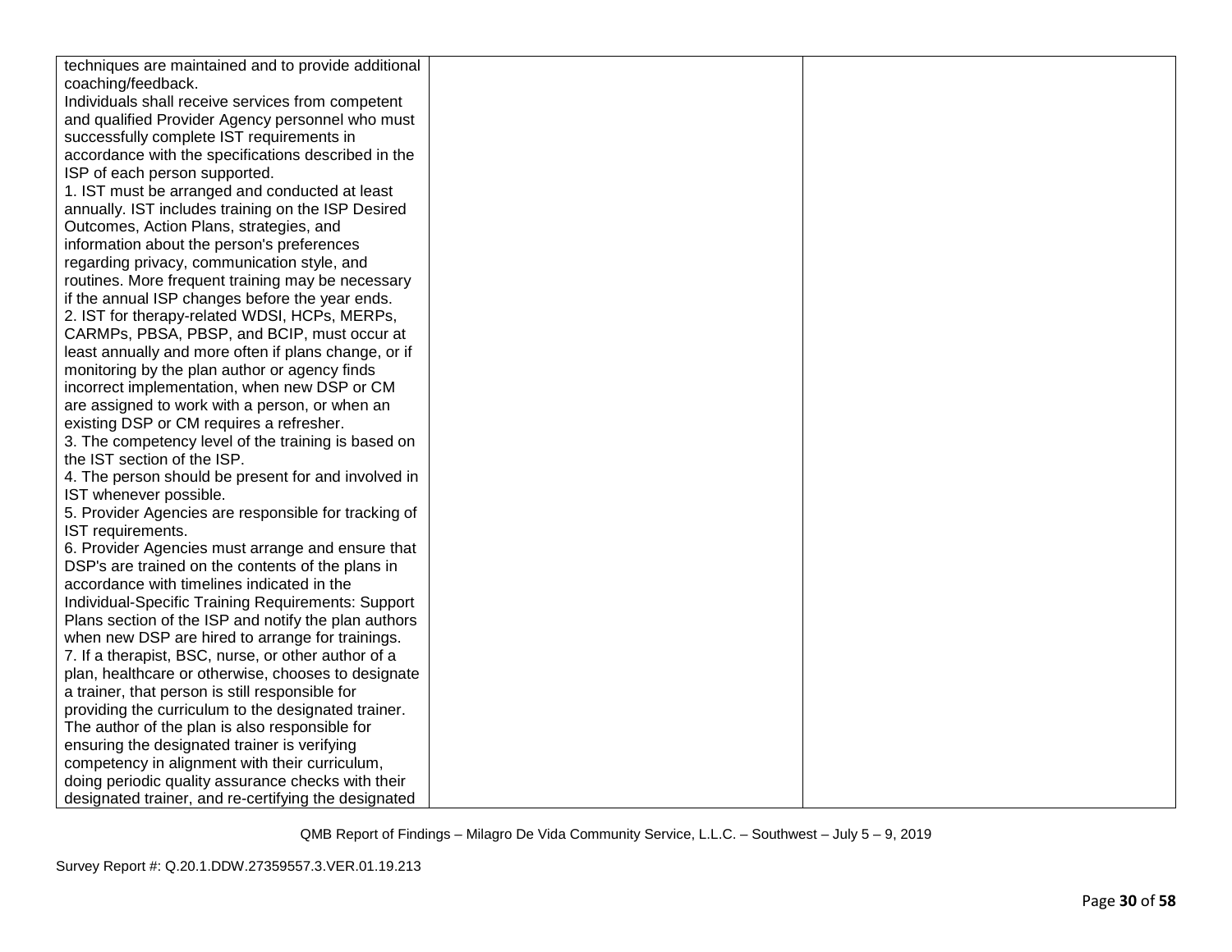| | | |
|---|---|---|
| techniques are maintained and to provide additional coaching/feedback.<br>Individuals shall receive services from competent and qualified Provider Agency personnel who must successfully complete IST requirements in accordance with the specifications described in the ISP of each person supported.<br>1. IST must be arranged and conducted at least annually. IST includes training on the ISP Desired Outcomes, Action Plans, strategies, and information about the person's preferences regarding privacy, communication style, and routines. More frequent training may be necessary if the annual ISP changes before the year ends.<br>2. IST for therapy-related WDSI, HCPs, MERPs, CARMPs, PBSA, PBSP, and BCIP, must occur at least annually and more often if plans change, or if monitoring by the plan author or agency finds incorrect implementation, when new DSP or CM are assigned to work with a person, or when an existing DSP or CM requires a refresher.<br>3. The competency level of the training is based on the IST section of the ISP.<br>4. The person should be present for and involved in IST whenever possible.<br>5. Provider Agencies are responsible for tracking of IST requirements.<br>6. Provider Agencies must arrange and ensure that DSP's are trained on the contents of the plans in accordance with timelines indicated in the Individual-Specific Training Requirements: Support Plans section of the ISP and notify the plan authors when new DSP are hired to arrange for trainings.<br>7. If a therapist, BSC, nurse, or other author of a plan, healthcare or otherwise, chooses to designate a trainer, that person is still responsible for providing the curriculum to the designated trainer. The author of the plan is also responsible for ensuring the designated trainer is verifying competency in alignment with their curriculum, doing periodic quality assurance checks with their designated trainer, and re-certifying the designated | | |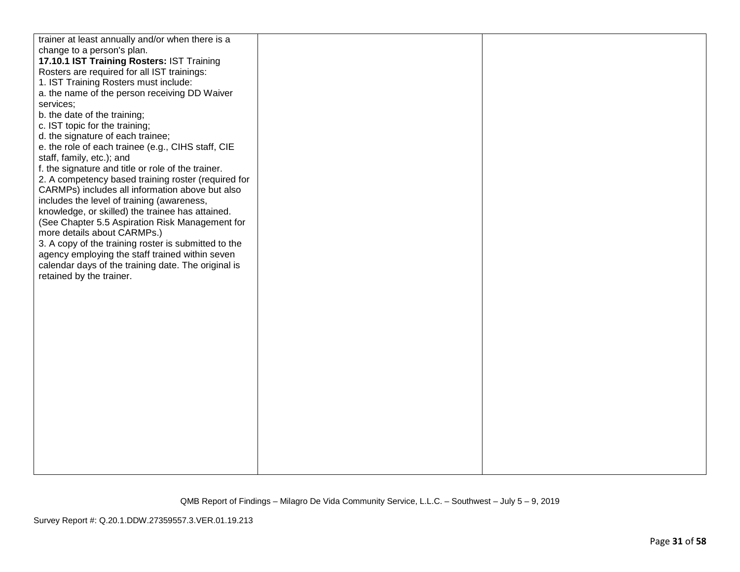| | | |
|---|---|---|
| trainer at least annually and/or when there is a change to a person's plan.<br>**17.10.1 IST Training Rosters:** IST Training Rosters are required for all IST trainings:<br>1. IST Training Rosters must include:<br>a. the name of the person receiving DD Waiver services;<br>b. the date of the training;<br>c. IST topic for the training;<br>d. the signature of each trainee;<br>e. the role of each trainee (e.g., CIHS staff, CIE staff, family, etc.); and<br>f. the signature and title or role of the trainer.<br>2. A competency based training roster (required for CARMPs) includes all information above but also includes the level of training (awareness, knowledge, or skilled) the trainee has attained. (See Chapter 5.5 Aspiration Risk Management for more details about CARMPs.)<br>3. A copy of the training roster is submitted to the agency employing the staff trained within seven calendar days of the training date. The original is retained by the trainer. | | |

QMB Report of Findings – Milagro De Vida Community Service, L.L.C. – Southwest – July 5 – 9, 2019

Survey Report #: Q.20.1.DDW.27359557.3.VER.01.19.213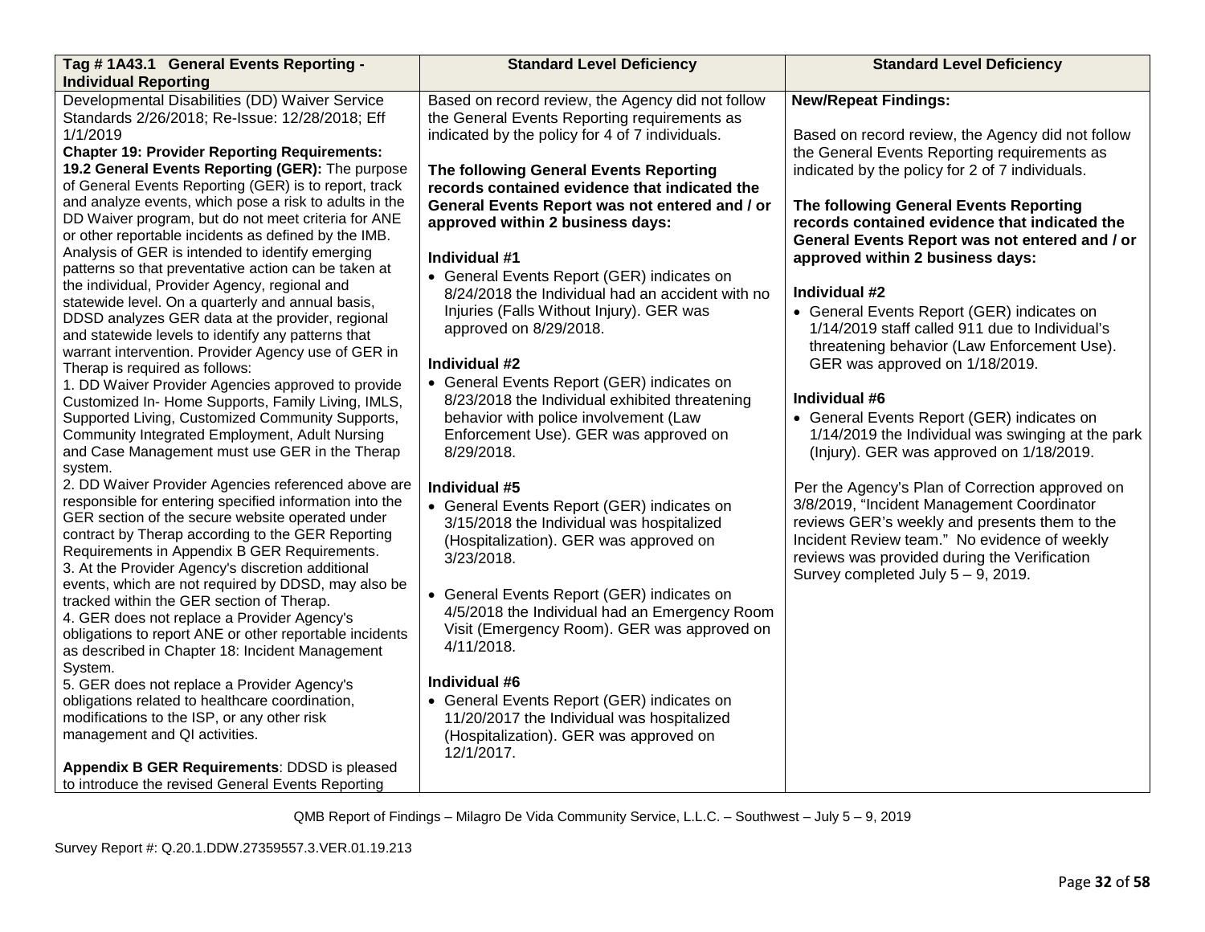| Tag # 1A43.1 General Events Reporting - Individual Reporting | Standard Level Deficiency | Standard Level Deficiency |
|---|---|---|
| Developmental Disabilities (DD) Waiver Service Standards 2/26/2018; Re-Issue: 12/28/2018; Eff 1/1/2019<br>**Chapter 19: Provider Reporting Requirements:**<br>**19.2 General Events Reporting (GER):** The purpose of General Events Reporting (GER) is to report, track and analyze events, which pose a risk to adults in the DD Waiver program, but do not meet criteria for ANE or other reportable incidents as defined by the IMB. Analysis of GER is intended to identify emerging patterns so that preventative action can be taken at the individual, Provider Agency, regional and statewide level. On a quarterly and annual basis, DDSD analyzes GER data at the provider, regional and statewide levels to identify any patterns that warrant intervention. Provider Agency use of GER in Therap is required as follows:<br>1. DD Waiver Provider Agencies approved to provide Customized In- Home Supports, Family Living, IMLS, Supported Living, Customized Community Supports, Community Integrated Employment, Adult Nursing and Case Management must use GER in the Therap system.<br>2. DD Waiver Provider Agencies referenced above are responsible for entering specified information into the GER section of the secure website operated under contract by Therap according to the GER Reporting Requirements in Appendix B GER Requirements.<br>3. At the Provider Agency's discretion additional events, which are not required by DDSD, may also be tracked within the GER section of Therap.<br>4. GER does not replace a Provider Agency's obligations to report ANE or other reportable incidents as described in Chapter 18: Incident Management System.<br>5. GER does not replace a Provider Agency's obligations related to healthcare coordination, modifications to the ISP, or any other risk management and QI activities.<br><br>**Appendix B GER Requirements**: DDSD is pleased to introduce the revised General Events Reporting | Based on record review, the Agency did not follow the General Events Reporting requirements as indicated by the policy for 4 of 7 individuals.<br><br>**The following General Events Reporting records contained evidence that indicated the General Events Report was not entered and / or approved within 2 business days:**<br><br>**Individual #1**<br>• General Events Report (GER) indicates on 8/24/2018 the Individual had an accident with no Injuries (Falls Without Injury). GER was approved on 8/29/2018.<br><br>**Individual #2**<br>• General Events Report (GER) indicates on 8/23/2018 the Individual exhibited threatening behavior with police involvement (Law Enforcement Use). GER was approved on 8/29/2018.<br><br>**Individual #5**<br>• General Events Report (GER) indicates on 3/15/2018 the Individual was hospitalized (Hospitalization). GER was approved on 3/23/2018.<br><br>• General Events Report (GER) indicates on 4/5/2018 the Individual had an Emergency Room Visit (Emergency Room). GER was approved on 4/11/2018.<br><br>**Individual #6**<br>• General Events Report (GER) indicates on 11/20/2017 the Individual was hospitalized (Hospitalization). GER was approved on 12/1/2017. | **New/Repeat Findings:**<br><br>Based on record review, the Agency did not follow the General Events Reporting requirements as indicated by the policy for 2 of 7 individuals.<br><br>**The following General Events Reporting records contained evidence that indicated the General Events Report was not entered and / or approved within 2 business days:**<br><br>**Individual #2**<br>• General Events Report (GER) indicates on 1/14/2019 staff called 911 due to Individual's threatening behavior (Law Enforcement Use). GER was approved on 1/18/2019.<br><br>**Individual #6**<br>• General Events Report (GER) indicates on 1/14/2019 the Individual was swinging at the park (Injury). GER was approved on 1/18/2019.<br><br>Per the Agency's Plan of Correction approved on 3/8/2019, "Incident Management Coordinator reviews GER's weekly and presents them to the Incident Review team." No evidence of weekly reviews was provided during the Verification Survey completed July 5 – 9, 2019. |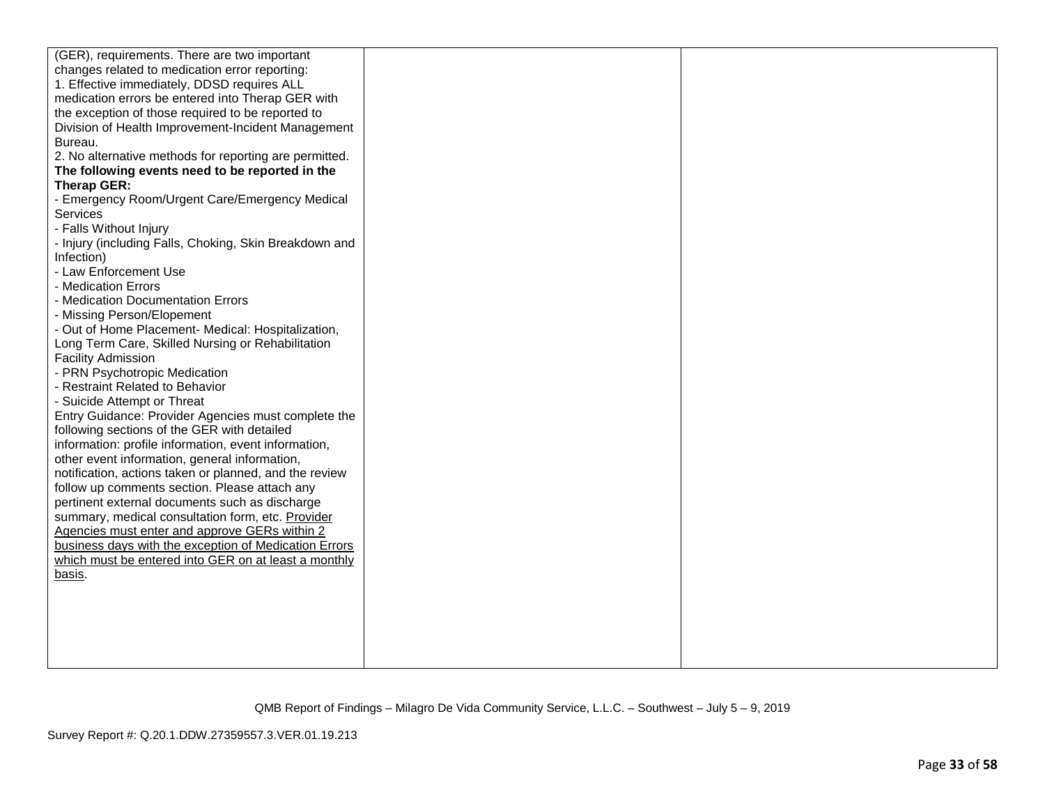| | | |
|---|---|---|
| (GER), requirements. There are two important changes related to medication error reporting:<br>1. Effective immediately, DDSD requires ALL medication errors be entered into Therap GER with the exception of those required to be reported to Division of Health Improvement-Incident Management Bureau.<br>2. No alternative methods for reporting are permitted.<br>**The following events need to be reported in the Therap GER:**<br>- Emergency Room/Urgent Care/Emergency Medical Services<br>- Falls Without Injury<br>- Injury (including Falls, Choking, Skin Breakdown and Infection)<br>- Law Enforcement Use<br>- Medication Errors<br>- Medication Documentation Errors<br>- Missing Person/Elopement<br>- Out of Home Placement- Medical: Hospitalization, Long Term Care, Skilled Nursing or Rehabilitation Facility Admission<br>- PRN Psychotropic Medication<br>- Restraint Related to Behavior<br>- Suicide Attempt or Threat<br>Entry Guidance: Provider Agencies must complete the following sections of the GER with detailed information: profile information, event information, other event information, general information, notification, actions taken or planned, and the review follow up comments section. Please attach any pertinent external documents such as discharge summary, medical consultation form, etc. <u>Provider Agencies must enter and approve GERs within 2 business days with the exception of Medication Errors which must be entered into GER on at least a monthly basis</u>. | | |

QMB Report of Findings – Milagro De Vida Community Service, L.L.C. – Southwest – July 5 – 9, 2019

Survey Report #: Q.20.1.DDW.27359557.3.VER.01.19.213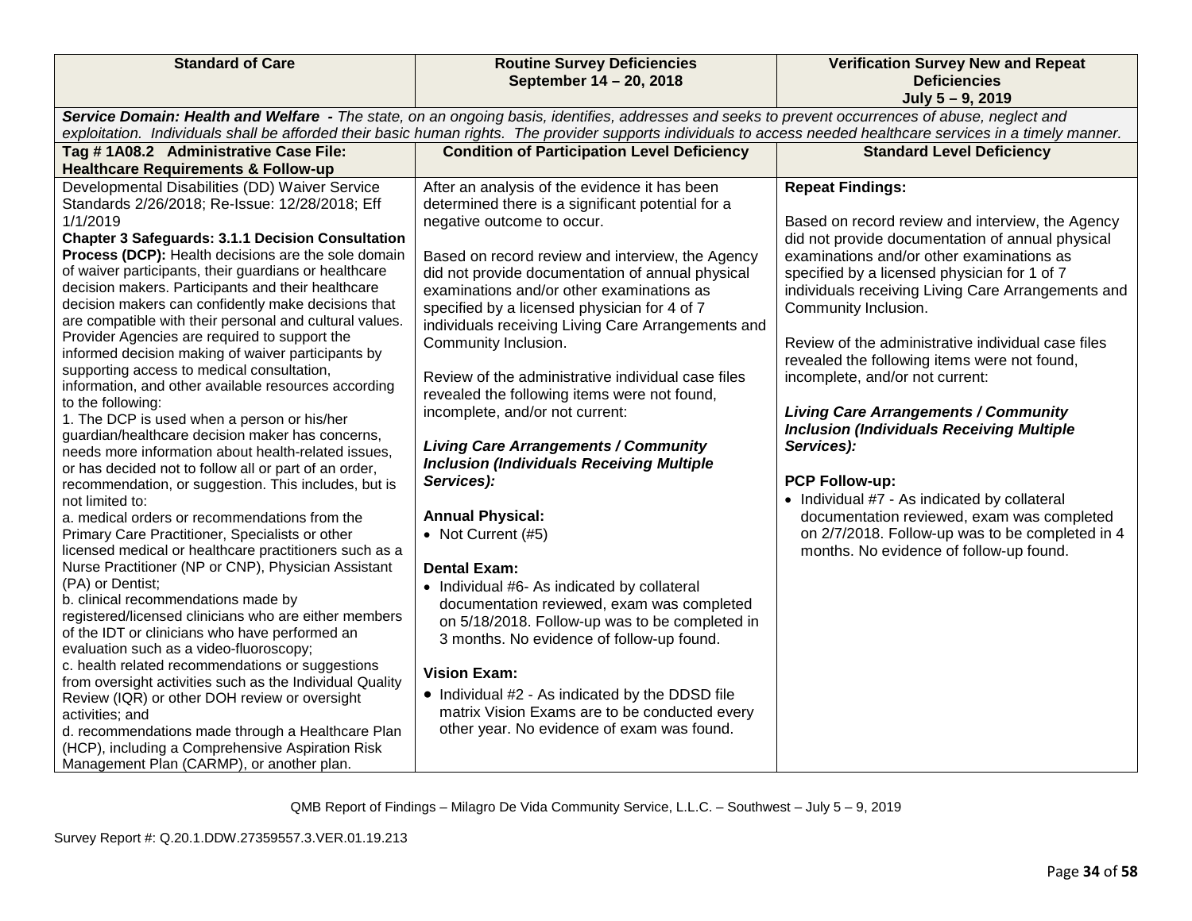| Standard of Care | Routine Survey Deficiencies September 14 – 20, 2018 | Verification Survey New and Repeat Deficiencies July 5 – 9, 2019 |
|---|---|---|
| ***Service Domain: Health and Welfare -** The state, on an ongoing basis, identifies, addresses and seeks to prevent occurrences of abuse, neglect and exploitation. Individuals shall be afforded their basic human rights. The provider supports individuals to access needed healthcare services in a timely manner.* | | |
| **Tag # 1A08.2 Administrative Case File: Healthcare Requirements & Follow-up** | **Condition of Participation Level Deficiency** | **Standard Level Deficiency** |
| Developmental Disabilities (DD) Waiver Service Standards 2/26/2018; Re-Issue: 12/28/2018; Eff 1/1/2019<br>**Chapter 3 Safeguards: 3.1.1 Decision Consultation Process (DCP):** Health decisions are the sole domain of waiver participants, their guardians or healthcare decision makers. Participants and their healthcare decision makers can confidently make decisions that are compatible with their personal and cultural values. Provider Agencies are required to support the informed decision making of waiver participants by supporting access to medical consultation, information, and other available resources according to the following:<br>1. The DCP is used when a person or his/her guardian/healthcare decision maker has concerns, needs more information about health-related issues, or has decided not to follow all or part of an order, recommendation, or suggestion. This includes, but is not limited to:<br>a. medical orders or recommendations from the Primary Care Practitioner, Specialists or other licensed medical or healthcare practitioners such as a Nurse Practitioner (NP or CNP), Physician Assistant (PA) or Dentist;<br>b. clinical recommendations made by registered/licensed clinicians who are either members of the IDT or clinicians who have performed an evaluation such as a video-fluoroscopy;<br>c. health related recommendations or suggestions from oversight activities such as the Individual Quality Review (IQR) or other DOH review or oversight activities; and<br>d. recommendations made through a Healthcare Plan (HCP), including a Comprehensive Aspiration Risk Management Plan (CARMP), or another plan. | After an analysis of the evidence it has been determined there is a significant potential for a negative outcome to occur.<br><br>Based on record review and interview, the Agency did not provide documentation of annual physical examinations and/or other examinations as specified by a licensed physician for 4 of 7 individuals receiving Living Care Arrangements and Community Inclusion.<br><br>Review of the administrative individual case files revealed the following items were not found, incomplete, and/or not current:<br><br>***Living Care Arrangements / Community Inclusion (Individuals Receiving Multiple Services):***<br><br>**Annual Physical:**<br>• Not Current (#5)<br><br>**Dental Exam:**<br>• Individual #6- As indicated by collateral documentation reviewed, exam was completed on 5/18/2018. Follow-up was to be completed in 3 months. No evidence of follow-up found.<br><br>**Vision Exam:**<br>• Individual #2 - As indicated by the DDSD file matrix Vision Exams are to be conducted every other year. No evidence of exam was found. | **Repeat Findings:**<br><br>Based on record review and interview, the Agency did not provide documentation of annual physical examinations and/or other examinations as specified by a licensed physician for 1 of 7 individuals receiving Living Care Arrangements and Community Inclusion.<br><br>Review of the administrative individual case files revealed the following items were not found, incomplete, and/or not current:<br><br>***Living Care Arrangements / Community Inclusion (Individuals Receiving Multiple Services):***<br><br>**PCP Follow-up:**<br>• Individual #7 - As indicated by collateral documentation reviewed, exam was completed on 2/7/2018. Follow-up was to be completed in 4 months. No evidence of follow-up found. |

QMB Report of Findings – Milagro De Vida Community Service, L.L.C. – Southwest – July 5 – 9, 2019

Survey Report #: Q.20.1.DDW.27359557.3.VER.01.19.213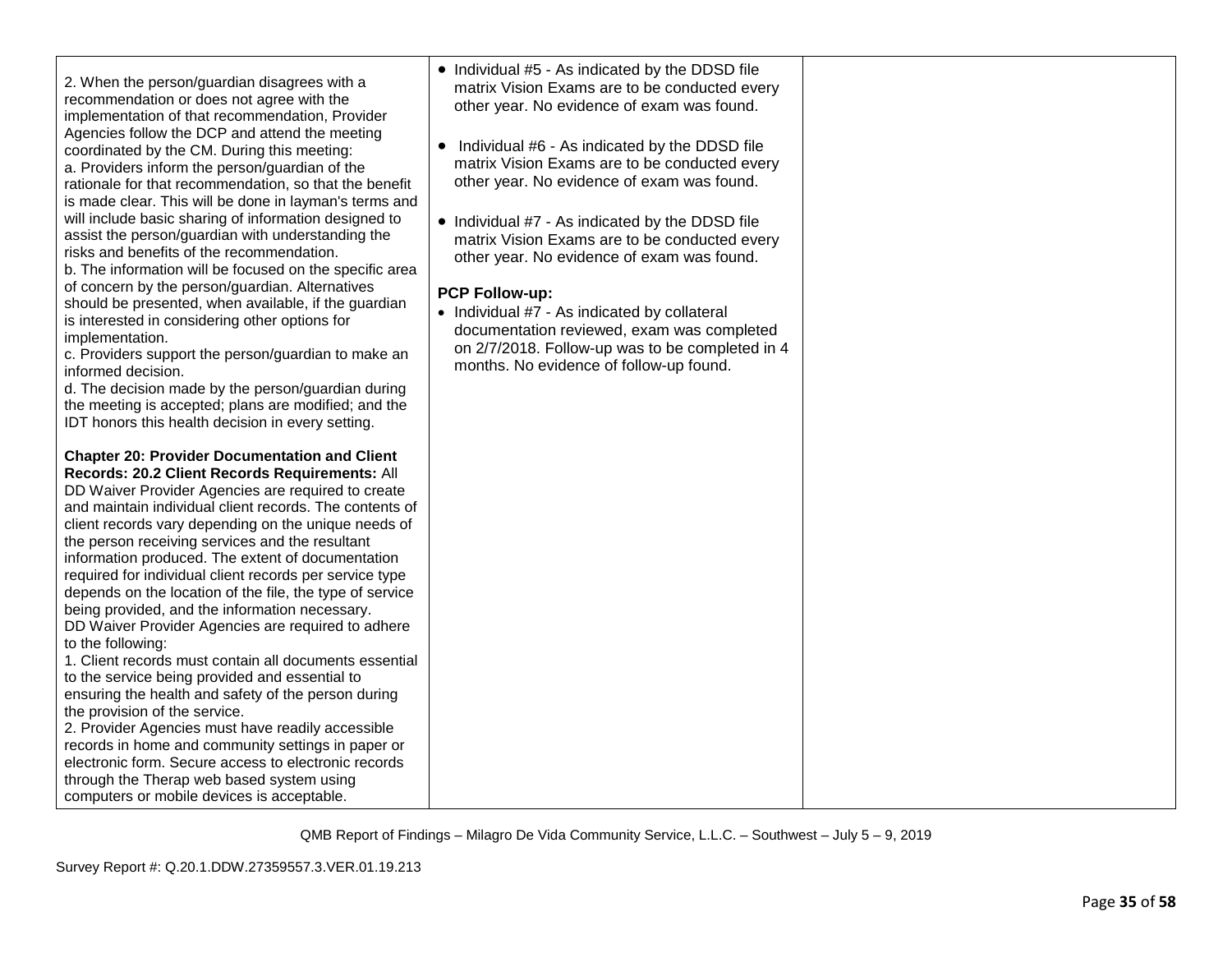| | | |
|---|---|---|
| 2. When the person/guardian disagrees with a recommendation or does not agree with the implementation of that recommendation, Provider Agencies follow the DCP and attend the meeting coordinated by the CM. During this meeting:<br>a. Providers inform the person/guardian of the rationale for that recommendation, so that the benefit is made clear. This will be done in layman's terms and will include basic sharing of information designed to assist the person/guardian with understanding the risks and benefits of the recommendation.<br>b. The information will be focused on the specific area of concern by the person/guardian. Alternatives should be presented, when available, if the guardian is interested in considering other options for implementation.<br>c. Providers support the person/guardian to make an informed decision.<br>d. The decision made by the person/guardian during the meeting is accepted; plans are modified; and the IDT honors this health decision in every setting.<br><br>**Chapter 20: Provider Documentation and Client Records: 20.2 Client Records Requirements:** All DD Waiver Provider Agencies are required to create and maintain individual client records. The contents of client records vary depending on the unique needs of the person receiving services and the resultant information produced. The extent of documentation required for individual client records per service type depends on the location of the file, the type of service being provided, and the information necessary.<br>DD Waiver Provider Agencies are required to adhere to the following:<br>1. Client records must contain all documents essential to the service being provided and essential to ensuring the health and safety of the person during the provision of the service.<br>2. Provider Agencies must have readily accessible records in home and community settings in paper or electronic form. Secure access to electronic records through the Therap web based system using computers or mobile devices is acceptable. | • Individual #5 - As indicated by the DDSD file matrix Vision Exams are to be conducted every other year. No evidence of exam was found.<br><br>• Individual #6 - As indicated by the DDSD file matrix Vision Exams are to be conducted every other year. No evidence of exam was found.<br><br>• Individual #7 - As indicated by the DDSD file matrix Vision Exams are to be conducted every other year. No evidence of exam was found.<br><br>**PCP Follow-up:**<br>• Individual #7 - As indicated by collateral documentation reviewed, exam was completed on 2/7/2018. Follow-up was to be completed in 4 months. No evidence of follow-up found. | |

QMB Report of Findings – Milagro De Vida Community Service, L.L.C. – Southwest – July 5 – 9, 2019

Survey Report #: Q.20.1.DDW.27359557.3.VER.01.19.213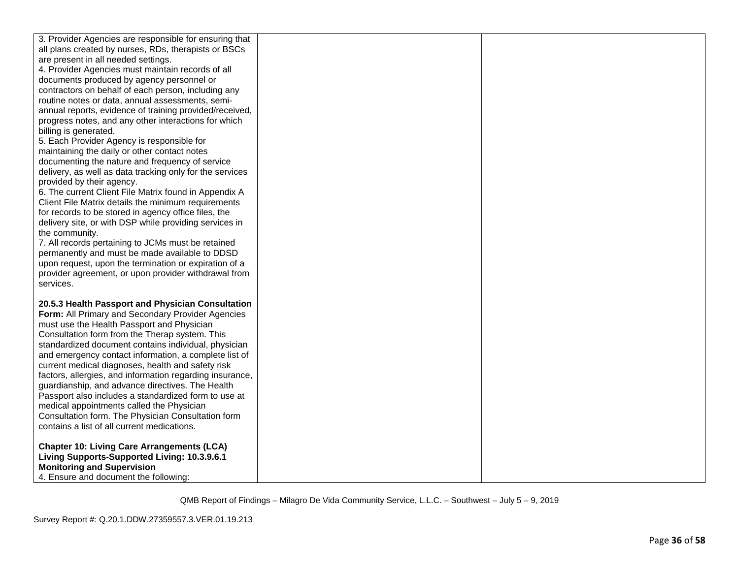| | | |
|---|---|---|
| 3. Provider Agencies are responsible for ensuring that all plans created by nurses, RDs, therapists or BSCs are present in all needed settings.<br>4. Provider Agencies must maintain records of all documents produced by agency personnel or contractors on behalf of each person, including any routine notes or data, annual assessments, semi-annual reports, evidence of training provided/received, progress notes, and any other interactions for which billing is generated.<br>5. Each Provider Agency is responsible for maintaining the daily or other contact notes documenting the nature and frequency of service delivery, as well as data tracking only for the services provided by their agency.<br>6. The current Client File Matrix found in Appendix A Client File Matrix details the minimum requirements for records to be stored in agency office files, the delivery site, or with DSP while providing services in the community.<br>7. All records pertaining to JCMs must be retained permanently and must be made available to DDSD upon request, upon the termination or expiration of a provider agreement, or upon provider withdrawal from services.<br><br>**20.5.3 Health Passport and Physician Consultation Form:** All Primary and Secondary Provider Agencies must use the Health Passport and Physician Consultation form from the Therap system. This standardized document contains individual, physician and emergency contact information, a complete list of current medical diagnoses, health and safety risk factors, allergies, and information regarding insurance, guardianship, and advance directives. The Health Passport also includes a standardized form to use at medical appointments called the Physician Consultation form. The Physician Consultation form contains a list of all current medications.<br><br>**Chapter 10: Living Care Arrangements (LCA) Living Supports-Supported Living: 10.3.9.6.1 Monitoring and Supervision**<br>4. Ensure and document the following: | | |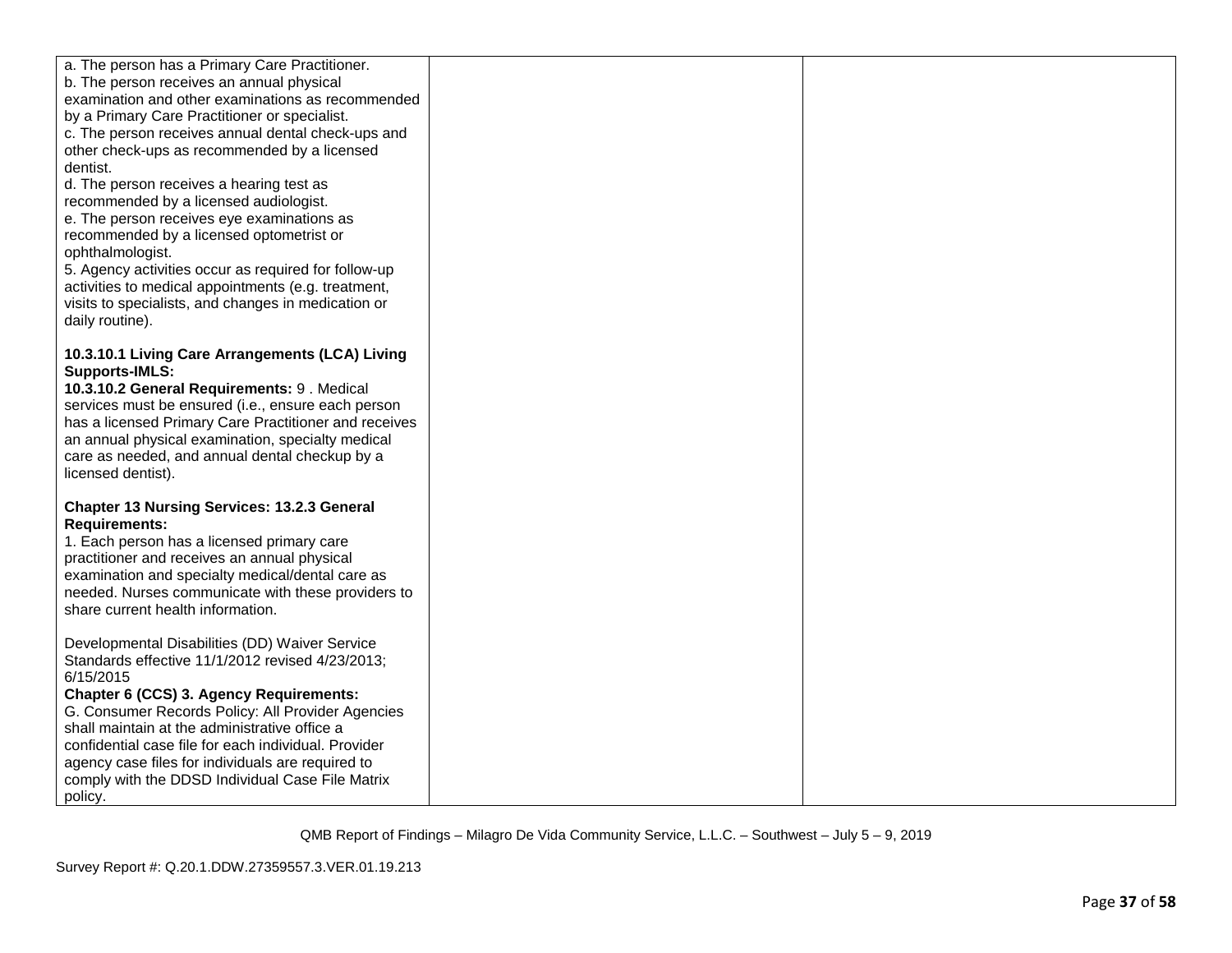| | | |
|---|---|---|
| a. The person has a Primary Care Practitioner.<br>b. The person receives an annual physical examination and other examinations as recommended by a Primary Care Practitioner or specialist.<br>c. The person receives annual dental check-ups and other check-ups as recommended by a licensed dentist.<br>d. The person receives a hearing test as recommended by a licensed audiologist.<br>e. The person receives eye examinations as recommended by a licensed optometrist or ophthalmologist.<br>5. Agency activities occur as required for follow-up activities to medical appointments (e.g. treatment, visits to specialists, and changes in medication or daily routine).<br><br>**10.3.10.1 Living Care Arrangements (LCA) Living Supports-IMLS:**<br>**10.3.10.2 General Requirements:** 9 . Medical services must be ensured (i.e., ensure each person has a licensed Primary Care Practitioner and receives an annual physical examination, specialty medical care as needed, and annual dental checkup by a licensed dentist).<br><br>**Chapter 13 Nursing Services: 13.2.3 General Requirements:**<br>1. Each person has a licensed primary care practitioner and receives an annual physical examination and specialty medical/dental care as needed. Nurses communicate with these providers to share current health information.<br><br>Developmental Disabilities (DD) Waiver Service Standards effective 11/1/2012 revised 4/23/2013; 6/15/2015<br>**Chapter 6 (CCS) 3. Agency Requirements:**<br>G. Consumer Records Policy: All Provider Agencies shall maintain at the administrative office a confidential case file for each individual. Provider agency case files for individuals are required to comply with the DDSD Individual Case File Matrix policy. | | |

QMB Report of Findings – Milagro De Vida Community Service, L.L.C. – Southwest – July 5 – 9, 2019

Survey Report #: Q.20.1.DDW.27359557.3.VER.01.19.213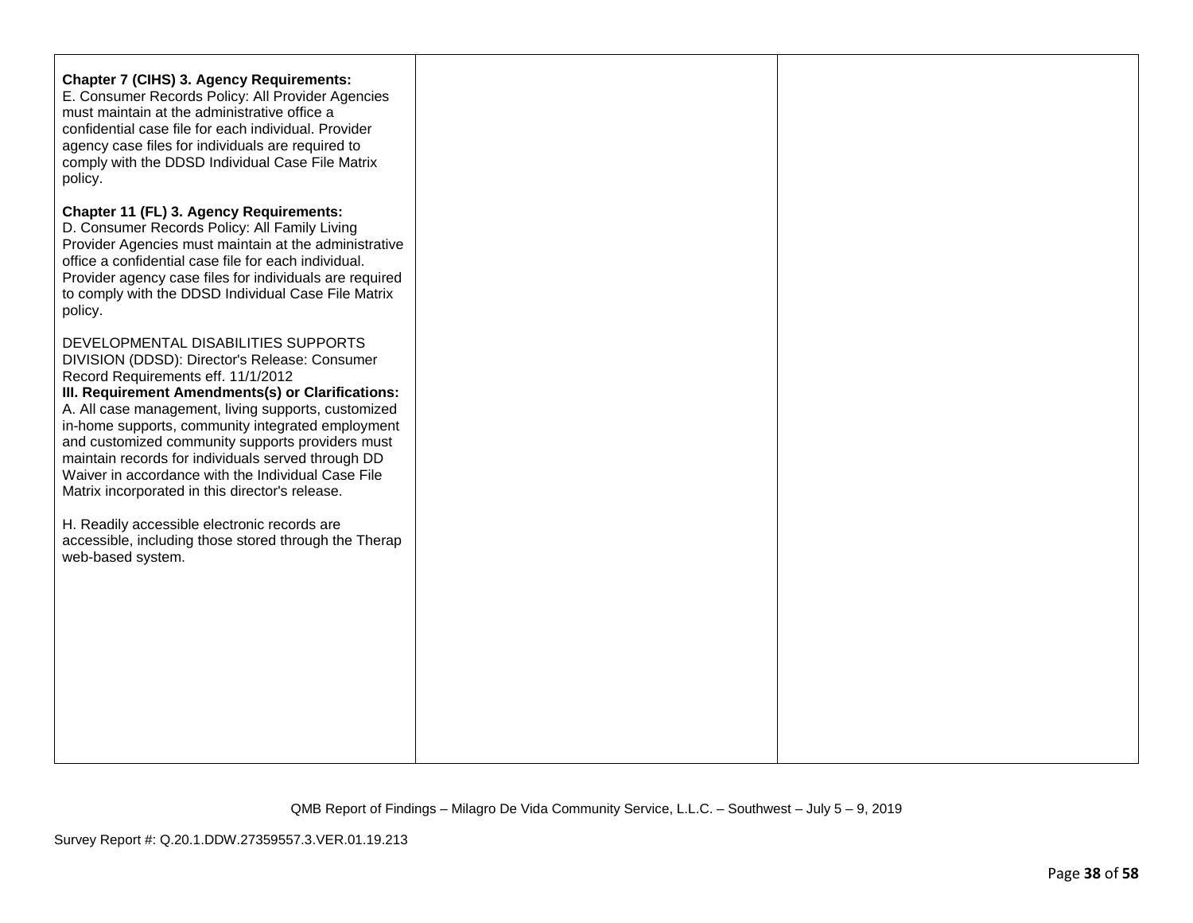| | | |
|---|---|---|
| **Chapter 7 (CIHS) 3. Agency Requirements:** E. Consumer Records Policy: All Provider Agencies must maintain at the administrative office a confidential case file for each individual. Provider agency case files for individuals are required to comply with the DDSD Individual Case File Matrix policy.<br><br>**Chapter 11 (FL) 3. Agency Requirements:** D. Consumer Records Policy: All Family Living Provider Agencies must maintain at the administrative office a confidential case file for each individual. Provider agency case files for individuals are required to comply with the DDSD Individual Case File Matrix policy.<br><br>DEVELOPMENTAL DISABILITIES SUPPORTS DIVISION (DDSD): Director's Release: Consumer Record Requirements eff. 11/1/2012<br>**III. Requirement Amendments(s) or Clarifications:**<br>A. All case management, living supports, customized in-home supports, community integrated employment and customized community supports providers must maintain records for individuals served through DD Waiver in accordance with the Individual Case File Matrix incorporated in this director's release.<br><br>H. Readily accessible electronic records are accessible, including those stored through the Therap web-based system. | | |

QMB Report of Findings – Milagro De Vida Community Service, L.L.C. – Southwest – July 5 – 9, 2019

Survey Report #: Q.20.1.DDW.27359557.3.VER.01.19.213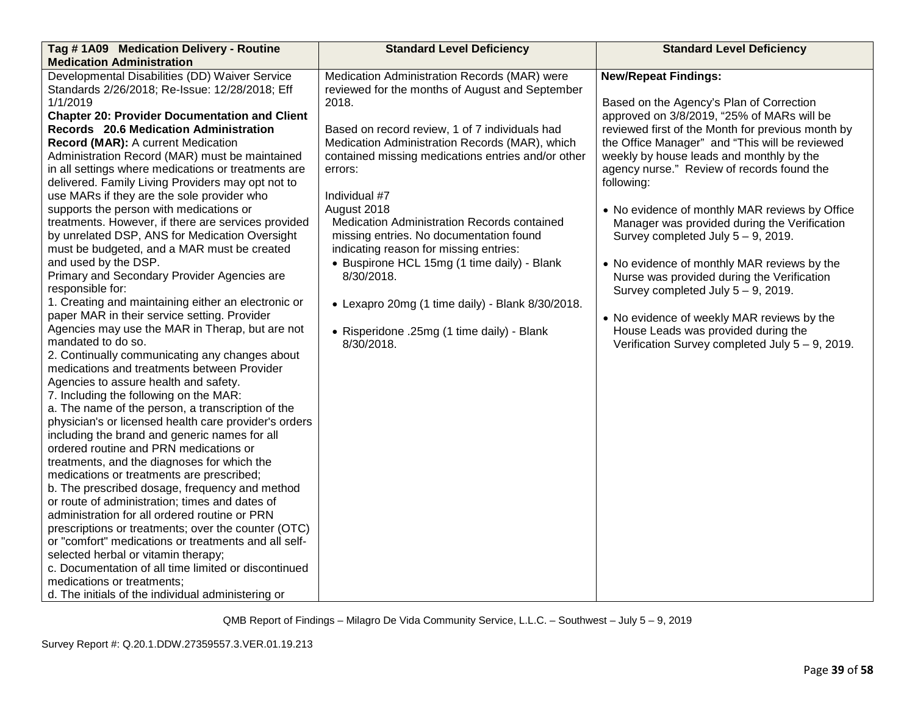| Tag # 1A09 Medication Delivery - Routine Medication Administration | Standard Level Deficiency | Standard Level Deficiency |
|---|---|---|
| Developmental Disabilities (DD) Waiver Service Standards 2/26/2018; Re-Issue: 12/28/2018; Eff 1/1/2019<br>**Chapter 20: Provider Documentation and Client Records 20.6 Medication Administration Record (MAR):** A current Medication Administration Record (MAR) must be maintained in all settings where medications or treatments are delivered. Family Living Providers may opt not to use MARs if they are the sole provider who supports the person with medications or treatments. However, if there are services provided by unrelated DSP, ANS for Medication Oversight must be budgeted, and a MAR must be created and used by the DSP.<br>Primary and Secondary Provider Agencies are responsible for:<br>1. Creating and maintaining either an electronic or paper MAR in their service setting. Provider Agencies may use the MAR in Therap, but are not mandated to do so.<br>2. Continually communicating any changes about medications and treatments between Provider Agencies to assure health and safety.<br>7. Including the following on the MAR:<br>a. The name of the person, a transcription of the physician's or licensed health care provider's orders including the brand and generic names for all ordered routine and PRN medications or treatments, and the diagnoses for which the medications or treatments are prescribed;<br>b. The prescribed dosage, frequency and method or route of administration; times and dates of administration for all ordered routine or PRN prescriptions or treatments; over the counter (OTC) or "comfort" medications or treatments and all self-selected herbal or vitamin therapy;<br>c. Documentation of all time limited or discontinued medications or treatments;<br>d. The initials of the individual administering or | Medication Administration Records (MAR) were reviewed for the months of August and September 2018.<br><br>Based on record review, 1 of 7 individuals had Medication Administration Records (MAR), which contained missing medications entries and/or other errors:<br><br>Individual #7<br>August 2018<br>Medication Administration Records contained missing entries. No documentation found indicating reason for missing entries:<br>• Buspirone HCL 15mg (1 time daily) - Blank 8/30/2018.<br><br>• Lexapro 20mg (1 time daily) - Blank 8/30/2018.<br><br>• Risperidone .25mg (1 time daily) - Blank 8/30/2018. | **New/Repeat Findings:**<br><br>Based on the Agency's Plan of Correction approved on 3/8/2019, "25% of MARs will be reviewed first of the Month for previous month by the Office Manager" and "This will be reviewed weekly by house leads and monthly by the agency nurse." Review of records found the following:<br><br>• No evidence of monthly MAR reviews by Office Manager was provided during the Verification Survey completed July 5 – 9, 2019.<br><br>• No evidence of monthly MAR reviews by the Nurse was provided during the Verification Survey completed July 5 – 9, 2019.<br><br>• No evidence of weekly MAR reviews by the House Leads was provided during the Verification Survey completed July 5 – 9, 2019. |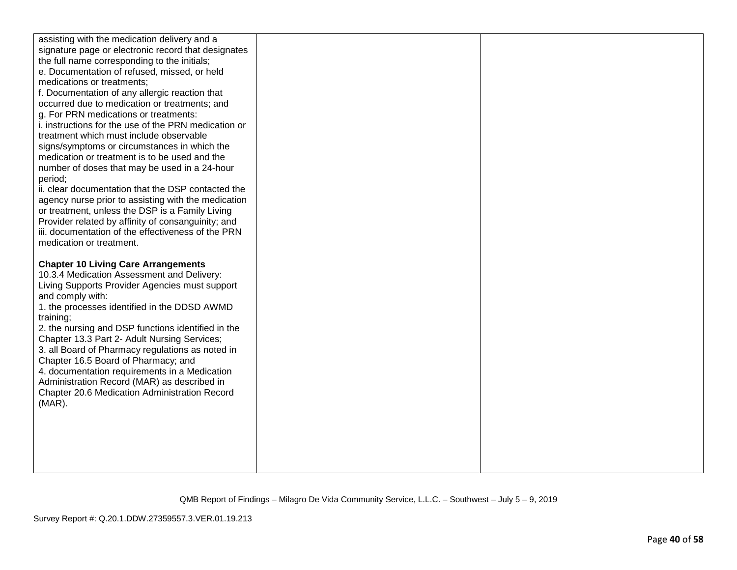| | | |
|---|---|---|
| assisting with the medication delivery and a signature page or electronic record that designates the full name corresponding to the initials;<br>e. Documentation of refused, missed, or held medications or treatments;<br>f. Documentation of any allergic reaction that occurred due to medication or treatments; and<br>g. For PRN medications or treatments:<br>i. instructions for the use of the PRN medication or treatment which must include observable signs/symptoms or circumstances in which the medication or treatment is to be used and the number of doses that may be used in a 24-hour period;<br>ii. clear documentation that the DSP contacted the agency nurse prior to assisting with the medication or treatment, unless the DSP is a Family Living Provider related by affinity of consanguinity; and<br>iii. documentation of the effectiveness of the PRN medication or treatment.<br><br>**Chapter 10 Living Care Arrangements**<br>10.3.4 Medication Assessment and Delivery: Living Supports Provider Agencies must support and comply with:<br>1. the processes identified in the DDSD AWMD training;<br>2. the nursing and DSP functions identified in the Chapter 13.3 Part 2- Adult Nursing Services;<br>3. all Board of Pharmacy regulations as noted in Chapter 16.5 Board of Pharmacy; and<br>4. documentation requirements in a Medication Administration Record (MAR) as described in Chapter 20.6 Medication Administration Record (MAR). | | |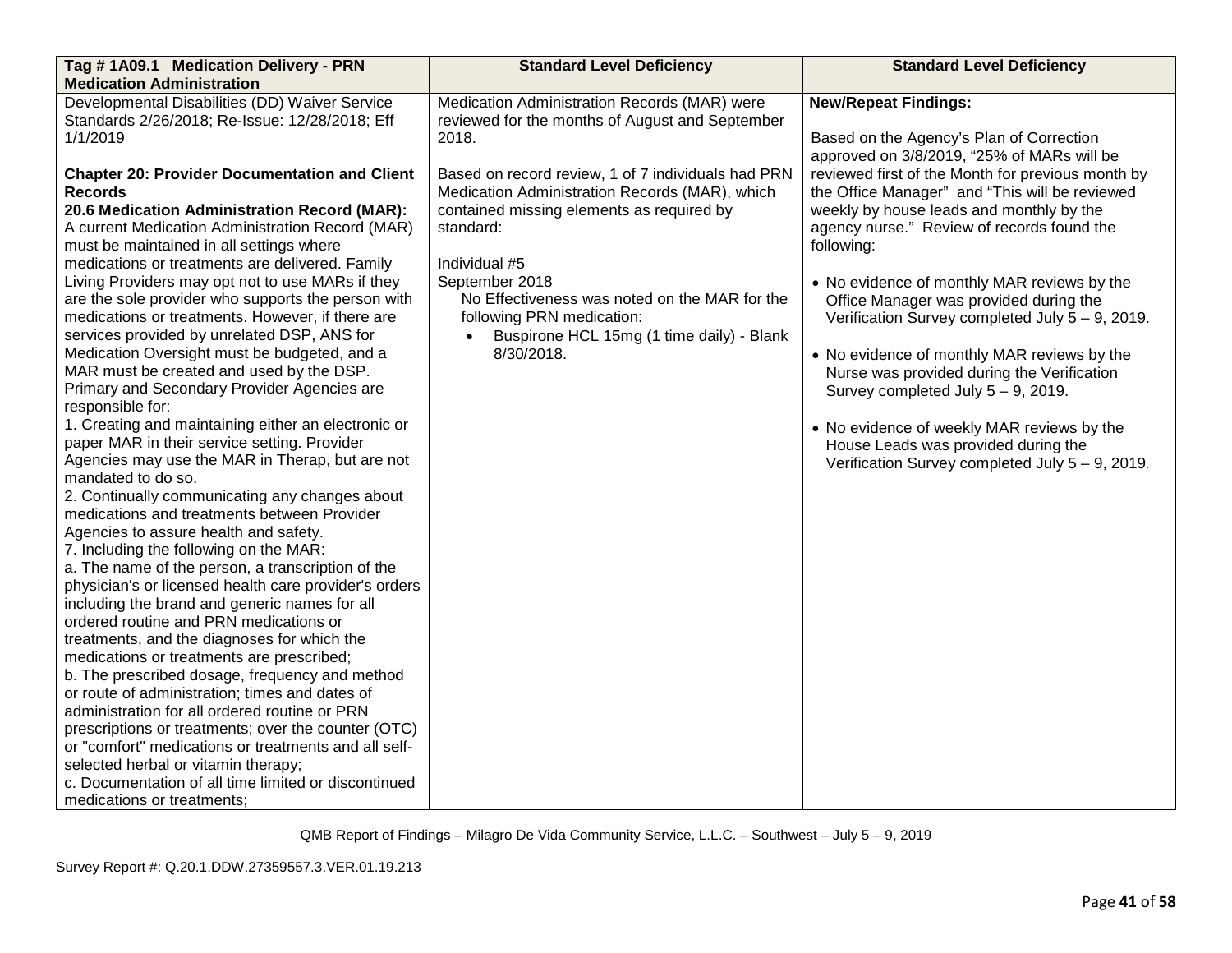| Tag # 1A09.1 Medication Delivery - PRN Medication Administration | Standard Level Deficiency | Standard Level Deficiency |
|---|---|---|
| Developmental Disabilities (DD) Waiver Service Standards 2/26/2018; Re-Issue: 12/28/2018; Eff 1/1/2019<br><br>**Chapter 20: Provider Documentation and Client Records**<br>**20.6 Medication Administration Record (MAR):** A current Medication Administration Record (MAR) must be maintained in all settings where medications or treatments are delivered. Family Living Providers may opt not to use MARs if they are the sole provider who supports the person with medications or treatments. However, if there are services provided by unrelated DSP, ANS for Medication Oversight must be budgeted, and a MAR must be created and used by the DSP. Primary and Secondary Provider Agencies are responsible for:<br>1. Creating and maintaining either an electronic or paper MAR in their service setting. Provider Agencies may use the MAR in Therap, but are not mandated to do so.<br>2. Continually communicating any changes about medications and treatments between Provider Agencies to assure health and safety.<br>7. Including the following on the MAR:<br>a. The name of the person, a transcription of the physician's or licensed health care provider's orders including the brand and generic names for all ordered routine and PRN medications or treatments, and the diagnoses for which the medications or treatments are prescribed;<br>b. The prescribed dosage, frequency and method or route of administration; times and dates of administration for all ordered routine or PRN prescriptions or treatments; over the counter (OTC) or "comfort" medications or treatments and all self-selected herbal or vitamin therapy;<br>c. Documentation of all time limited or discontinued medications or treatments; | Medication Administration Records (MAR) were reviewed for the months of August and September 2018.<br><br>Based on record review, 1 of 7 individuals had PRN Medication Administration Records (MAR), which contained missing elements as required by standard:<br><br>Individual #5<br>September 2018<br>No Effectiveness was noted on the MAR for the following PRN medication:<br>• Buspirone HCL 15mg (1 time daily) - Blank 8/30/2018. | **New/Repeat Findings:**<br><br>Based on the Agency's Plan of Correction approved on 3/8/2019, "25% of MARs will be reviewed first of the Month for previous month by the Office Manager" and "This will be reviewed weekly by house leads and monthly by the agency nurse." Review of records found the following:<br><br>• No evidence of monthly MAR reviews by the Office Manager was provided during the Verification Survey completed July 5 – 9, 2019.<br><br>• No evidence of monthly MAR reviews by the Nurse was provided during the Verification Survey completed July 5 – 9, 2019.<br><br>• No evidence of weekly MAR reviews by the House Leads was provided during the Verification Survey completed July 5 – 9, 2019. |

QMB Report of Findings – Milagro De Vida Community Service, L.L.C. – Southwest – July 5 – 9, 2019

Survey Report #: Q.20.1.DDW.27359557.3.VER.01.19.213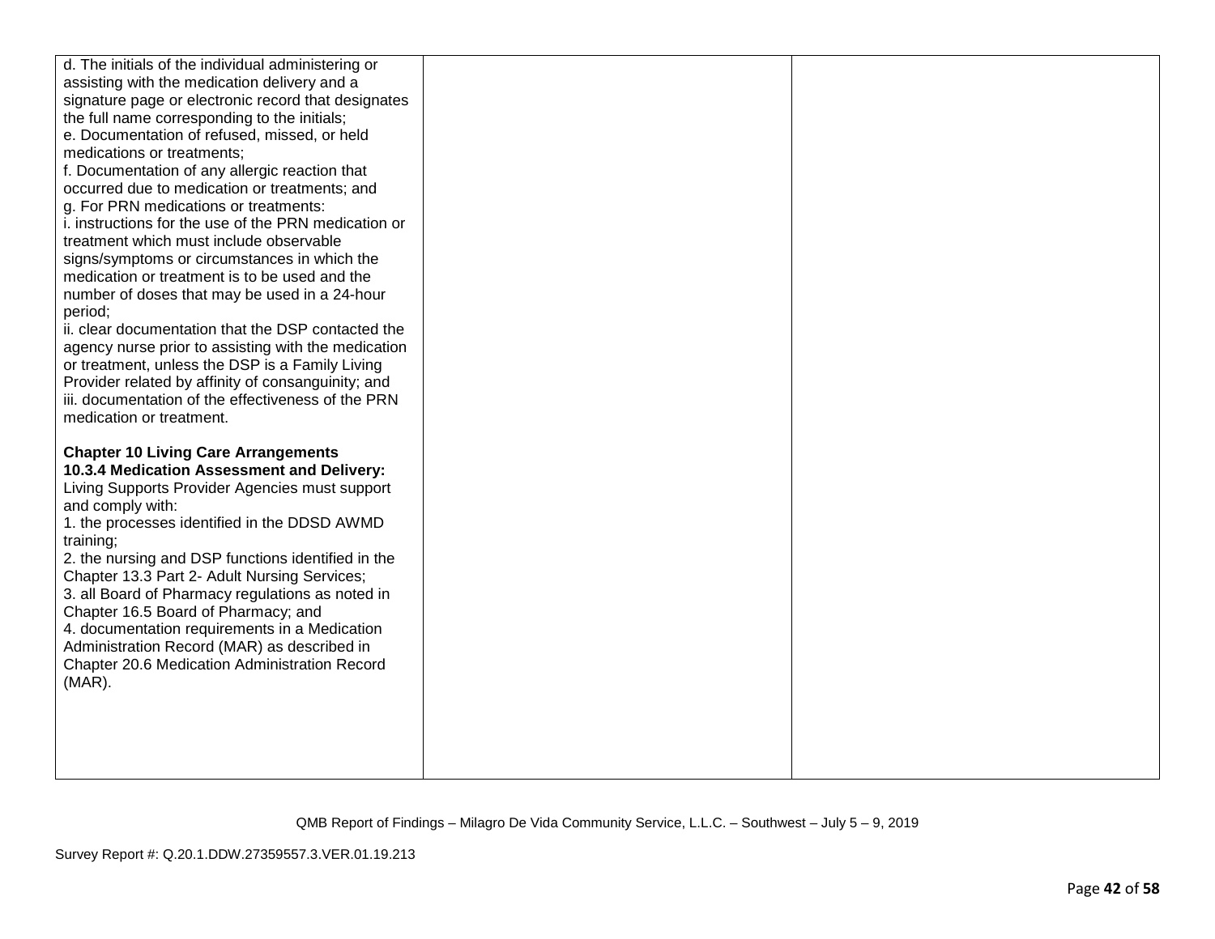| | | |
|---|---|---|
| d. The initials of the individual administering or assisting with the medication delivery and a signature page or electronic record that designates the full name corresponding to the initials;<br>e. Documentation of refused, missed, or held medications or treatments;<br>f. Documentation of any allergic reaction that occurred due to medication or treatments; and<br>g. For PRN medications or treatments:<br>i. instructions for the use of the PRN medication or treatment which must include observable signs/symptoms or circumstances in which the medication or treatment is to be used and the number of doses that may be used in a 24-hour period;<br>ii. clear documentation that the DSP contacted the agency nurse prior to assisting with the medication or treatment, unless the DSP is a Family Living Provider related by affinity of consanguinity; and<br>iii. documentation of the effectiveness of the PRN medication or treatment.<br><br>**Chapter 10 Living Care Arrangements**<br>**10.3.4 Medication Assessment and Delivery:** Living Supports Provider Agencies must support and comply with:<br>1. the processes identified in the DDSD AWMD training;<br>2. the nursing and DSP functions identified in the Chapter 13.3 Part 2- Adult Nursing Services;<br>3. all Board of Pharmacy regulations as noted in Chapter 16.5 Board of Pharmacy; and<br>4. documentation requirements in a Medication Administration Record (MAR) as described in Chapter 20.6 Medication Administration Record (MAR). | | |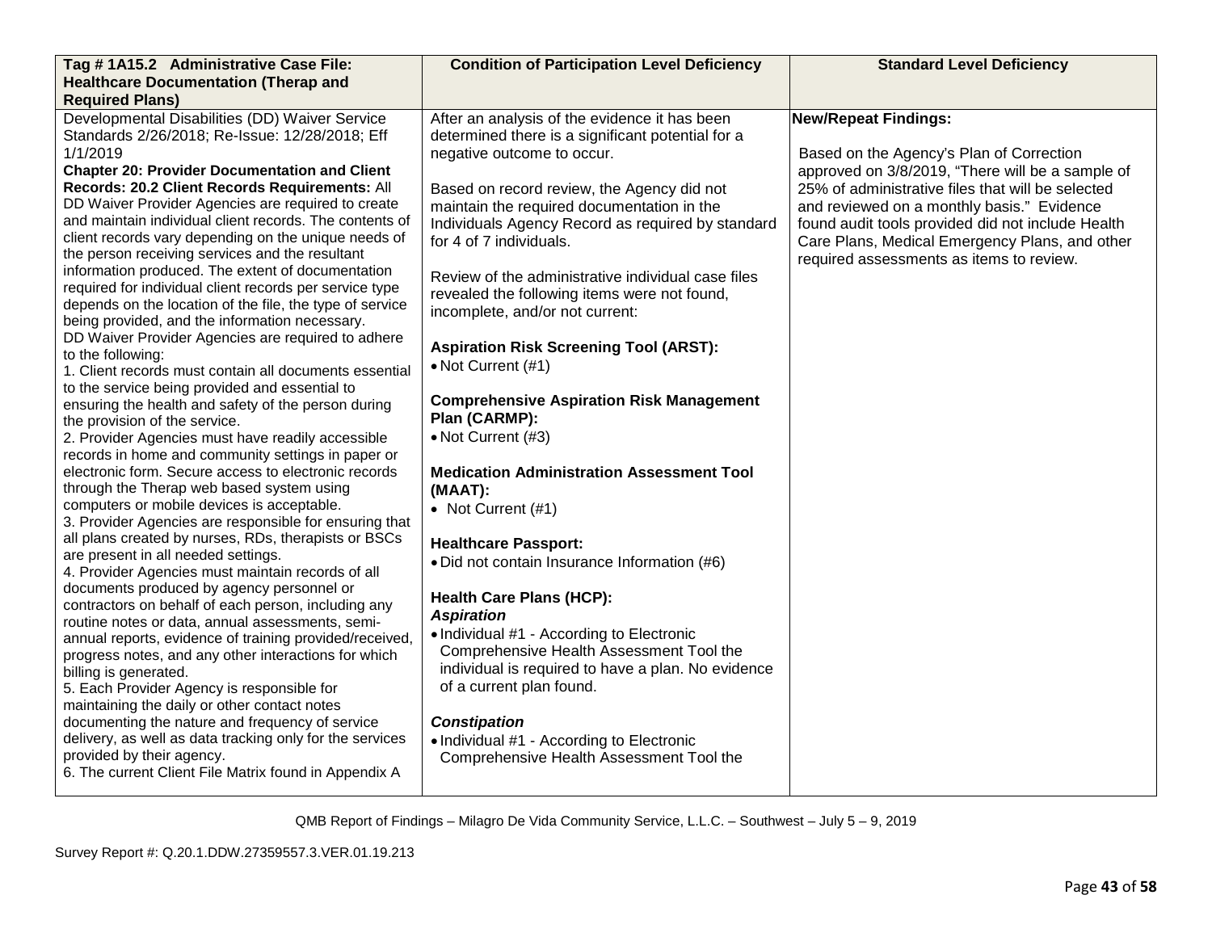| **Tag # 1A15.2 Administrative Case File: Healthcare Documentation (Therap and Required Plans)** | **Condition of Participation Level Deficiency** | **Standard Level Deficiency** |
|---|---|---|
| Developmental Disabilities (DD) Waiver Service Standards 2/26/2018; Re-Issue: 12/28/2018; Eff 1/1/2019<br>**Chapter 20: Provider Documentation and Client Records: 20.2 Client Records Requirements:** All DD Waiver Provider Agencies are required to create and maintain individual client records. The contents of client records vary depending on the unique needs of the person receiving services and the resultant information produced. The extent of documentation required for individual client records per service type depends on the location of the file, the type of service being provided, and the information necessary.<br>DD Waiver Provider Agencies are required to adhere to the following:<br>1. Client records must contain all documents essential to the service being provided and essential to ensuring the health and safety of the person during the provision of the service.<br>2. Provider Agencies must have readily accessible records in home and community settings in paper or electronic form. Secure access to electronic records through the Therap web based system using computers or mobile devices is acceptable.<br>3. Provider Agencies are responsible for ensuring that all plans created by nurses, RDs, therapists or BSCs are present in all needed settings.<br>4. Provider Agencies must maintain records of all documents produced by agency personnel or contractors on behalf of each person, including any routine notes or data, annual assessments, semi-annual reports, evidence of training provided/received, progress notes, and any other interactions for which billing is generated.<br>5. Each Provider Agency is responsible for maintaining the daily or other contact notes documenting the nature and frequency of service delivery, as well as data tracking only for the services provided by their agency.<br>6. The current Client File Matrix found in Appendix A | After an analysis of the evidence it has been determined there is a significant potential for a negative outcome to occur.<br><br>Based on record review, the Agency did not maintain the required documentation in the Individuals Agency Record as required by standard for 4 of 7 individuals.<br><br>Review of the administrative individual case files revealed the following items were not found, incomplete, and/or not current:<br><br>**Aspiration Risk Screening Tool (ARST):**<br>• Not Current (#1)<br><br>**Comprehensive Aspiration Risk Management Plan (CARMP):**<br>• Not Current (#3)<br><br>**Medication Administration Assessment Tool (MAAT):**<br>• Not Current (#1)<br><br>**Healthcare Passport:**<br>• Did not contain Insurance Information (#6)<br><br>**Health Care Plans (HCP):**<br>***Aspiration***<br>• Individual #1 - According to Electronic Comprehensive Health Assessment Tool the individual is required to have a plan. No evidence of a current plan found.<br><br>***Constipation***<br>• Individual #1 - According to Electronic Comprehensive Health Assessment Tool the | **New/Repeat Findings:**<br><br>Based on the Agency's Plan of Correction approved on 3/8/2019, "There will be a sample of 25% of administrative files that will be selected and reviewed on a monthly basis." Evidence found audit tools provided did not include Health Care Plans, Medical Emergency Plans, and other required assessments as items to review. |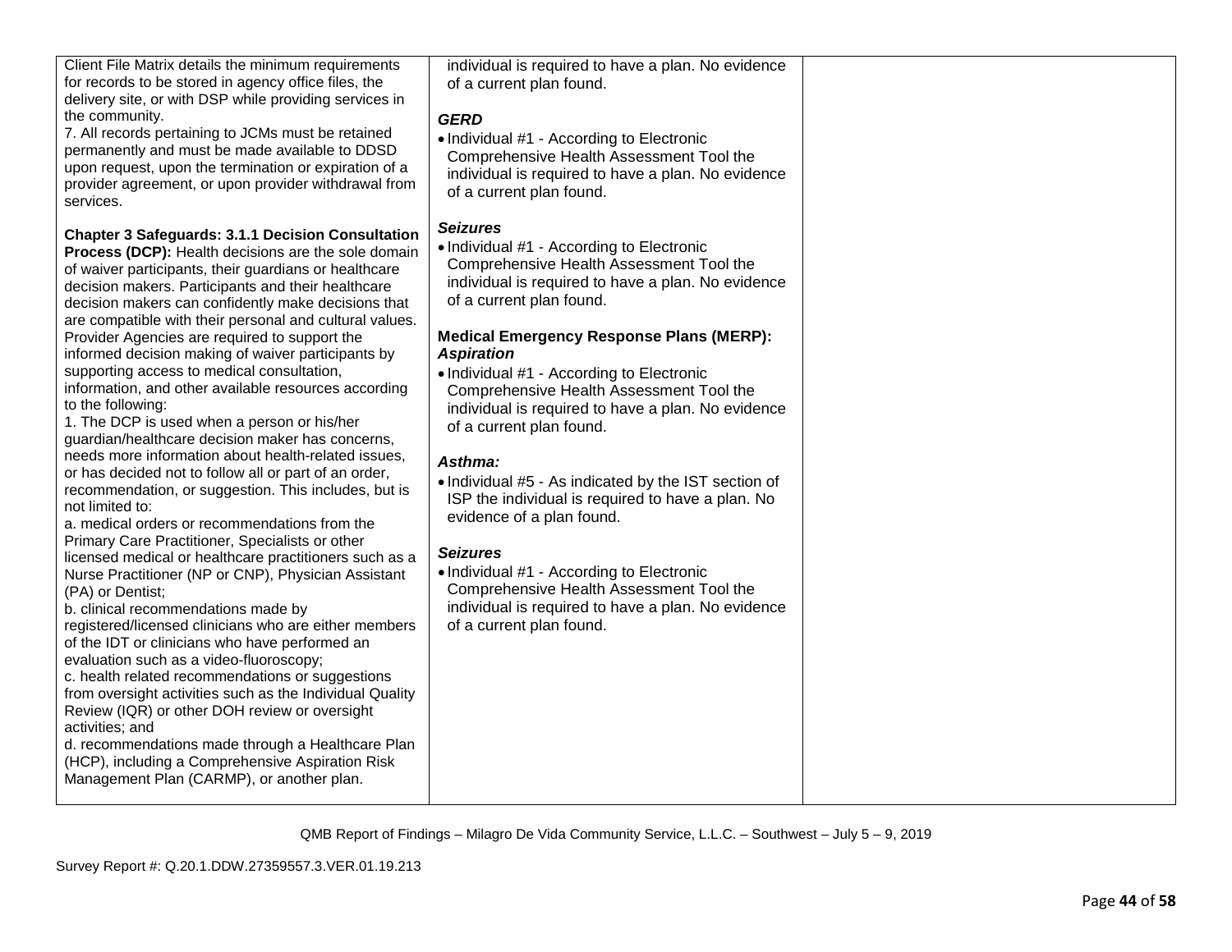| | | |
|---|---|---|
| Client File Matrix details the minimum requirements for records to be stored in agency office files, the delivery site, or with DSP while providing services in the community.<br>7. All records pertaining to JCMs must be retained permanently and must be made available to DDSD upon request, upon the termination or expiration of a provider agreement, or upon provider withdrawal from services.<br><br>**Chapter 3 Safeguards: 3.1.1 Decision Consultation Process (DCP):** Health decisions are the sole domain of waiver participants, their guardians or healthcare decision makers. Participants and their healthcare decision makers can confidently make decisions that are compatible with their personal and cultural values. Provider Agencies are required to support the informed decision making of waiver participants by supporting access to medical consultation, information, and other available resources according to the following:<br>1. The DCP is used when a person or his/her guardian/healthcare decision maker has concerns, needs more information about health-related issues, or has decided not to follow all or part of an order, recommendation, or suggestion. This includes, but is not limited to:<br>a. medical orders or recommendations from the Primary Care Practitioner, Specialists or other licensed medical or healthcare practitioners such as a Nurse Practitioner (NP or CNP), Physician Assistant (PA) or Dentist;<br>b. clinical recommendations made by registered/licensed clinicians who are either members of the IDT or clinicians who have performed an evaluation such as a video-fluoroscopy;<br>c. health related recommendations or suggestions from oversight activities such as the Individual Quality Review (IQR) or other DOH review or oversight activities; and<br>d. recommendations made through a Healthcare Plan (HCP), including a Comprehensive Aspiration Risk Management Plan (CARMP), or another plan. | individual is required to have a plan. No evidence of a current plan found.<br><br>***GERD***<br>• Individual #1 - According to Electronic Comprehensive Health Assessment Tool the individual is required to have a plan. No evidence of a current plan found.<br><br>***Seizures***<br>• Individual #1 - According to Electronic Comprehensive Health Assessment Tool the individual is required to have a plan. No evidence of a current plan found.<br><br>**Medical Emergency Response Plans (MERP):**<br>***Aspiration***<br>• Individual #1 - According to Electronic Comprehensive Health Assessment Tool the individual is required to have a plan. No evidence of a current plan found.<br><br>***Asthma:***<br>• Individual #5 - As indicated by the IST section of ISP the individual is required to have a plan. No evidence of a plan found.<br><br>***Seizures***<br>• Individual #1 - According to Electronic Comprehensive Health Assessment Tool the individual is required to have a plan. No evidence of a current plan found. | |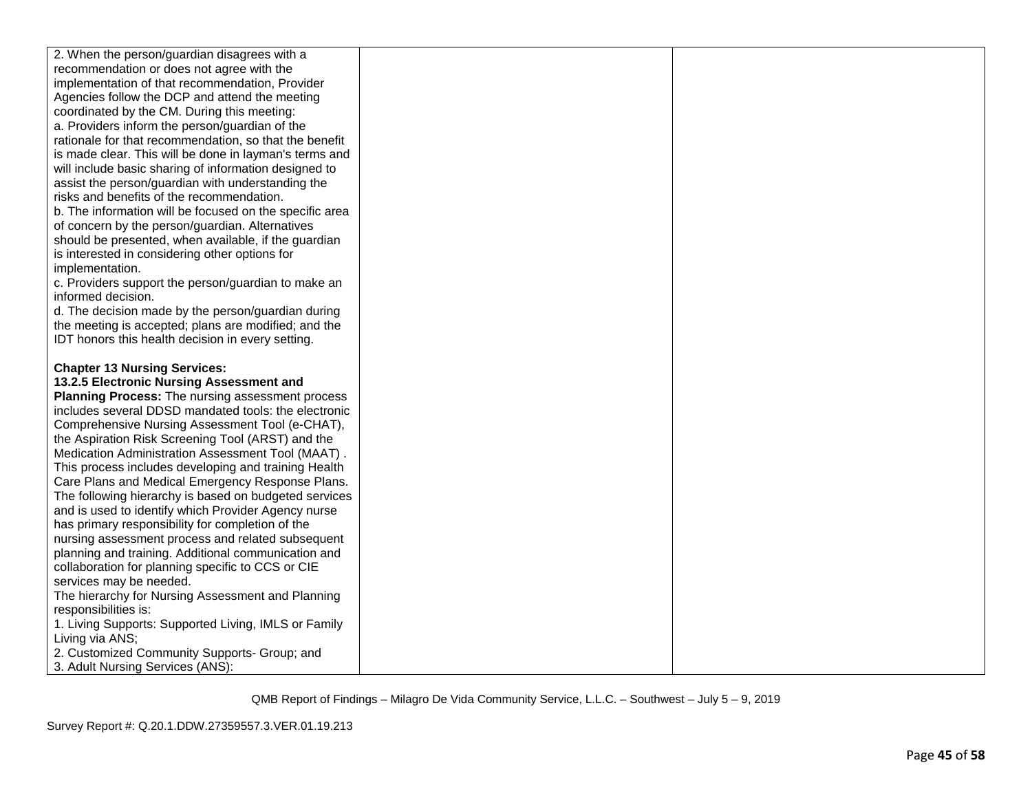| | | |
|---|---|---|
| 2. When the person/guardian disagrees with a recommendation or does not agree with the implementation of that recommendation, Provider Agencies follow the DCP and attend the meeting coordinated by the CM. During this meeting:<br>a. Providers inform the person/guardian of the rationale for that recommendation, so that the benefit is made clear. This will be done in layman's terms and will include basic sharing of information designed to assist the person/guardian with understanding the risks and benefits of the recommendation.<br>b. The information will be focused on the specific area of concern by the person/guardian. Alternatives should be presented, when available, if the guardian is interested in considering other options for implementation.<br>c. Providers support the person/guardian to make an informed decision.<br>d. The decision made by the person/guardian during the meeting is accepted; plans are modified; and the IDT honors this health decision in every setting.<br><br>**Chapter 13 Nursing Services:**<br>**13.2.5 Electronic Nursing Assessment and Planning Process:** The nursing assessment process includes several DDSD mandated tools: the electronic Comprehensive Nursing Assessment Tool (e-CHAT), the Aspiration Risk Screening Tool (ARST) and the Medication Administration Assessment Tool (MAAT) . This process includes developing and training Health Care Plans and Medical Emergency Response Plans. The following hierarchy is based on budgeted services and is used to identify which Provider Agency nurse has primary responsibility for completion of the nursing assessment process and related subsequent planning and training. Additional communication and collaboration for planning specific to CCS or CIE services may be needed.<br>The hierarchy for Nursing Assessment and Planning responsibilities is:<br>1. Living Supports: Supported Living, IMLS or Family Living via ANS;<br>2. Customized Community Supports- Group; and<br>3. Adult Nursing Services (ANS): | | |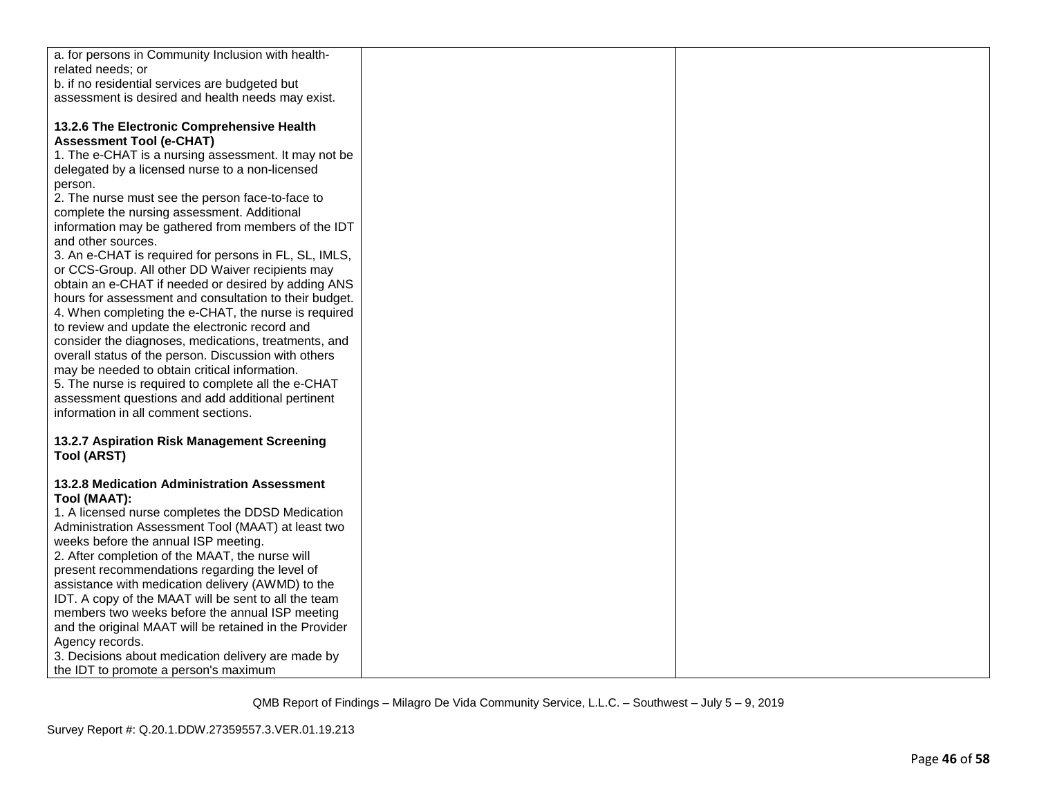| | | |
|---|---|---|
| a. for persons in Community Inclusion with health-related needs; or<br>b. if no residential services are budgeted but assessment is desired and health needs may exist.<br><br>**13.2.6 The Electronic Comprehensive Health Assessment Tool (e-CHAT)**<br>1. The e-CHAT is a nursing assessment. It may not be delegated by a licensed nurse to a non-licensed person.<br>2. The nurse must see the person face-to-face to complete the nursing assessment. Additional information may be gathered from members of the IDT and other sources.<br>3. An e-CHAT is required for persons in FL, SL, IMLS, or CCS-Group. All other DD Waiver recipients may obtain an e-CHAT if needed or desired by adding ANS hours for assessment and consultation to their budget.<br>4. When completing the e-CHAT, the nurse is required to review and update the electronic record and consider the diagnoses, medications, treatments, and overall status of the person. Discussion with others may be needed to obtain critical information.<br>5. The nurse is required to complete all the e-CHAT assessment questions and add additional pertinent information in all comment sections.<br><br>**13.2.7 Aspiration Risk Management Screening Tool (ARST)**<br><br>**13.2.8 Medication Administration Assessment Tool (MAAT):**<br>1. A licensed nurse completes the DDSD Medication Administration Assessment Tool (MAAT) at least two weeks before the annual ISP meeting.<br>2. After completion of the MAAT, the nurse will present recommendations regarding the level of assistance with medication delivery (AWMD) to the IDT. A copy of the MAAT will be sent to all the team members two weeks before the annual ISP meeting and the original MAAT will be retained in the Provider Agency records.<br>3. Decisions about medication delivery are made by the IDT to promote a person's maximum | | |

QMB Report of Findings – Milagro De Vida Community Service, L.L.C. – Southwest – July 5 – 9, 2019

Survey Report #: Q.20.1.DDW.27359557.3.VER.01.19.213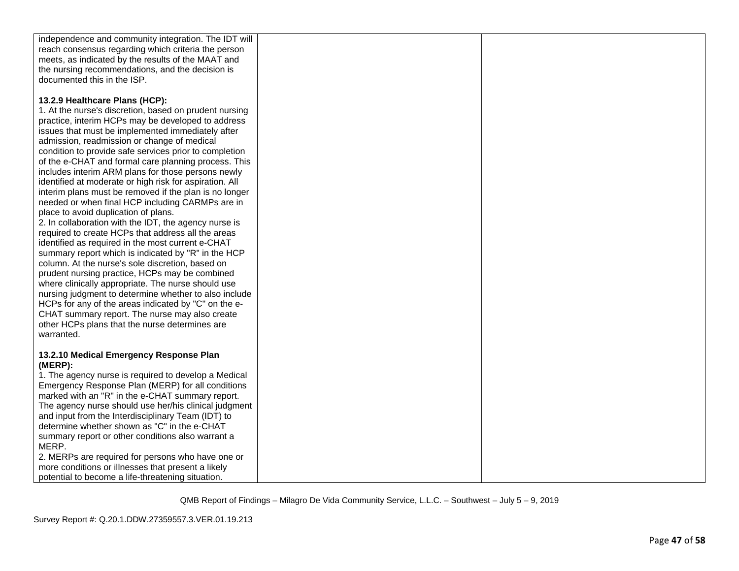| | | |
|---|---|---|
| independence and community integration. The IDT will reach consensus regarding which criteria the person meets, as indicated by the results of the MAAT and the nursing recommendations, and the decision is documented this in the ISP.<br><br>**13.2.9 Healthcare Plans (HCP):**<br>1. At the nurse's discretion, based on prudent nursing practice, interim HCPs may be developed to address issues that must be implemented immediately after admission, readmission or change of medical condition to provide safe services prior to completion of the e-CHAT and formal care planning process. This includes interim ARM plans for those persons newly identified at moderate or high risk for aspiration. All interim plans must be removed if the plan is no longer needed or when final HCP including CARMPs are in place to avoid duplication of plans.<br>2. In collaboration with the IDT, the agency nurse is required to create HCPs that address all the areas identified as required in the most current e-CHAT summary report which is indicated by "R" in the HCP column. At the nurse's sole discretion, based on prudent nursing practice, HCPs may be combined where clinically appropriate. The nurse should use nursing judgment to determine whether to also include HCPs for any of the areas indicated by "C" on the e-CHAT summary report. The nurse may also create other HCPs plans that the nurse determines are warranted.<br><br>**13.2.10 Medical Emergency Response Plan (MERP):**<br>1. The agency nurse is required to develop a Medical Emergency Response Plan (MERP) for all conditions marked with an "R" in the e-CHAT summary report. The agency nurse should use her/his clinical judgment and input from the Interdisciplinary Team (IDT) to determine whether shown as "C" in the e-CHAT summary report or other conditions also warrant a MERP.<br>2. MERPs are required for persons who have one or more conditions or illnesses that present a likely potential to become a life-threatening situation. | | |

QMB Report of Findings – Milagro De Vida Community Service, L.L.C. – Southwest – July 5 – 9, 2019

Survey Report #: Q.20.1.DDW.27359557.3.VER.01.19.213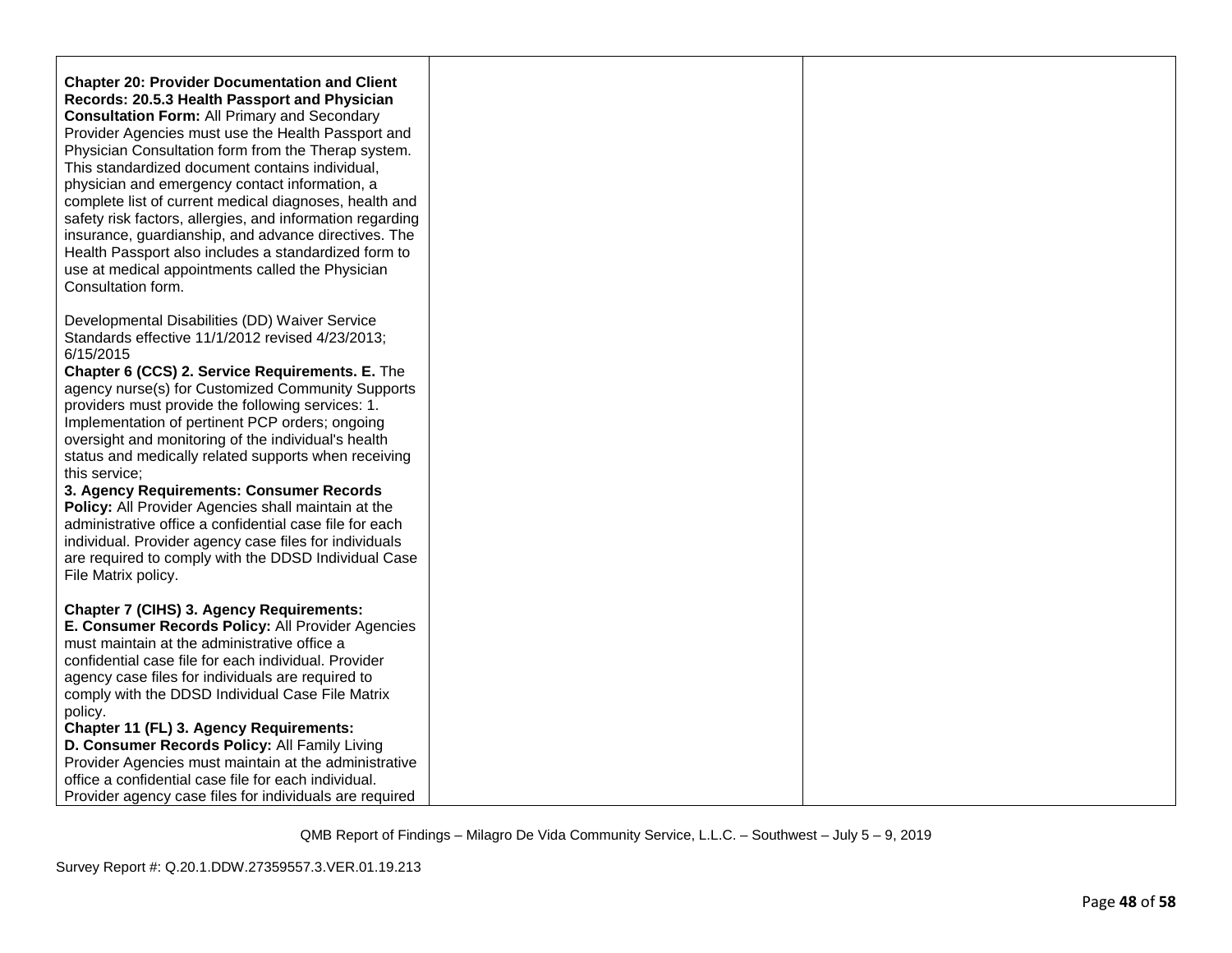| | | |
|---|---|---|
| **Chapter 20: Provider Documentation and Client Records: 20.5.3 Health Passport and Physician Consultation Form:** All Primary and Secondary Provider Agencies must use the Health Passport and Physician Consultation form from the Therap system. This standardized document contains individual, physician and emergency contact information, a complete list of current medical diagnoses, health and safety risk factors, allergies, and information regarding insurance, guardianship, and advance directives. The Health Passport also includes a standardized form to use at medical appointments called the Physician Consultation form.<br><br>Developmental Disabilities (DD) Waiver Service Standards effective 11/1/2012 revised 4/23/2013; 6/15/2015<br>**Chapter 6 (CCS) 2. Service Requirements. E.** The agency nurse(s) for Customized Community Supports providers must provide the following services: 1. Implementation of pertinent PCP orders; ongoing oversight and monitoring of the individual's health status and medically related supports when receiving this service;<br>**3. Agency Requirements: Consumer Records Policy:** All Provider Agencies shall maintain at the administrative office a confidential case file for each individual. Provider agency case files for individuals are required to comply with the DDSD Individual Case File Matrix policy.<br><br>**Chapter 7 (CIHS) 3. Agency Requirements:**<br>**E. Consumer Records Policy:** All Provider Agencies must maintain at the administrative office a confidential case file for each individual. Provider agency case files for individuals are required to comply with the DDSD Individual Case File Matrix policy.<br>**Chapter 11 (FL) 3. Agency Requirements:**<br>**D. Consumer Records Policy:** All Family Living Provider Agencies must maintain at the administrative office a confidential case file for each individual. Provider agency case files for individuals are required | | |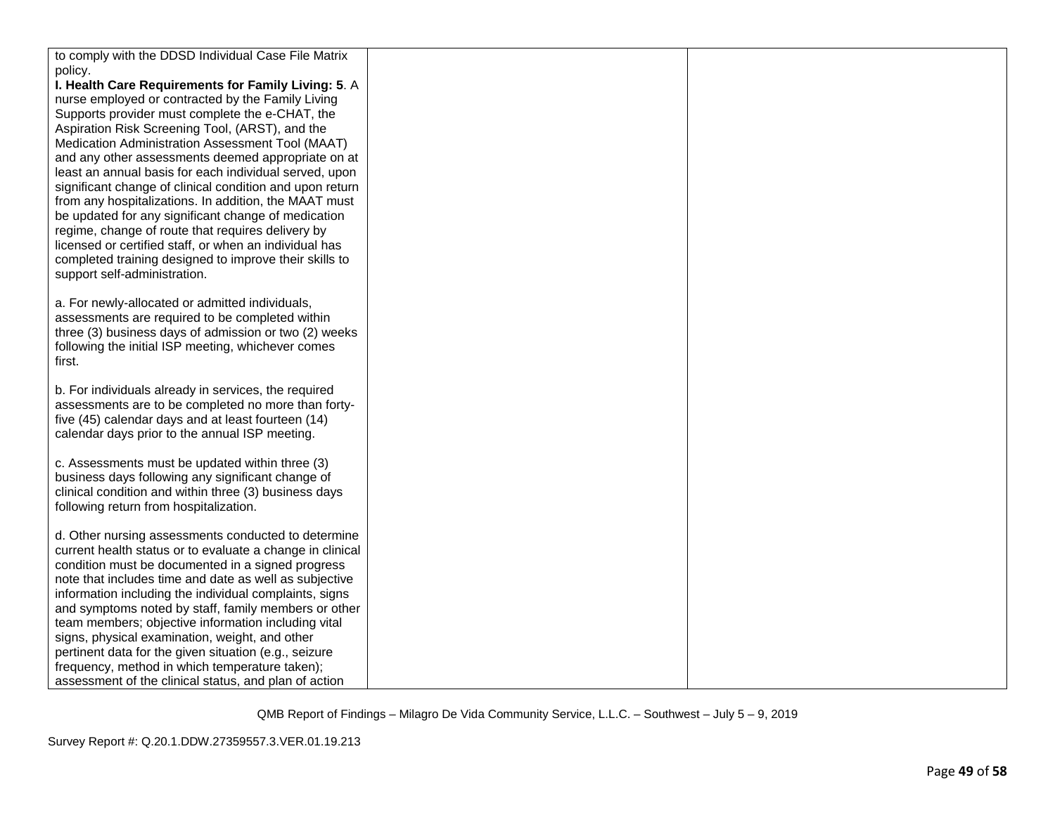| | | |
|---|---|---|
| to comply with the DDSD Individual Case File Matrix policy.<br>**I. Health Care Requirements for Family Living: 5**. A nurse employed or contracted by the Family Living Supports provider must complete the e-CHAT, the Aspiration Risk Screening Tool, (ARST), and the Medication Administration Assessment Tool (MAAT) and any other assessments deemed appropriate on at least an annual basis for each individual served, upon significant change of clinical condition and upon return from any hospitalizations. In addition, the MAAT must be updated for any significant change of medication regime, change of route that requires delivery by licensed or certified staff, or when an individual has completed training designed to improve their skills to support self-administration.<br><br>a. For newly-allocated or admitted individuals, assessments are required to be completed within three (3) business days of admission or two (2) weeks following the initial ISP meeting, whichever comes first.<br><br>b. For individuals already in services, the required assessments are to be completed no more than forty-five (45) calendar days and at least fourteen (14) calendar days prior to the annual ISP meeting.<br><br>c. Assessments must be updated within three (3) business days following any significant change of clinical condition and within three (3) business days following return from hospitalization.<br><br>d. Other nursing assessments conducted to determine current health status or to evaluate a change in clinical condition must be documented in a signed progress note that includes time and date as well as subjective information including the individual complaints, signs and symptoms noted by staff, family members or other team members; objective information including vital signs, physical examination, weight, and other pertinent data for the given situation (e.g., seizure frequency, method in which temperature taken); assessment of the clinical status, and plan of action | | |

QMB Report of Findings – Milagro De Vida Community Service, L.L.C. – Southwest – July 5 – 9, 2019

Survey Report #: Q.20.1.DDW.27359557.3.VER.01.19.213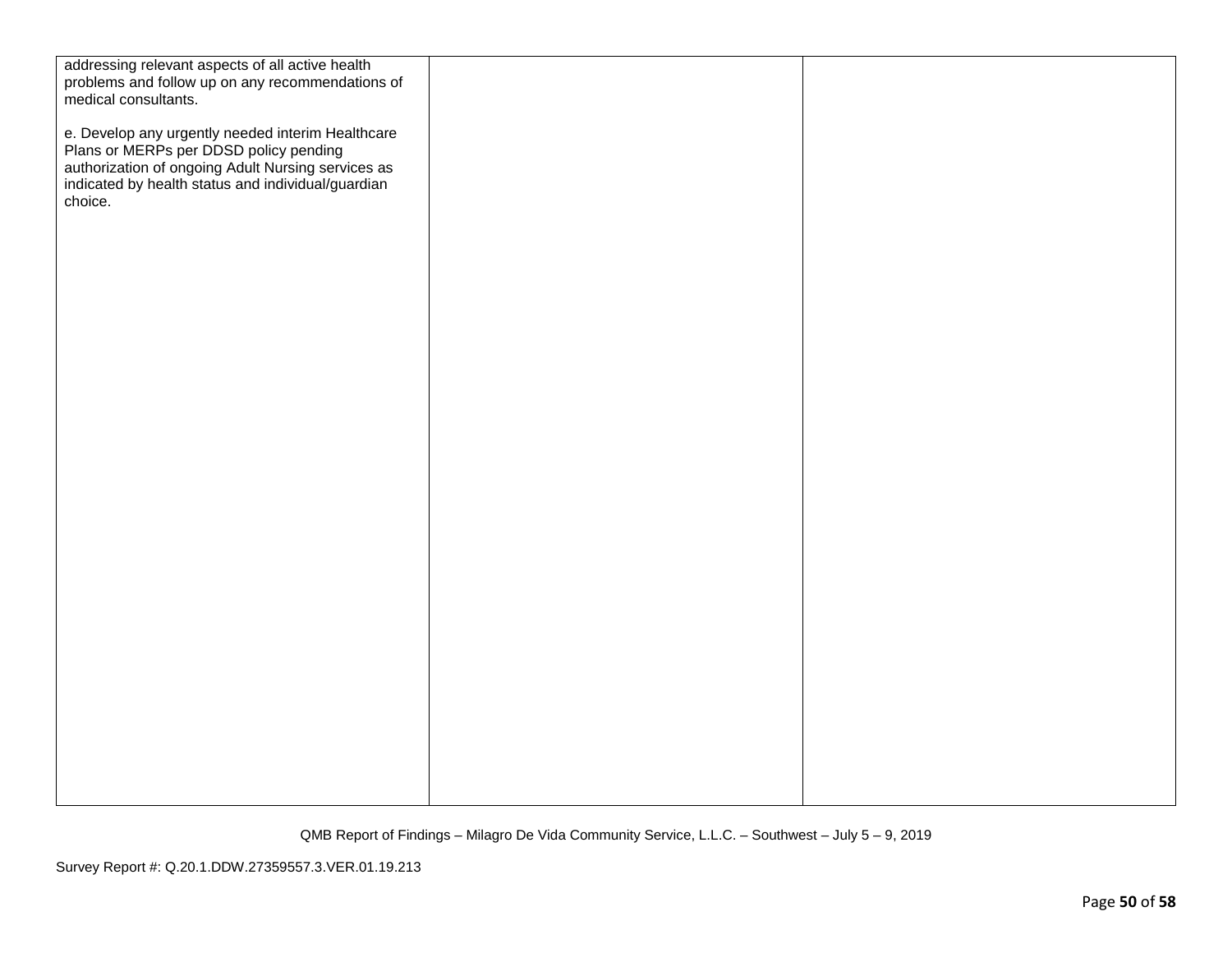| | | |
|---|---|---|
| addressing relevant aspects of all active health problems and follow up on any recommendations of medical consultants.<br><br>e. Develop any urgently needed interim Healthcare Plans or MERPs per DDSD policy pending authorization of ongoing Adult Nursing services as indicated by health status and individual/guardian choice. | | |

QMB Report of Findings – Milagro De Vida Community Service, L.L.C. – Southwest – July 5 – 9, 2019

Survey Report #: Q.20.1.DDW.27359557.3.VER.01.19.213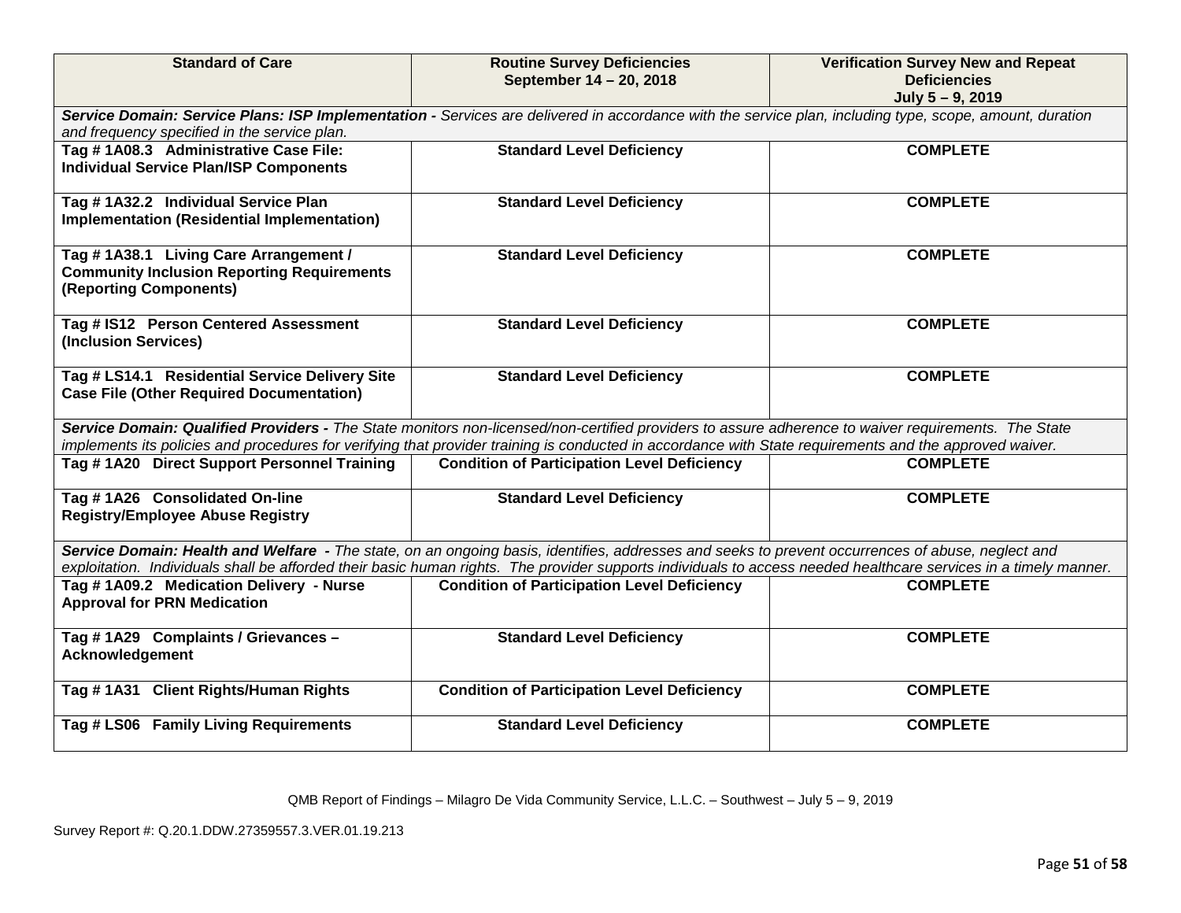| Standard of Care | Routine Survey Deficiencies September 14 – 20, 2018 | Verification Survey New and Repeat Deficiencies July 5 – 9, 2019 |
|---|---|---|
| ***Service Domain: Service Plans: ISP Implementation -*** *Services are delivered in accordance with the service plan, including type, scope, amount, duration and frequency specified in the service plan.* | | |
| **Tag # 1A08.3 Administrative Case File: Individual Service Plan/ISP Components** | **Standard Level Deficiency** | **COMPLETE** |
| **Tag # 1A32.2 Individual Service Plan Implementation (Residential Implementation)** | **Standard Level Deficiency** | **COMPLETE** |
| **Tag # 1A38.1 Living Care Arrangement / Community Inclusion Reporting Requirements (Reporting Components)** | **Standard Level Deficiency** | **COMPLETE** |
| **Tag # IS12 Person Centered Assessment (Inclusion Services)** | **Standard Level Deficiency** | **COMPLETE** |
| **Tag # LS14.1 Residential Service Delivery Site Case File (Other Required Documentation)** | **Standard Level Deficiency** | **COMPLETE** |
| ***Service Domain: Qualified Providers -*** *The State monitors non-licensed/non-certified providers to assure adherence to waiver requirements. The State implements its policies and procedures for verifying that provider training is conducted in accordance with State requirements and the approved waiver.* | | |
| **Tag # 1A20 Direct Support Personnel Training** | **Condition of Participation Level Deficiency** | **COMPLETE** |
| **Tag # 1A26 Consolidated On-line Registry/Employee Abuse Registry** | **Standard Level Deficiency** | **COMPLETE** |
| ***Service Domain: Health and Welfare -*** *The state, on an ongoing basis, identifies, addresses and seeks to prevent occurrences of abuse, neglect and exploitation. Individuals shall be afforded their basic human rights. The provider supports individuals to access needed healthcare services in a timely manner.* | | |
| **Tag # 1A09.2 Medication Delivery - Nurse Approval for PRN Medication** | **Condition of Participation Level Deficiency** | **COMPLETE** |
| **Tag # 1A29 Complaints / Grievances – Acknowledgement** | **Standard Level Deficiency** | **COMPLETE** |
| **Tag # 1A31 Client Rights/Human Rights** | **Condition of Participation Level Deficiency** | **COMPLETE** |
| **Tag # LS06 Family Living Requirements** | **Standard Level Deficiency** | **COMPLETE** |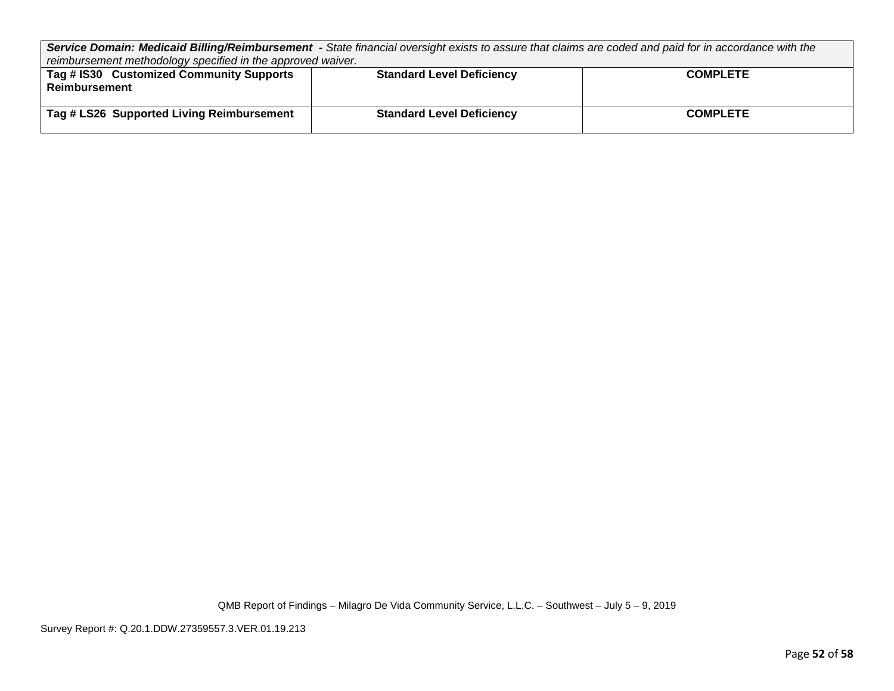| ***Service Domain: Medicaid Billing/Reimbursement** - State financial oversight exists to assure that claims are coded and paid for in accordance with the reimbursement methodology specified in the approved waiver.* | | |
|---|---|---|
| **Tag # IS30 Customized Community Supports Reimbursement** | **Standard Level Deficiency** | **COMPLETE** |
| **Tag # LS26 Supported Living Reimbursement** | **Standard Level Deficiency** | **COMPLETE** |

QMB Report of Findings – Milagro De Vida Community Service, L.L.C. – Southwest – July 5 – 9, 2019

Survey Report #: Q.20.1.DDW.27359557.3.VER.01.19.213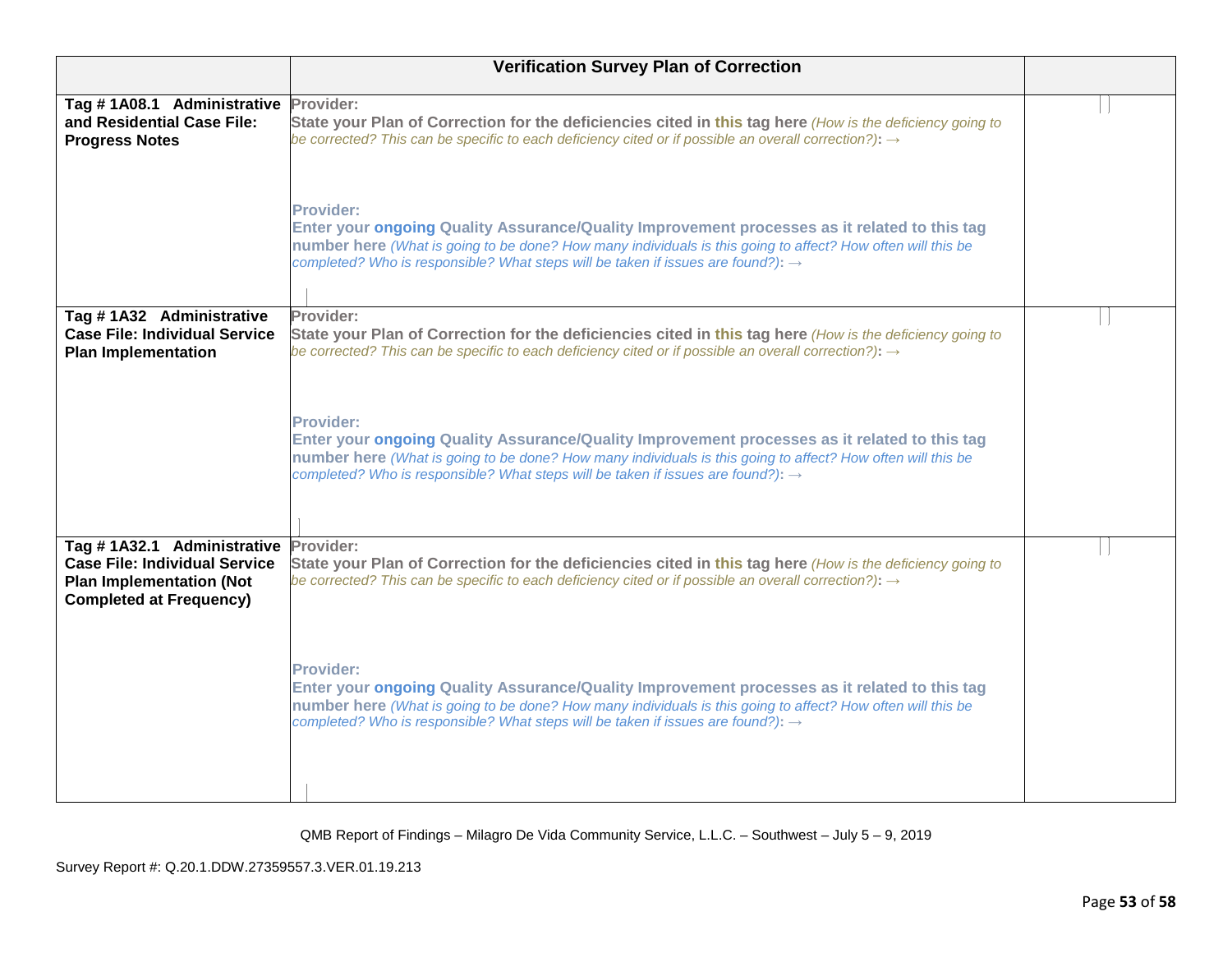| | Verification Survey Plan of Correction | |
|---|---|---|
| **Tag # 1A08.1 Administrative and Residential Case File: Progress Notes** | **Provider:**<br>**State your Plan of Correction for the deficiencies cited in this tag here** *(How is the deficiency going to be corrected? This can be specific to each deficiency cited or if possible an overall correction?)*: →<br><br>**Provider:**<br>**Enter your ongoing Quality Assurance/Quality Improvement processes as it related to this tag number here** *(What is going to be done? How many individuals is this going to affect? How often will this be completed? Who is responsible? What steps will be taken if issues are found?)*: → | |
| **Tag # 1A32 Administrative Case File: Individual Service Plan Implementation** | **Provider:**<br>**State your Plan of Correction for the deficiencies cited in this tag here** *(How is the deficiency going to be corrected? This can be specific to each deficiency cited or if possible an overall correction?)*: →<br><br>**Provider:**<br>**Enter your ongoing Quality Assurance/Quality Improvement processes as it related to this tag number here** *(What is going to be done? How many individuals is this going to affect? How often will this be completed? Who is responsible? What steps will be taken if issues are found?)*: → | |
| **Tag # 1A32.1 Administrative Case File: Individual Service Plan Implementation (Not Completed at Frequency)** | **Provider:**<br>**State your Plan of Correction for the deficiencies cited in this tag here** *(How is the deficiency going to be corrected? This can be specific to each deficiency cited or if possible an overall correction?)*: →<br><br>**Provider:**<br>**Enter your ongoing Quality Assurance/Quality Improvement processes as it related to this tag number here** *(What is going to be done? How many individuals is this going to affect? How often will this be completed? Who is responsible? What steps will be taken if issues are found?)*: → | |

QMB Report of Findings – Milagro De Vida Community Service, L.L.C. – Southwest – July 5 – 9, 2019

Survey Report #: Q.20.1.DDW.27359557.3.VER.01.19.213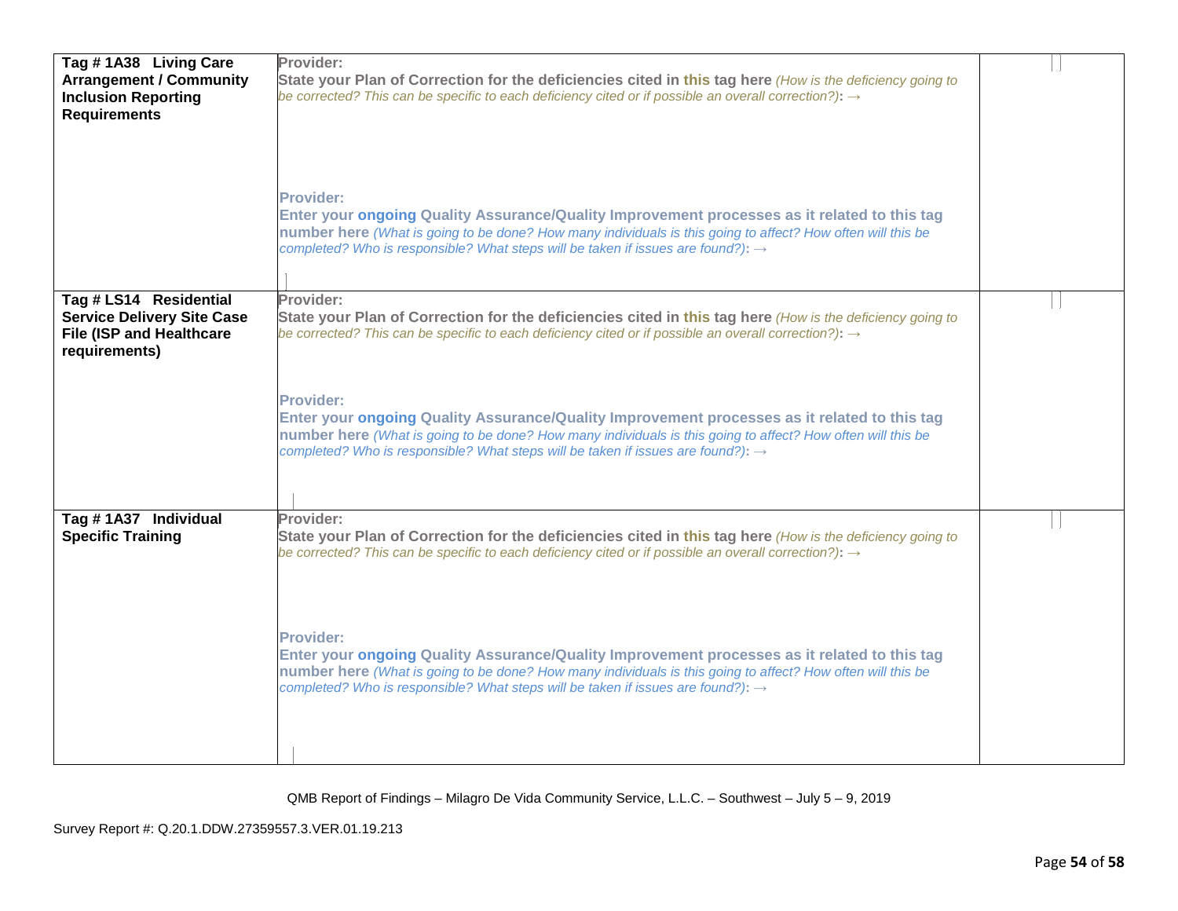| | | |
|---|---|---|
| **Tag # 1A38 Living Care Arrangement / Community Inclusion Reporting Requirements** | **Provider:**<br>**State your Plan of Correction for the deficiencies cited in this tag here** *(How is the deficiency going to be corrected? This can be specific to each deficiency cited or if possible an overall correction?)*: →<br><br>**Provider:**<br>**Enter your ongoing Quality Assurance/Quality Improvement processes as it related to this tag number here** *(What is going to be done? How many individuals is this going to affect? How often will this be completed? Who is responsible? What steps will be taken if issues are found?)*: → | |
| **Tag # LS14 Residential Service Delivery Site Case File (ISP and Healthcare requirements)** | **Provider:**<br>**State your Plan of Correction for the deficiencies cited in this tag here** *(How is the deficiency going to be corrected? This can be specific to each deficiency cited or if possible an overall correction?)*: →<br><br>**Provider:**<br>**Enter your ongoing Quality Assurance/Quality Improvement processes as it related to this tag number here** *(What is going to be done? How many individuals is this going to affect? How often will this be completed? Who is responsible? What steps will be taken if issues are found?)*: → | |
| **Tag # 1A37 Individual Specific Training** | **Provider:**<br>**State your Plan of Correction for the deficiencies cited in this tag here** *(How is the deficiency going to be corrected? This can be specific to each deficiency cited or if possible an overall correction?)*: →<br><br>**Provider:**<br>**Enter your ongoing Quality Assurance/Quality Improvement processes as it related to this tag number here** *(What is going to be done? How many individuals is this going to affect? How often will this be completed? Who is responsible? What steps will be taken if issues are found?)*: → | |

QMB Report of Findings – Milagro De Vida Community Service, L.L.C. – Southwest – July 5 – 9, 2019

Survey Report #: Q.20.1.DDW.27359557.3.VER.01.19.213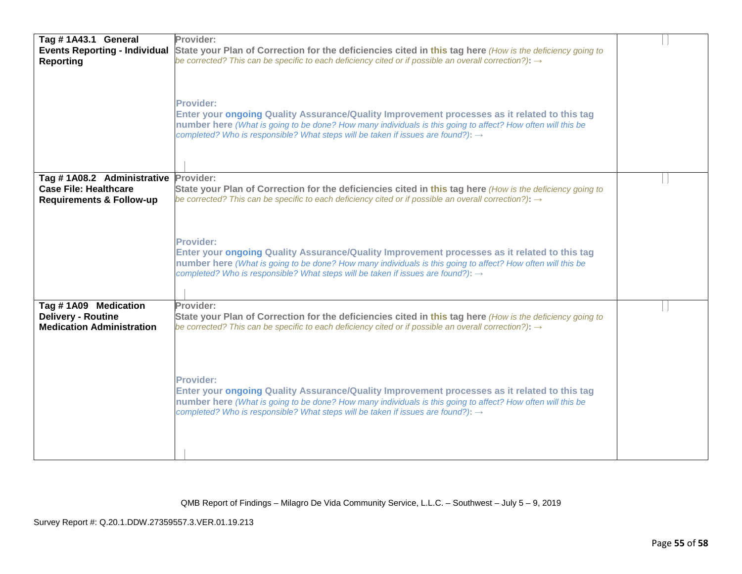| | | |
|---|---|---|
| **Tag # 1A43.1 General Events Reporting - Individual Reporting** | **Provider:**<br>**State your Plan of Correction for the deficiencies cited in this tag here** *(How is the deficiency going to be corrected? This can be specific to each deficiency cited or if possible an overall correction?)*: →<br><br>**Provider:**<br>**Enter your ongoing Quality Assurance/Quality Improvement processes as it related to this tag number here** *(What is going to be done? How many individuals is this going to affect? How often will this be completed? Who is responsible? What steps will be taken if issues are found?)*: → | |
| **Tag # 1A08.2 Administrative Case File: Healthcare Requirements & Follow-up** | **Provider:**<br>**State your Plan of Correction for the deficiencies cited in this tag here** *(How is the deficiency going to be corrected? This can be specific to each deficiency cited or if possible an overall correction?)*: →<br><br>**Provider:**<br>**Enter your ongoing Quality Assurance/Quality Improvement processes as it related to this tag number here** *(What is going to be done? How many individuals is this going to affect? How often will this be completed? Who is responsible? What steps will be taken if issues are found?)*: → | |
| **Tag # 1A09 Medication Delivery - Routine Medication Administration** | **Provider:**<br>**State your Plan of Correction for the deficiencies cited in this tag here** *(How is the deficiency going to be corrected? This can be specific to each deficiency cited or if possible an overall correction?)*: →<br><br>**Provider:**<br>**Enter your ongoing Quality Assurance/Quality Improvement processes as it related to this tag number here** *(What is going to be done? How many individuals is this going to affect? How often will this be completed? Who is responsible? What steps will be taken if issues are found?)*: → | |

QMB Report of Findings – Milagro De Vida Community Service, L.L.C. – Southwest – July 5 – 9, 2019

Survey Report #: Q.20.1.DDW.27359557.3.VER.01.19.213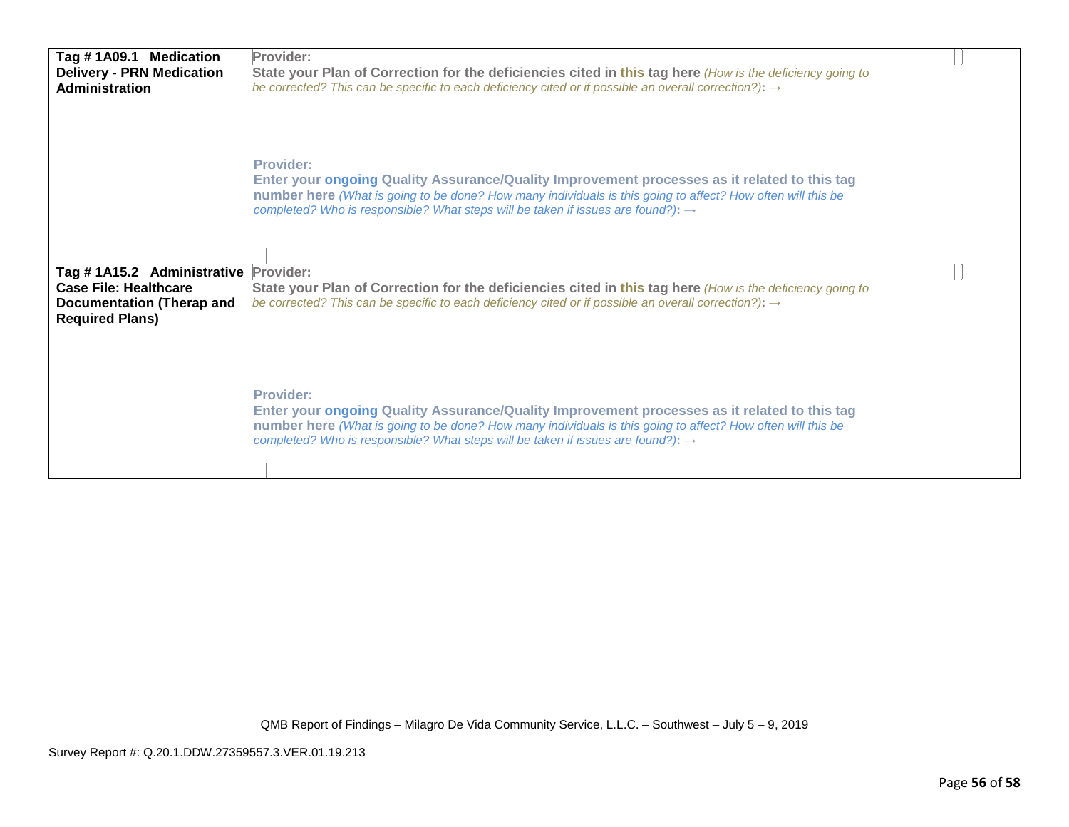| | | |
|---|---|---|
| **Tag # 1A09.1 Medication Delivery - PRN Medication Administration** | **Provider:**<br>**State your Plan of Correction for the deficiencies cited in this tag here** *(How is the deficiency going to be corrected? This can be specific to each deficiency cited or if possible an overall correction?)*: →<br><br>**Provider:**<br>**Enter your ongoing Quality Assurance/Quality Improvement processes as it related to this tag number here** *(What is going to be done? How many individuals is this going to affect? How often will this be completed? Who is responsible? What steps will be taken if issues are found?)*: → | |
| **Tag # 1A15.2 Administrative Case File: Healthcare Documentation (Therap and Required Plans)** | **Provider:**<br>**State your Plan of Correction for the deficiencies cited in this tag here** *(How is the deficiency going to be corrected? This can be specific to each deficiency cited or if possible an overall correction?)*: →<br><br>**Provider:**<br>**Enter your ongoing Quality Assurance/Quality Improvement processes as it related to this tag number here** *(What is going to be done? How many individuals is this going to affect? How often will this be completed? Who is responsible? What steps will be taken if issues are found?)*: → | |

QMB Report of Findings – Milagro De Vida Community Service, L.L.C. – Southwest – July 5 – 9, 2019

Survey Report #: Q.20.1.DDW.27359557.3.VER.01.19.213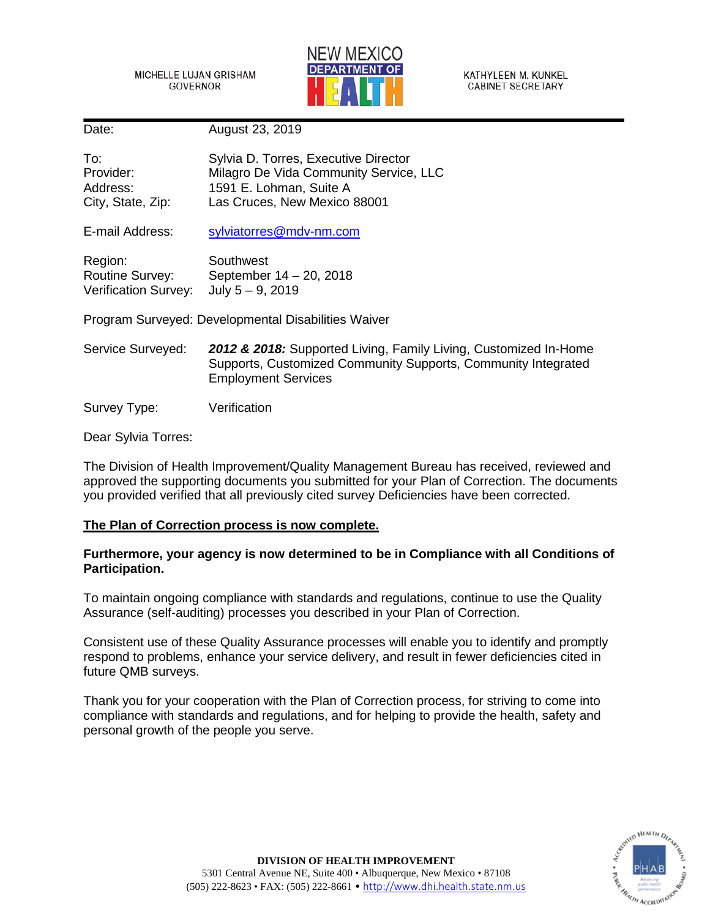MICHELLE LUJAN GRISHAM
GOVERNOR

NEW MEXICO DEPARTMENT OF HEALTH

KATHYLEEN M. KUNKEL
CABINET SECRETARY

Date: August 23, 2019

To: Sylvia D. Torres, Executive Director
Provider: Milagro De Vida Community Service, LLC
Address: 1591 E. Lohman, Suite A
City, State, Zip: Las Cruces, New Mexico 88001

E-mail Address: sylviatorres@mdv-nm.com

Region: Southwest
Routine Survey: September 14 – 20, 2018
Verification Survey: July 5 – 9, 2019

Program Surveyed: Developmental Disabilities Waiver

Service Surveyed: ***2012 & 2018:*** Supported Living, Family Living, Customized In-Home Supports, Customized Community Supports, Community Integrated Employment Services

Survey Type: Verification

Dear Sylvia Torres:

The Division of Health Improvement/Quality Management Bureau has received, reviewed and approved the supporting documents you submitted for your Plan of Correction. The documents you provided verified that all previously cited survey Deficiencies have been corrected.

**The Plan of Correction process is now complete.**

**Furthermore, your agency is now determined to be in Compliance with all Conditions of Participation.**

To maintain ongoing compliance with standards and regulations, continue to use the Quality Assurance (self-auditing) processes you described in your Plan of Correction.

Consistent use of these Quality Assurance processes will enable you to identify and promptly respond to problems, enhance your service delivery, and result in fewer deficiencies cited in future QMB surveys.

Thank you for your cooperation with the Plan of Correction process, for striving to come into compliance with standards and regulations, and for helping to provide the health, safety and personal growth of the people you serve.

**DIVISION OF HEALTH IMPROVEMENT**
5301 Central Avenue NE, Suite 400 • Albuquerque, New Mexico • 87108
(505) 222-8623 • FAX: (505) 222-8661 • http://www.dhi.health.state.nm.us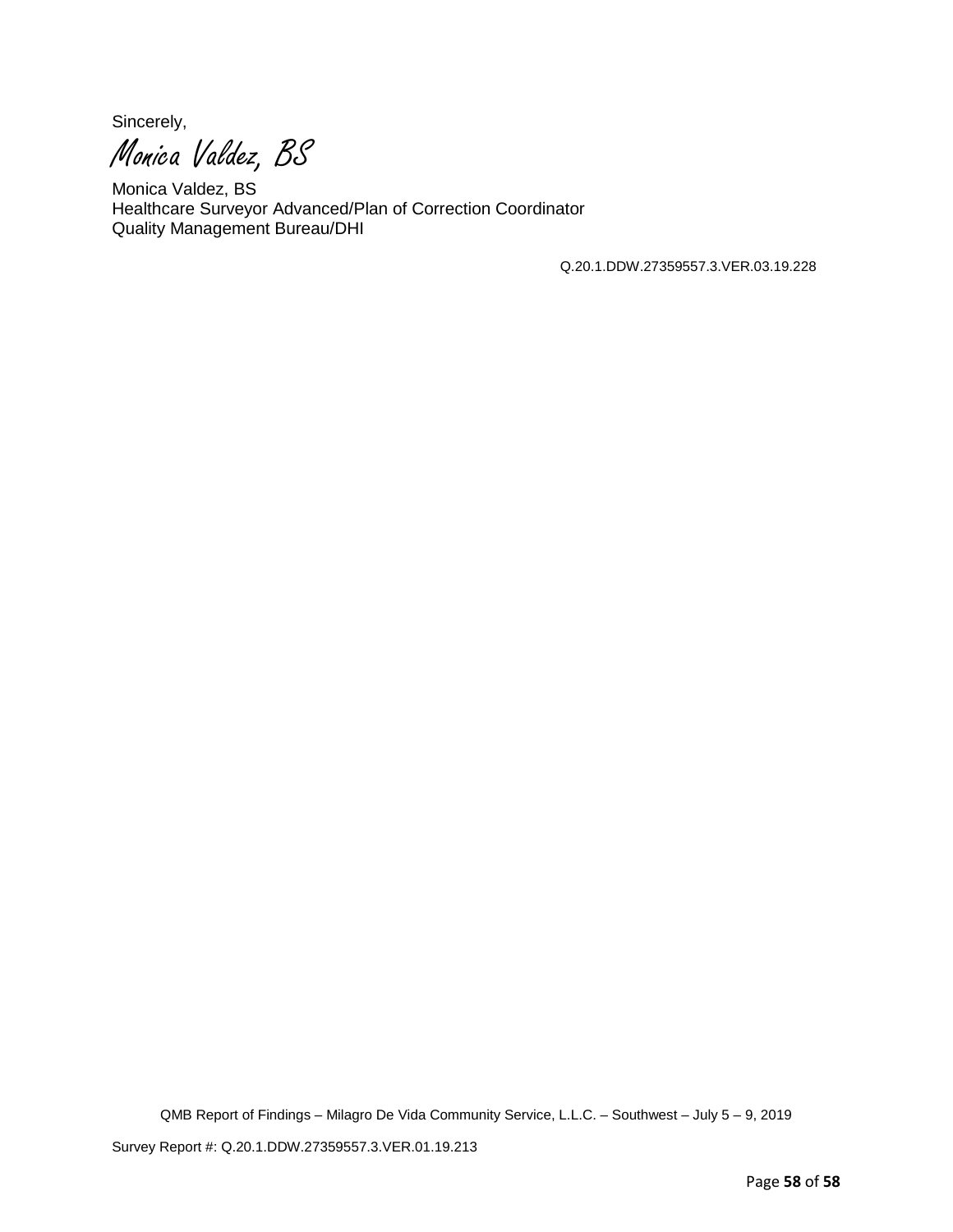Sincerely,

*Monica Valdez, BS*

Monica Valdez, BS
Healthcare Surveyor Advanced/Plan of Correction Coordinator
Quality Management Bureau/DHI

Q.20.1.DDW.27359557.3.VER.03.19.228